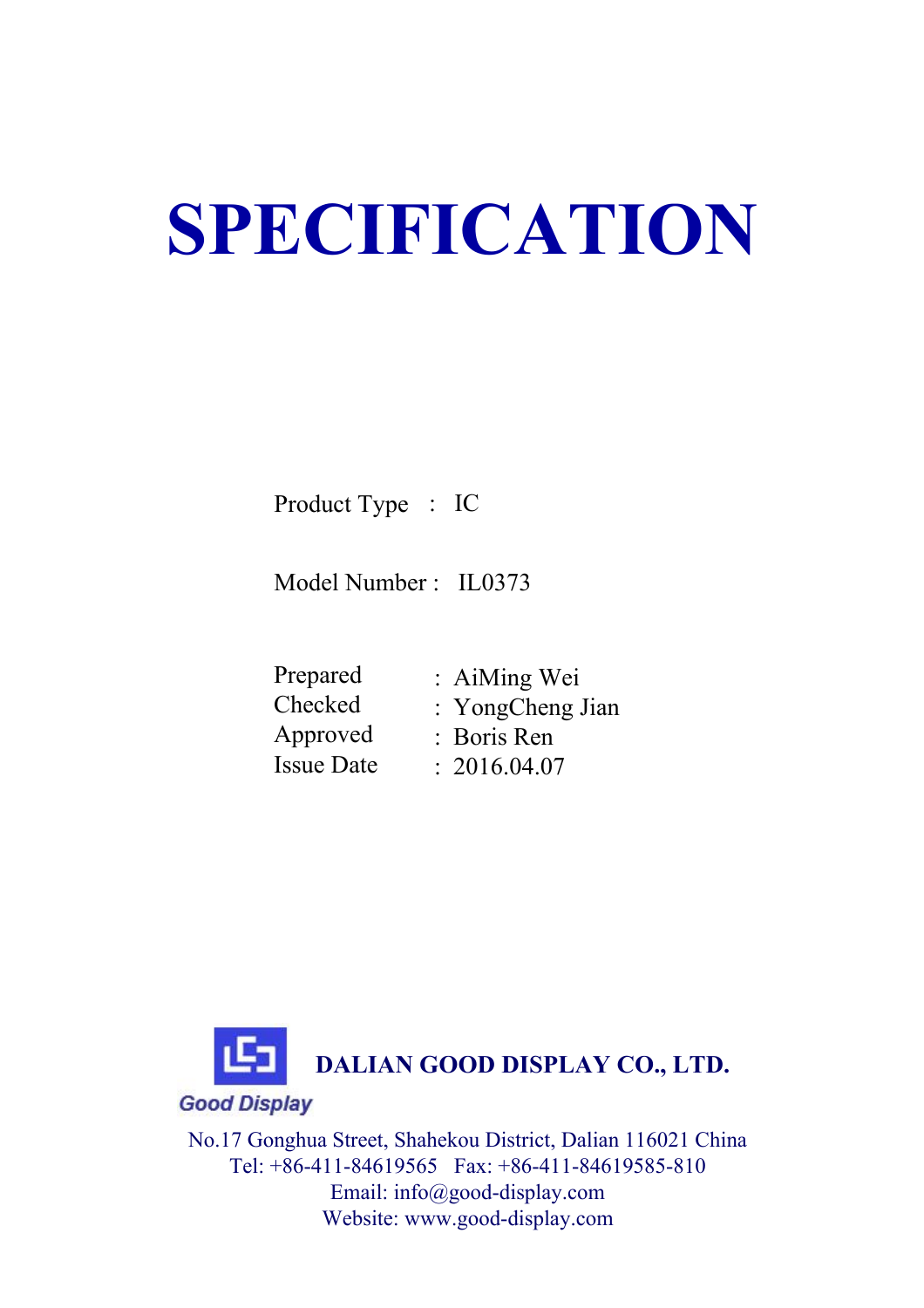# SPECIFICATION

Product Type : IC

Model Number : IL0373

Prepared : AiMing Wei
Checked : YongCheng Jian
Approved : Boris Ren
Issue Date : 2016.04.07

Good Display

**DALIAN GOOD DISPLAY CO., LTD.**

No.17 Gonghua Street, Shahekou District, Dalian 116021 China
Tel: +86-411-84619565 Fax: +86-411-84619585-810
Email: info@good-display.com
Website: www.good-display.com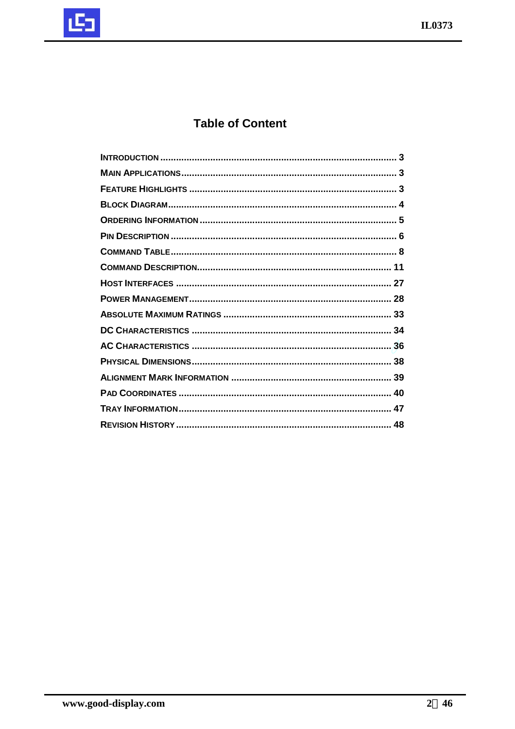# Table of Content

- INTRODUCTION ........ 3
- MAIN APPLICATIONS ........ 3
- FEATURE HIGHLIGHTS ........ 3
- BLOCK DIAGRAM ........ 4
- ORDERING INFORMATION ........ 5
- PIN DESCRIPTION ........ 6
- COMMAND TABLE ........ 8
- COMMAND DESCRIPTION ........ 11
- HOST INTERFACES ........ 27
- POWER MANAGEMENT ........ 28
- ABSOLUTE MAXIMUM RATINGS ........ 33
- DC CHARACTERISTICS ........ 34
- AC CHARACTERISTICS ........ 36
- PHYSICAL DIMENSIONS ........ 38
- ALIGNMENT MARK INFORMATION ........ 39
- PAD COORDINATES ........ 40
- TRAY INFORMATION ........ 47
- REVISION HISTORY ........ 48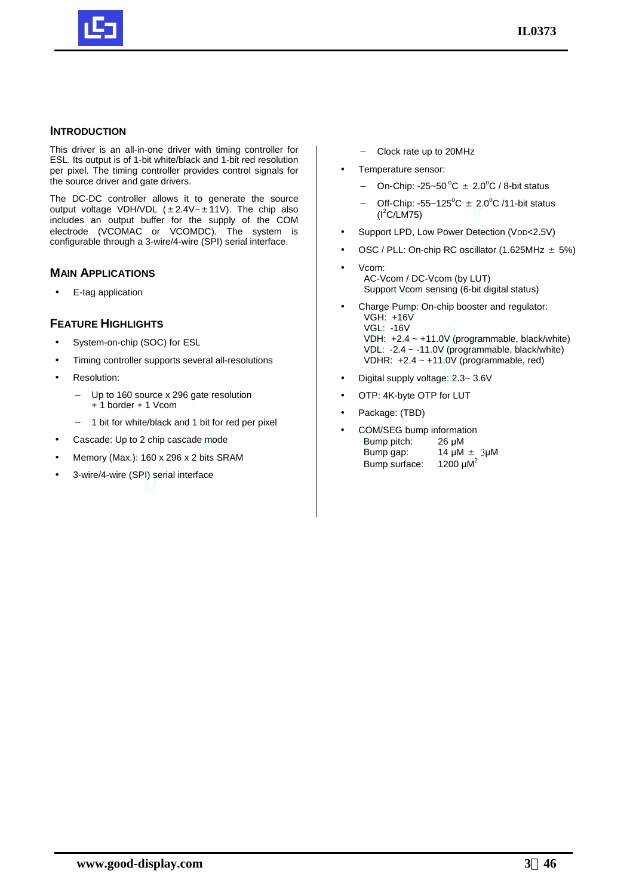## INTRODUCTION

This driver is an all-in-one driver with timing controller for ESL. Its output is of 1-bit white/black and 1-bit red resolution per pixel. The timing controller provides control signals for the source driver and gate drivers.

The DC-DC controller allows it to generate the source output voltage VDH/VDL (±2.4V~±11V). The chip also includes an output buffer for the supply of the COM electrode (VCOMAC or VCOMDC). The system is configurable through a 3-wire/4-wire (SPI) serial interface.

## MAIN APPLICATIONS

- E-tag application

## FEATURE HIGHLIGHTS

- System-on-chip (SOC) for ESL
- Timing controller supports several all-resolutions
- Resolution:
  - Up to 160 source x 296 gate resolution + 1 border + 1 Vcom
  - 1 bit for white/black and 1 bit for red per pixel
- Cascade: Up to 2 chip cascade mode
- Memory (Max.): 160 x 296 x 2 bits SRAM
- 3-wire/4-wire (SPI) serial interface
  - Clock rate up to 20MHz
- Temperature sensor:
  - On-Chip: -25~50 °C ± 2.0°C / 8-bit status
  - Off-Chip: -55~125°C ± 2.0°C /11-bit status ($I^2C$/LM75)
- Support LPD, Low Power Detection ($V_{DD}$<2.5V)
- OSC / PLL: On-chip RC oscillator (1.625MHz ± 5%)
- Vcom:
  AC-Vcom / DC-Vcom (by LUT)
  Support Vcom sensing (6-bit digital status)
- Charge Pump: On-chip booster and regulator:
  VGH: +16V
  VGL: -16V
  VDH: +2.4 ~ +11.0V (programmable, black/white)
  VDL: -2.4 ~ -11.0V (programmable, black/white)
  VDHR: +2.4 ~ +11.0V (programmable, red)
- Digital supply voltage: 2.3~ 3.6V
- OTP: 4K-byte OTP for LUT
- Package: (TBD)
- COM/SEG bump information
  Bump pitch: 26 μM
  Bump gap: 14 μM ± 3μM
  Bump surface: 1200 $\mu M^2$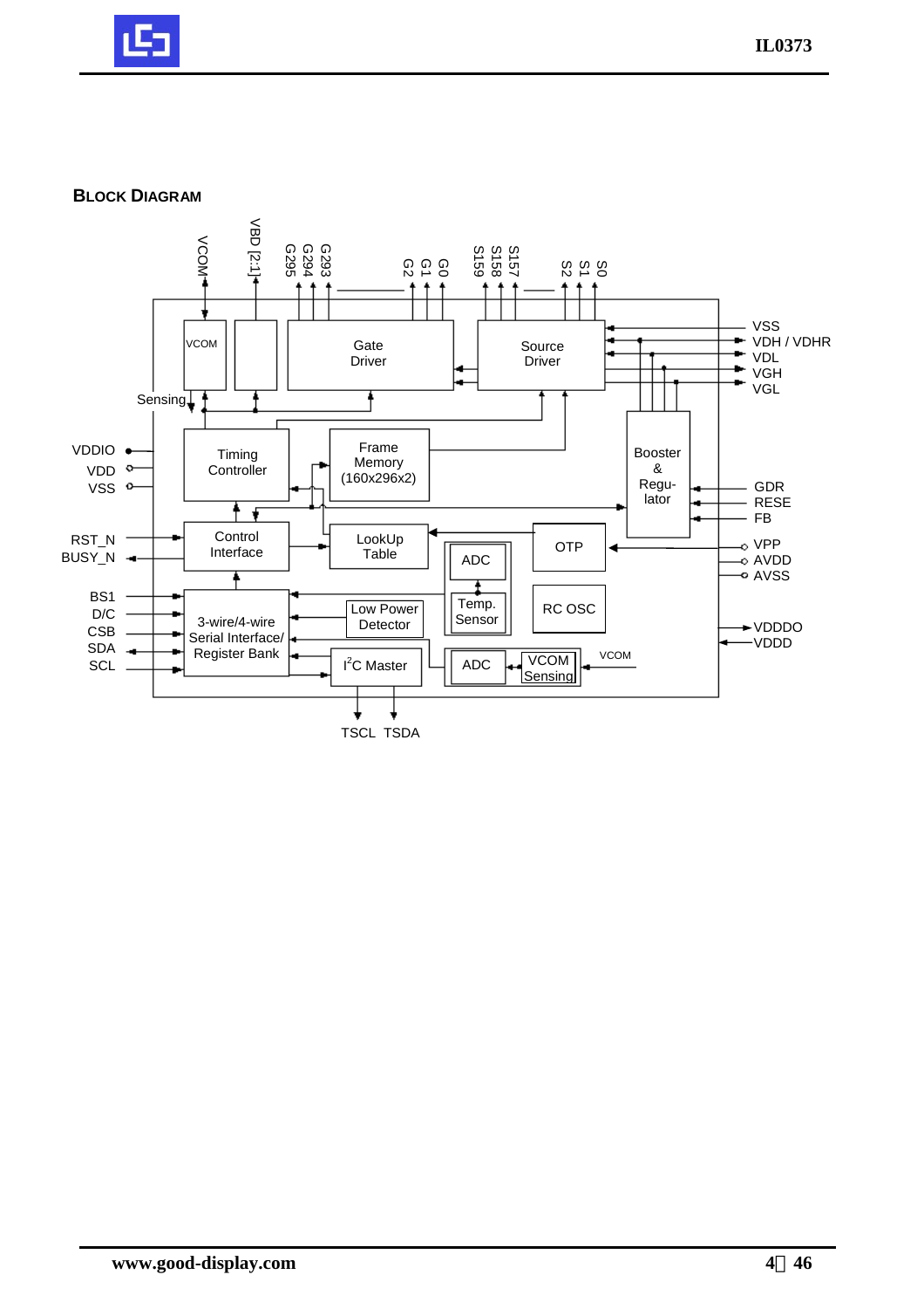## BLOCK DIAGRAM

VCOM, VBD [2:1], G295, G294, G293, G2, G1, G0, S159, S158, S157, S2, S1, S0

VCOM

Gate Driver

Source Driver

Sensing

VSS, VDH / VDHR, VDL, VGH, VGL

VDDIO, VDD, VSS

Timing Controller

Frame Memory (160x296x2)

Booster & Regu- lator

GDR, RESE, FB

RST_N, BUSY_N

Control Interface

LookUp Table

ADC

OTP

VPP, AVDD, AVSS

BS1, D/C, CSB, SDA, SCL

3-wire/4-wire Serial Interface/ Register Bank

Low Power Detector

Temp. Sensor

RC OSC

VDDDO, VDDD

$I^2C$ Master

ADC

VCOM Sensing

VCOM

TSCL TSDA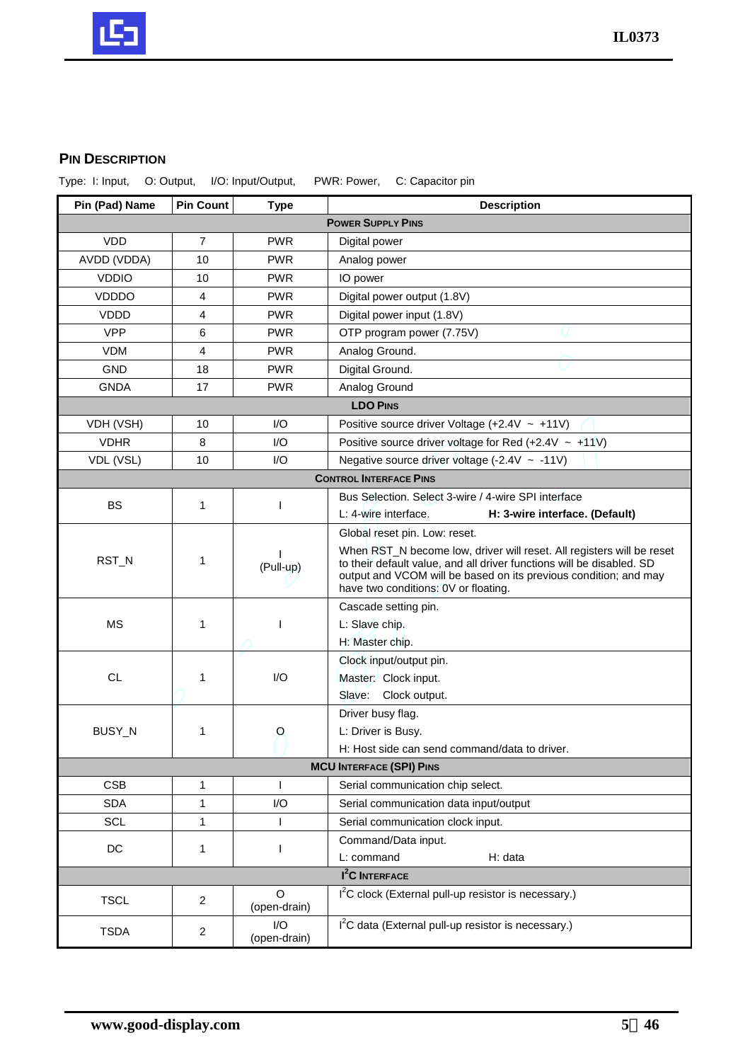## PIN DESCRIPTION

Type: I: Input, O: Output, I/O: Input/Output, PWR: Power, C: Capacitor pin

| Pin (Pad) Name | Pin Count | Type | Description |
|---|---|---|---|
| **POWER SUPPLY PINS** | | | |
| VDD | 7 | PWR | Digital power |
| AVDD (VDDA) | 10 | PWR | Analog power |
| VDDIO | 10 | PWR | IO power |
| VDDDO | 4 | PWR | Digital power output (1.8V) |
| VDDD | 4 | PWR | Digital power input (1.8V) |
| VPP | 6 | PWR | OTP program power (7.75V) |
| VDM | 4 | PWR | Analog Ground. |
| GND | 18 | PWR | Digital Ground. |
| GNDA | 17 | PWR | Analog Ground |
| **LDO PINS** | | | |
| VDH (VSH) | 10 | I/O | Positive source driver Voltage (+2.4V ~ +11V) |
| VDHR | 8 | I/O | Positive source driver voltage for Red (+2.4V ~ +11V) |
| VDL (VSL) | 10 | I/O | Negative source driver voltage (-2.4V ~ -11V) |
| **CONTROL INTERFACE PINS** | | | |
| BS | 1 | I | Bus Selection. Select 3-wire / 4-wire SPI interface<br>L: 4-wire interface. **H: 3-wire interface. (Default)** |
| RST_N | 1 | I (Pull-up) | Global reset pin. Low: reset.<br>When RST_N become low, driver will reset. All registers will be reset to their default value, and all driver functions will be disabled. SD output and VCOM will be based on its previous condition; and may have two conditions: 0V or floating. |
| MS | 1 | I | Cascade setting pin.<br>L: Slave chip.<br>H: Master chip. |
| CL | 1 | I/O | Clock input/output pin.<br>Master: Clock input.<br>Slave: Clock output. |
| BUSY_N | 1 | O | Driver busy flag.<br>L: Driver is Busy.<br>H: Host side can send command/data to driver. |
| **MCU INTERFACE (SPI) PINS** | | | |
| CSB | 1 | I | Serial communication chip select. |
| SDA | 1 | I/O | Serial communication data input/output |
| SCL | 1 | I | Serial communication clock input. |
| DC | 1 | I | Command/Data input.<br>L: command H: data |
| **$I^2C$ INTERFACE** | | | |
| TSCL | 2 | O (open-drain) | $I^2C$ clock (External pull-up resistor is necessary.) |
| TSDA | 2 | I/O (open-drain) | $I^2C$ data (External pull-up resistor is necessary.) |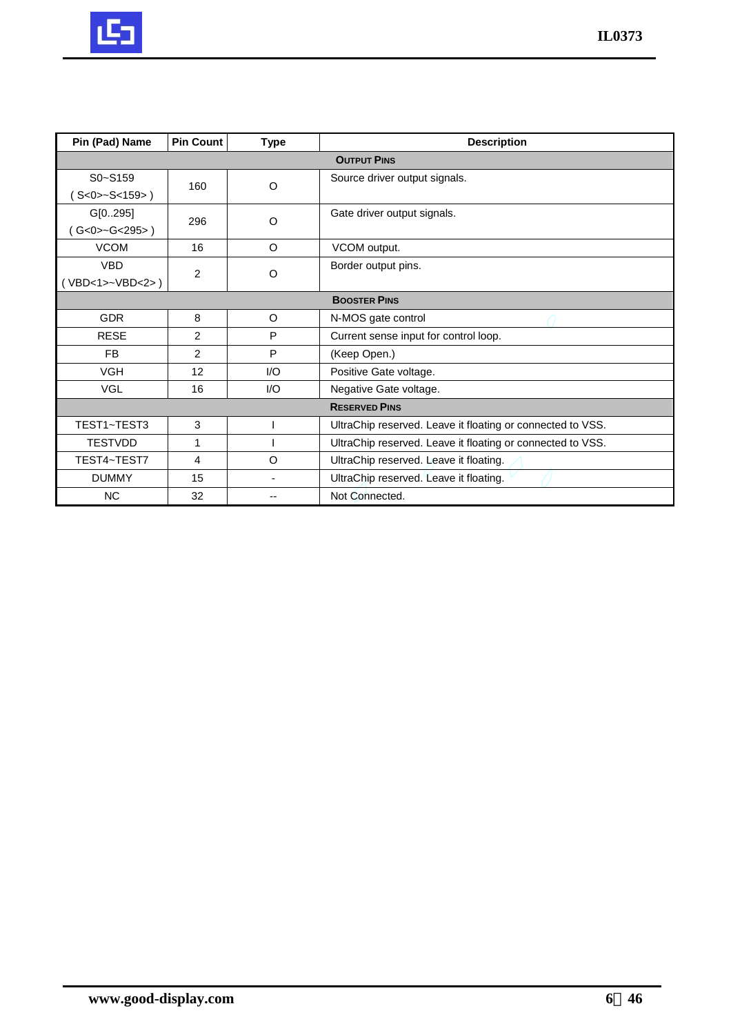| Pin (Pad) Name | Pin Count | Type | Description |
|---|---|---|---|
| **OUTPUT PINS** | | | |
| S0~S159 ( S<0>~S<159> ) | 160 | O | Source driver output signals. |
| G[0..295] ( G<0>~G<295> ) | 296 | O | Gate driver output signals. |
| VCOM | 16 | O | VCOM output. |
| VBD ( VBD<1>~VBD<2> ) | 2 | O | Border output pins. |
| **BOOSTER PINS** | | | |
| GDR | 8 | O | N-MOS gate control |
| RESE | 2 | P | Current sense input for control loop. |
| FB | 2 | P | (Keep Open.) |
| VGH | 12 | I/O | Positive Gate voltage. |
| VGL | 16 | I/O | Negative Gate voltage. |
| **RESERVED PINS** | | | |
| TEST1~TEST3 | 3 | I | UltraChip reserved. Leave it floating or connected to VSS. |
| TESTVDD | 1 | I | UltraChip reserved. Leave it floating or connected to VSS. |
| TEST4~TEST7 | 4 | O | UltraChip reserved. Leave it floating. |
| DUMMY | 15 | - | UltraChip reserved. Leave it floating. |
| NC | 32 | -- | Not Connected. |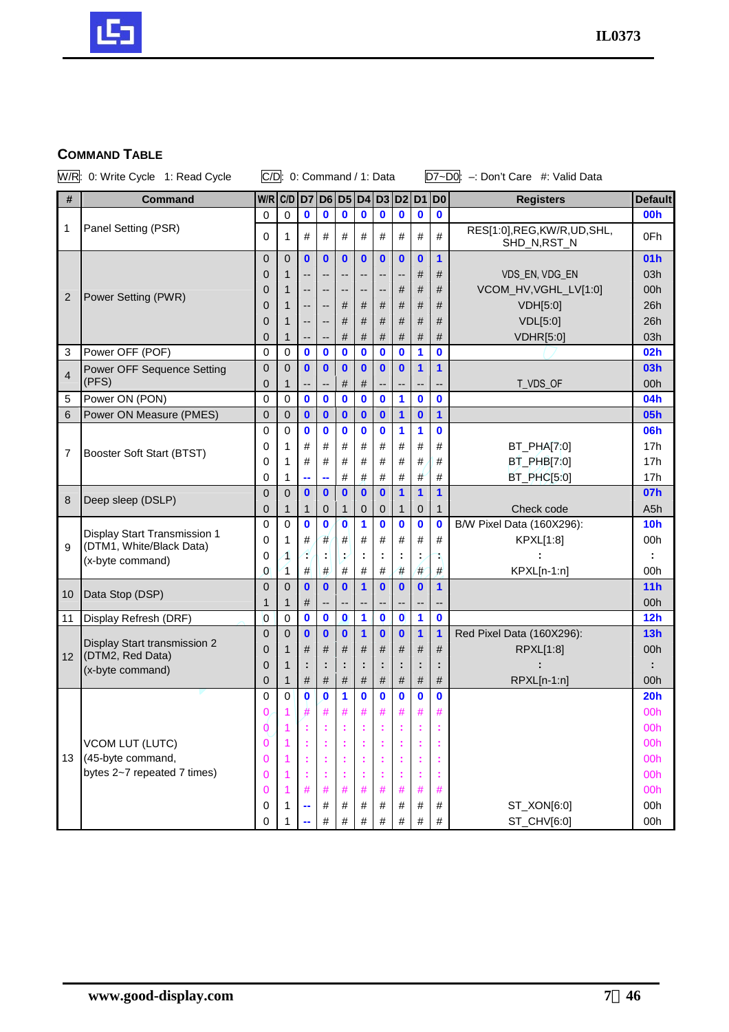## COMMAND TABLE

W/R: 0: Write Cycle 1: Read Cycle   C/D: 0: Command / 1: Data   D7~D0: –: Don't Care #: Valid Data

| # | Command | W/R | C/D | D7 | D6 | D5 | D4 | D3 | D2 | D1 | D0 | Registers | Default |
|---|---|---|---|---|---|---|---|---|---|---|---|---|---|
| 1 | Panel Setting (PSR) | 0 | 0 | 0 | 0 | 0 | 0 | 0 | 0 | 0 | 0 | | 00h |
| | | 0 | 1 | # | # | # | # | # | # | # | # | RES[1:0],REG,KW/R,UD,SHL, SHD_N,RST_N | 0Fh |
| 2 | Power Setting (PWR) | 0 | 0 | 0 | 0 | 0 | 0 | 0 | 0 | 0 | 1 | | 01h |
| | | 0 | 1 | -- | -- | -- | -- | -- | -- | # | # | VDS_EN, VDG_EN | 03h |
| | | 0 | 1 | -- | -- | -- | -- | -- | # | # | # | VCOM_HV,VGHL_LV[1:0] | 00h |
| | | 0 | 1 | -- | -- | # | # | # | # | # | # | VDH[5:0] | 26h |
| | | 0 | 1 | -- | -- | # | # | # | # | # | # | VDL[5:0] | 26h |
| | | 0 | 1 | -- | -- | # | # | # | # | # | # | VDHR[5:0] | 03h |
| 3 | Power OFF (POF) | 0 | 0 | 0 | 0 | 0 | 0 | 0 | 0 | 1 | 0 | | 02h |
| 4 | Power OFF Sequence Setting (PFS) | 0 | 0 | 0 | 0 | 0 | 0 | 0 | 0 | 1 | 1 | | 03h |
| | | 0 | 1 | -- | -- | # | # | -- | -- | -- | -- | T_VDS_OF | 00h |
| 5 | Power ON (PON) | 0 | 0 | 0 | 0 | 0 | 0 | 0 | 1 | 0 | 0 | | 04h |
| 6 | Power ON Measure (PMES) | 0 | 0 | 0 | 0 | 0 | 0 | 0 | 1 | 0 | 1 | | 05h |
| 7 | Booster Soft Start (BTST) | 0 | 0 | 0 | 0 | 0 | 0 | 0 | 1 | 1 | 0 | | 06h |
| | | 0 | 1 | # | # | # | # | # | # | # | # | BT_PHA[7:0] | 17h |
| | | 0 | 1 | # | # | # | # | # | # | # | # | BT_PHB[7:0] | 17h |
| | | 0 | 1 | -- | -- | # | # | # | # | # | # | BT_PHC[5:0] | 17h |
| 8 | Deep sleep (DSLP) | 0 | 0 | 0 | 0 | 0 | 0 | 0 | 1 | 1 | 1 | | 07h |
| | | 0 | 1 | 1 | 0 | 1 | 0 | 0 | 1 | 0 | 1 | Check code | A5h |
| 9 | Display Start Transmission 1 (DTM1, White/Black Data) (x-byte command) | 0 | 0 | 0 | 0 | 0 | 1 | 0 | 0 | 0 | 0 | B/W Pixel Data (160X296): | 10h |
| | | 0 | 1 | # | # | # | # | # | # | # | # | KPXL[1:8] | 00h |
| | | 0 | 1 | : | : | : | : | : | : | : | : | : | : |
| | | 0 | 1 | # | # | # | # | # | # | # | # | KPXL[n-1:n] | 00h |
| 10 | Data Stop (DSP) | 0 | 0 | 0 | 0 | 0 | 1 | 0 | 0 | 0 | 1 | | 11h |
| | | 1 | 1 | # | -- | -- | -- | -- | -- | -- | -- | | 00h |
| 11 | Display Refresh (DRF) | 0 | 0 | 0 | 0 | 0 | 1 | 0 | 0 | 1 | 0 | | 12h |
| 12 | Display Start transmission 2 (DTM2, Red Data) (x-byte command) | 0 | 0 | 0 | 0 | 0 | 1 | 0 | 0 | 1 | 1 | Red Pixel Data (160X296): | 13h |
| | | 0 | 1 | # | # | # | # | # | # | # | # | RPXL[1:8] | 00h |
| | | 0 | 1 | : | : | : | : | : | : | : | : | : | : |
| | | 0 | 1 | # | # | # | # | # | # | # | # | RPXL[n-1:n] | 00h |
| 13 | VCOM LUT (LUTC) (45-byte command, bytes 2~7 repeated 7 times) | 0 | 0 | 0 | 0 | 1 | 0 | 0 | 0 | 0 | 0 | | 20h |
| | | 0 | 1 | # | # | # | # | # | # | # | # | | 00h |
| | | 0 | 1 | : | : | : | : | : | : | : | : | | 00h |
| | | 0 | 1 | : | : | : | : | : | : | : | : | | 00h |
| | | 0 | 1 | : | : | : | : | : | : | : | : | | 00h |
| | | 0 | 1 | : | : | : | : | : | : | : | : | | 00h |
| | | 0 | 1 | # | # | # | # | # | # | # | # | | 00h |
| | | 0 | 1 | -- | # | # | # | # | # | # | # | ST_XON[6:0] | 00h |
| | | 0 | 1 | -- | # | # | # | # | # | # | # | ST_CHV[6:0] | 00h |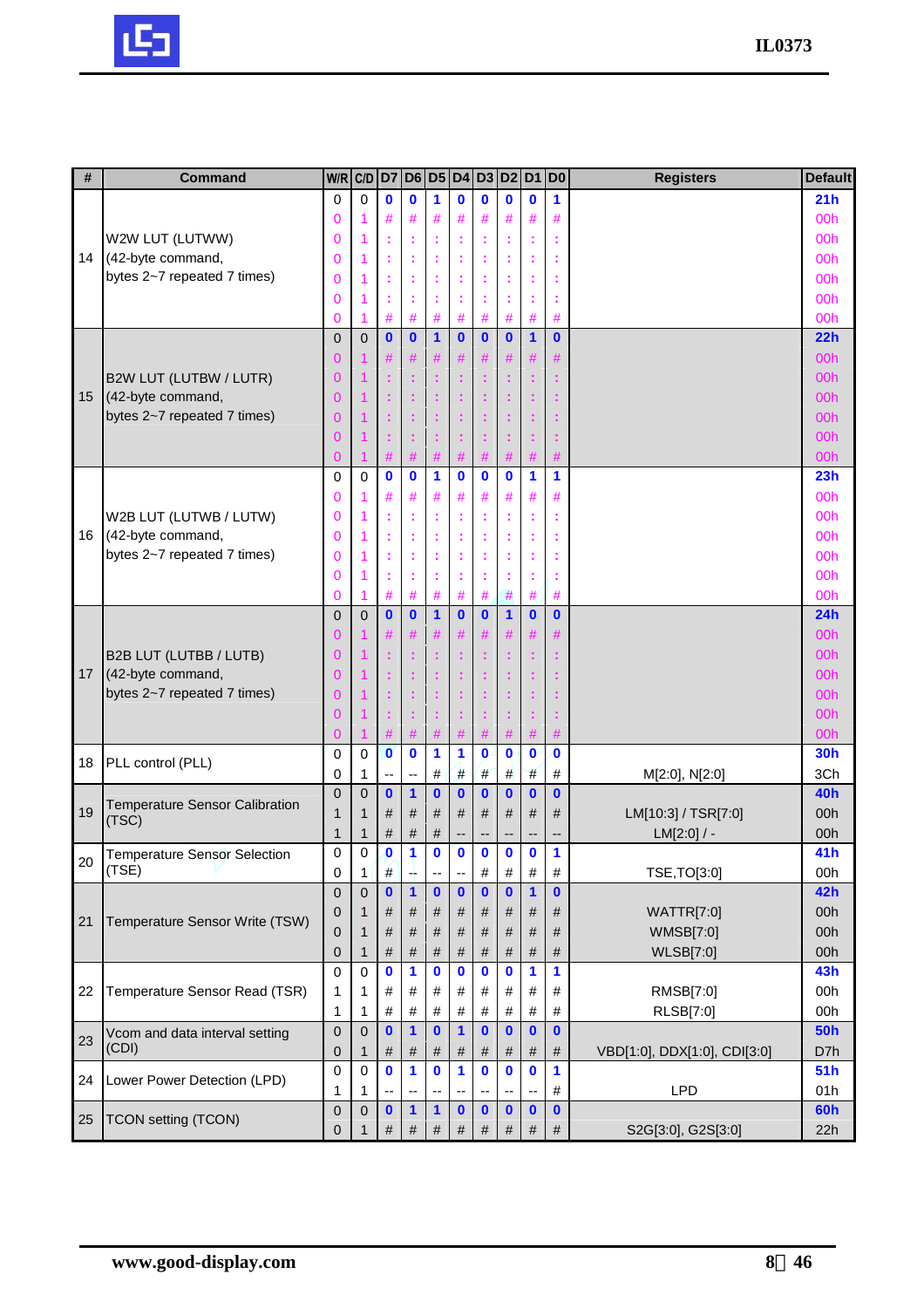| # | Command | W/R | C/D | D7 | D6 | D5 | D4 | D3 | D2 | D1 | D0 | Registers | Default |
|---|---|---|---|---|---|---|---|---|---|---|---|---|---|
| 14 | W2W LUT (LUTWW) (42-byte command, bytes 2~7 repeated 7 times) | 0 | 0 | 0 | 0 | 1 | 0 | 0 | 0 | 0 | 1 | | 21h |
| | | 0 | 1 | # | # | # | # | # | # | # | # | | 00h |
| | | 0 | 1 | : | : | : | : | : | : | : | : | | 00h |
| | | 0 | 1 | : | : | : | : | : | : | : | : | | 00h |
| | | 0 | 1 | : | : | : | : | : | : | : | : | | 00h |
| | | 0 | 1 | : | : | : | : | : | : | : | : | | 00h |
| | | 0 | 1 | # | # | # | # | # | # | # | # | | 00h |
| 15 | B2W LUT (LUTBW / LUTR) (42-byte command, bytes 2~7 repeated 7 times) | 0 | 0 | 0 | 0 | 1 | 0 | 0 | 0 | 1 | 0 | | 22h |
| | | 0 | 1 | # | # | # | # | # | # | # | # | | 00h |
| | | 0 | 1 | : | : | : | : | : | : | : | : | | 00h |
| | | 0 | 1 | : | : | : | : | : | : | : | : | | 00h |
| | | 0 | 1 | : | : | : | : | : | : | : | : | | 00h |
| | | 0 | 1 | : | : | : | : | : | : | : | : | | 00h |
| | | 0 | 1 | # | # | # | # | # | # | # | # | | 00h |
| 16 | W2B LUT (LUTWB / LUTW) (42-byte command, bytes 2~7 repeated 7 times) | 0 | 0 | 0 | 0 | 1 | 0 | 0 | 0 | 1 | 1 | | 23h |
| | | 0 | 1 | # | # | # | # | # | # | # | # | | 00h |
| | | 0 | 1 | : | : | : | : | : | : | : | : | | 00h |
| | | 0 | 1 | : | : | : | : | : | : | : | : | | 00h |
| | | 0 | 1 | : | : | : | : | : | : | : | : | | 00h |
| | | 0 | 1 | : | : | : | : | : | : | : | : | | 00h |
| | | 0 | 1 | # | # | # | # | # | # | # | # | | 00h |
| 17 | B2B LUT (LUTBB / LUTB) (42-byte command, bytes 2~7 repeated 7 times) | 0 | 0 | 0 | 0 | 1 | 0 | 0 | 1 | 0 | 0 | | 24h |
| | | 0 | 1 | # | # | # | # | # | # | # | # | | 00h |
| | | 0 | 1 | : | : | : | : | : | : | : | : | | 00h |
| | | 0 | 1 | : | : | : | : | : | : | : | : | | 00h |
| | | 0 | 1 | : | : | : | : | : | : | : | : | | 00h |
| | | 0 | 1 | : | : | : | : | : | : | : | : | | 00h |
| | | 0 | 1 | # | # | # | # | # | # | # | # | | 00h |
| 18 | PLL control (PLL) | 0 | 0 | 0 | 0 | 1 | 1 | 0 | 0 | 0 | 0 | | 30h |
| | | 0 | 1 | -- | -- | # | # | # | # | # | # | M[2:0], N[2:0] | 3Ch |
| 19 | Temperature Sensor Calibration (TSC) | 0 | 0 | 0 | 1 | 0 | 0 | 0 | 0 | 0 | 0 | | 40h |
| | | 1 | 1 | # | # | # | # | # | # | # | # | LM[10:3] / TSR[7:0] | 00h |
| | | 1 | 1 | # | # | # | -- | -- | -- | -- | -- | LM[2:0] / - | 00h |
| 20 | Temperature Sensor Selection (TSE) | 0 | 0 | 0 | 1 | 0 | 0 | 0 | 0 | 0 | 1 | | 41h |
| | | 0 | 1 | # | -- | -- | -- | # | # | # | # | TSE,TO[3:0] | 00h |
| 21 | Temperature Sensor Write (TSW) | 0 | 0 | 0 | 1 | 0 | 0 | 0 | 0 | 1 | 0 | | 42h |
| | | 0 | 1 | # | # | # | # | # | # | # | # | WATTR[7:0] | 00h |
| | | 0 | 1 | # | # | # | # | # | # | # | # | WMSB[7:0] | 00h |
| | | 0 | 1 | # | # | # | # | # | # | # | # | WLSB[7:0] | 00h |
| 22 | Temperature Sensor Read (TSR) | 0 | 0 | 0 | 1 | 0 | 0 | 0 | 0 | 1 | 1 | | 43h |
| | | 1 | 1 | # | # | # | # | # | # | # | # | RMSB[7:0] | 00h |
| | | 1 | 1 | # | # | # | # | # | # | # | # | RLSB[7:0] | 00h |
| 23 | Vcom and data interval setting (CDI) | 0 | 0 | 0 | 1 | 0 | 1 | 0 | 0 | 0 | 0 | | 50h |
| | | 0 | 1 | # | # | # | # | # | # | # | # | VBD[1:0], DDX[1:0], CDI[3:0] | D7h |
| 24 | Lower Power Detection (LPD) | 0 | 0 | 0 | 1 | 0 | 1 | 0 | 0 | 0 | 1 | | 51h |
| | | 1 | 1 | -- | -- | -- | -- | -- | -- | -- | # | LPD | 01h |
| 25 | TCON setting (TCON) | 0 | 0 | 0 | 1 | 1 | 0 | 0 | 0 | 0 | 0 | | 60h |
| | | 0 | 1 | # | # | # | # | # | # | # | # | S2G[3:0], G2S[3:0] | 22h |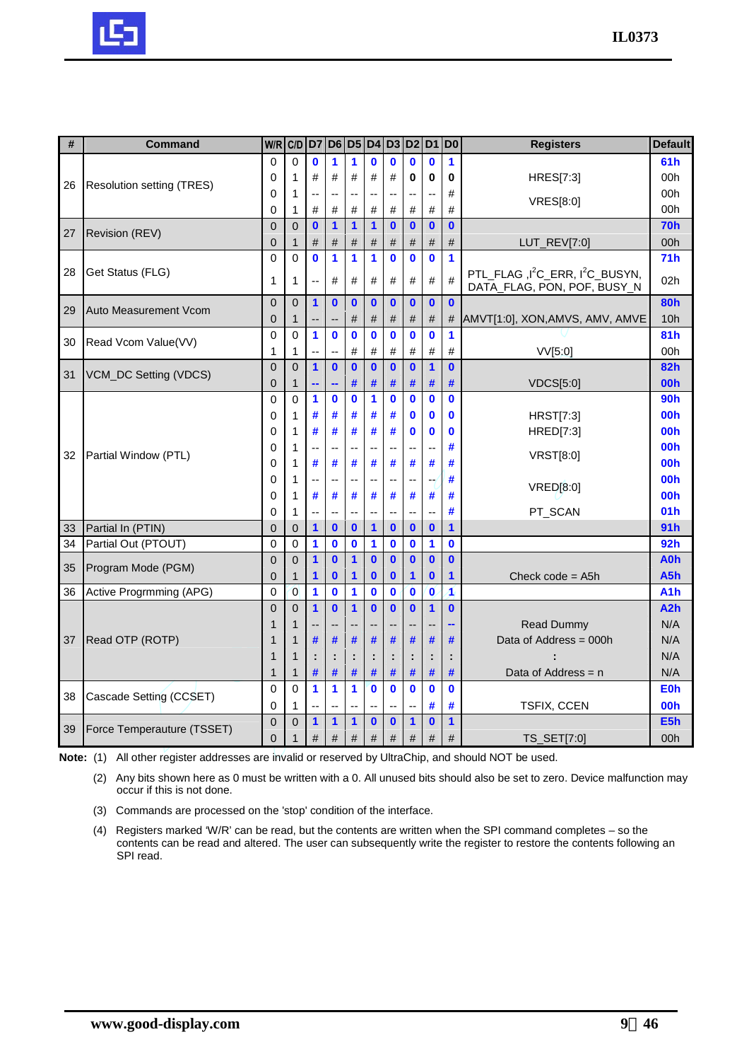| # | Command | W/R | C/D | D7 | D6 | D5 | D4 | D3 | D2 | D1 | D0 | Registers | Default |
|---|---|---|---|---|---|---|---|---|---|---|---|---|---|
| 26 | Resolution setting (TRES) | 0 | 0 | 0 | 1 | 1 | 0 | 0 | 0 | 0 | 1 | | 61h |
| | | 0 | 1 | # | # | # | # | # | 0 | 0 | 0 | HRES[7:3] | 00h |
| | | 0 | 1 | -- | -- | -- | -- | -- | -- | -- | # | VRES[8:0] | 00h |
| | | 0 | 1 | # | # | # | # | # | # | # | # | | 00h |
| 27 | Revision (REV) | 0 | 0 | 0 | 1 | 1 | 1 | 0 | 0 | 0 | 0 | | 70h |
| | | 0 | 1 | # | # | # | # | # | # | # | # | LUT_REV[7:0] | 00h |
| 28 | Get Status (FLG) | 0 | 0 | 0 | 1 | 1 | 1 | 0 | 0 | 0 | 1 | | 71h |
| | | 1 | 1 | -- | # | # | # | # | # | # | # | PTL_FLAG ,I2C_ERR, I2C_BUSYN, DATA_FLAG, PON, POF, BUSY_N | 02h |
| 29 | Auto Measurement Vcom | 0 | 0 | 1 | 0 | 0 | 0 | 0 | 0 | 0 | 0 | | 80h |
| | | 0 | 1 | -- | -- | # | # | # | # | # | # | AMVT[1:0], XON,AMVS, AMV, AMVE | 10h |
| 30 | Read Vcom Value(VV) | 0 | 0 | 1 | 0 | 0 | 0 | 0 | 0 | 0 | 1 | | 81h |
| | | 1 | 1 | -- | -- | # | # | # | # | # | # | VV[5:0] | 00h |
| 31 | VCM_DC Setting (VDCS) | 0 | 0 | 1 | 0 | 0 | 0 | 0 | 0 | 1 | 0 | | 82h |
| | | 0 | 1 | -- | -- | # | # | # | # | # | # | VDCS[5:0] | 00h |
| 32 | Partial Window (PTL) | 0 | 0 | 1 | 0 | 0 | 1 | 0 | 0 | 0 | 0 | | 90h |
| | | 0 | 1 | # | # | # | # | # | 0 | 0 | 0 | HRST[7:3] | 00h |
| | | 0 | 1 | # | # | # | # | # | 0 | 0 | 0 | HRED[7:3] | 00h |
| | | 0 | 1 | -- | -- | -- | -- | -- | -- | -- | # | VRST[8:0] | 00h |
| | | 0 | 1 | # | # | # | # | # | # | # | # | | 00h |
| | | 0 | 1 | -- | -- | -- | -- | -- | -- | -- | # | VRED[8:0] | 00h |
| | | 0 | 1 | # | # | # | # | # | # | # | # | | 00h |
| | | 0 | 1 | -- | -- | -- | -- | -- | -- | -- | # | PT_SCAN | 01h |
| 33 | Partial In (PTIN) | 0 | 0 | 1 | 0 | 0 | 1 | 0 | 0 | 0 | 1 | | 91h |
| 34 | Partial Out (PTOUT) | 0 | 0 | 1 | 0 | 0 | 1 | 0 | 0 | 1 | 0 | | 92h |
| 35 | Program Mode (PGM) | 0 | 0 | 1 | 0 | 1 | 0 | 0 | 0 | 0 | 0 | | A0h |
| | | 0 | 1 | 1 | 0 | 1 | 0 | 0 | 1 | 0 | 1 | Check code = A5h | A5h |
| 36 | Active Progrmming (APG) | 0 | 0 | 1 | 0 | 1 | 0 | 0 | 0 | 0 | 1 | | A1h |
| 37 | Read OTP (ROTP) | 0 | 0 | 1 | 0 | 1 | 0 | 0 | 0 | 1 | 0 | | A2h |
| | | 1 | 1 | -- | -- | -- | -- | -- | -- | -- | -- | Read Dummy | N/A |
| | | 1 | 1 | # | # | # | # | # | # | # | # | Data of Address = 000h | N/A |
| | | 1 | 1 | : | : | : | : | : | : | : | : | : | N/A |
| | | 1 | 1 | # | # | # | # | # | # | # | # | Data of Address = n | N/A |
| 38 | Cascade Setting (CCSET) | 0 | 0 | 1 | 1 | 1 | 0 | 0 | 0 | 0 | 0 | | E0h |
| | | 0 | 1 | -- | -- | -- | -- | -- | -- | # | # | TSFIX, CCEN | 00h |
| 39 | Force Temperauture (TSSET) | 0 | 0 | 1 | 1 | 1 | 0 | 0 | 1 | 0 | 1 | | E5h |
| | | 0 | 1 | # | # | # | # | # | # | # | # | TS_SET[7:0] | 00h |

**Note:** (1) All other register addresses are invalid or reserved by UltraChip, and should NOT be used.

(2) Any bits shown here as 0 must be written with a 0. All unused bits should also be set to zero. Device malfunction may occur if this is not done.

(3) Commands are processed on the 'stop' condition of the interface.

(4) Registers marked 'W/R' can be read, but the contents are written when the SPI command completes – so the contents can be read and altered. The user can subsequently write the register to restore the contents following an SPI read.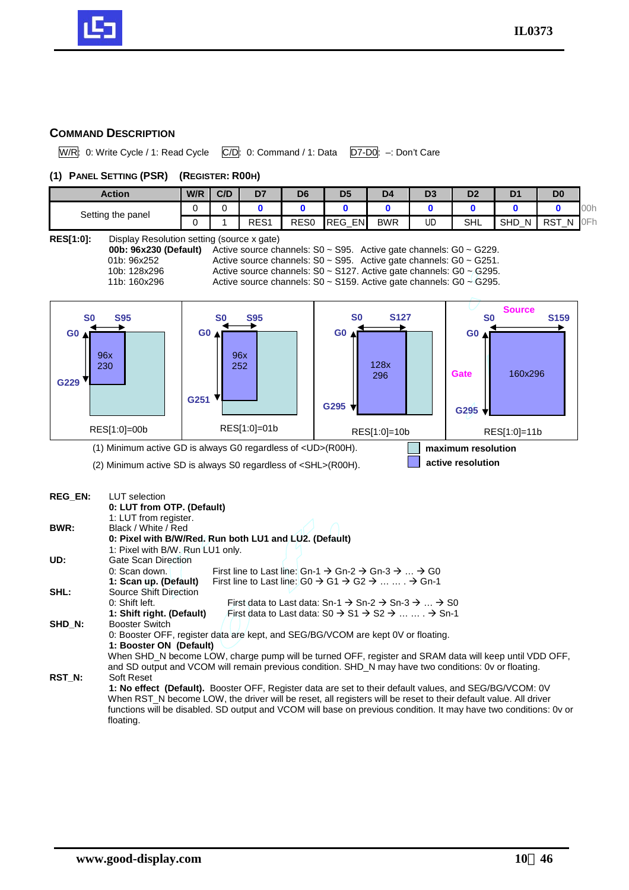## COMMAND DESCRIPTION

W/R: 0: Write Cycle / 1: Read Cycle   C/D: 0: Command / 1: Data   D7-D0: –: Don't Care

### (1) PANEL SETTING (PSR) (REGISTER: R00H)

| Action | W/R | C/D | D7 | D6 | D5 | D4 | D3 | D2 | D1 | D0 | |
|---|---|---|---|---|---|---|---|---|---|---|---|
| Setting the panel | 0 | 0 | 0 | 0 | 0 | 0 | 0 | 0 | 0 | 0 | 00h |
| | 0 | 1 | RES1 | RES0 | REG_EN | BWR | UD | SHL | SHD_N | RST_N | 0Fh |

**RES[1:0]:** Display Resolution setting (source x gate)

**00b: 96x230 (Default)** Active source channels: S0 ~ S95. Active gate channels: G0 ~ G229.
01b: 96x252 Active source channels: S0 ~ S95. Active gate channels: G0 ~ G251.
10b: 128x296 Active source channels: S0 ~ S127. Active gate channels: G0 ~ G295.
11b: 160x296 Active source channels: S0 ~ S159. Active gate channels: G0 ~ G295.

| S0–S95, G0–G229: 96x230 | S0–S95, G0–G251: 96x252 | S0–S127, G0–G295: 128x296 | Source S0–S159, Gate G0–G295: 160x296 |
|---|---|---|---|
| RES[1:0]=00b | RES[1:0]=01b | RES[1:0]=10b | RES[1:0]=11b |

(1) Minimum active GD is always G0 regardless of <UD>(R00H).
(2) Minimum active SD is always S0 regardless of <SHL>(R00H).

**maximum resolution**
**active resolution**

**REG_EN:** LUT selection
**0: LUT from OTP. (Default)**
1: LUT from register.

**BWR:** Black / White / Red
**0: Pixel with B/W/Red. Run both LU1 and LU2. (Default)**
1: Pixel with B/W. Run LU1 only.

**UD:** Gate Scan Direction
0: Scan down. First line to Last line: Gn-1 → Gn-2 → Gn-3 → … → G0
**1: Scan up. (Default)** First line to Last line: G0 → G1 → G2 → … … . → Gn-1

**SHL:** Source Shift Direction
0: Shift left. First data to Last data: Sn-1 → Sn-2 → Sn-3 → … → S0
**1: Shift right. (Default)** First data to Last data: S0 → S1 → S2 → … … . → Sn-1

**SHD_N:** Booster Switch
0: Booster OFF, register data are kept, and SEG/BG/VCOM are kept 0V or floating.
**1: Booster ON (Default)**
When SHD_N become LOW, charge pump will be turned OFF, register and SRAM data will keep until VDD OFF, and SD output and VCOM will remain previous condition. SHD_N may have two conditions: 0v or floating.

**RST_N:** Soft Reset
**1: No effect (Default).** Booster OFF, Register data are set to their default values, and SEG/BG/VCOM: 0V
When RST_N become LOW, the driver will be reset, all registers will be reset to their default value. All driver functions will be disabled. SD output and VCOM will base on previous condition. It may have two conditions: 0v or floating.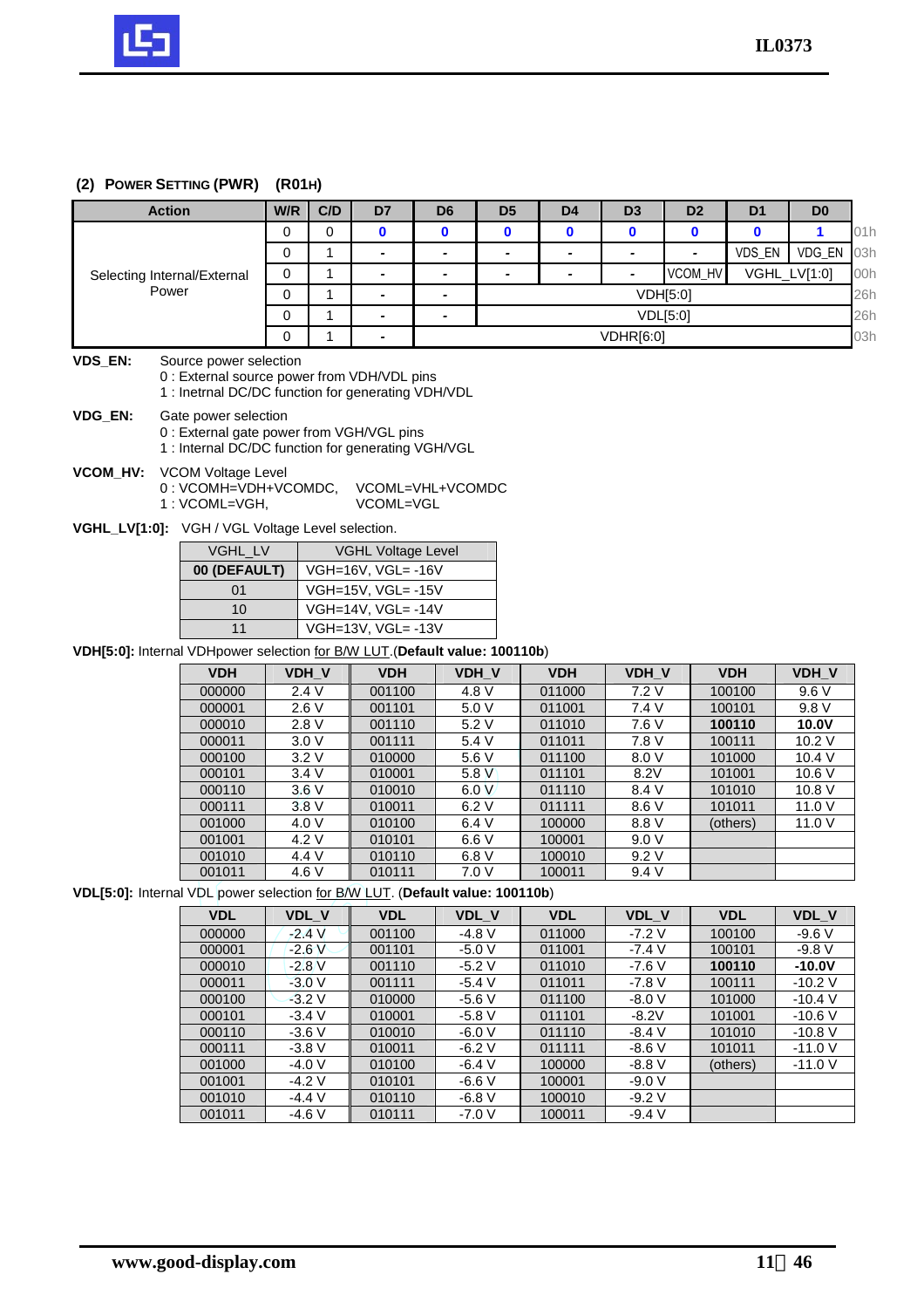## (2) POWER SETTING (PWR) (R01H)

| Action | W/R | C/D | D7 | D6 | D5 | D4 | D3 | D2 | D1 | D0 | |
|---|---|---|---|---|---|---|---|---|---|---|---|
| Selecting Internal/External Power | 0 | 0 | 0 | 0 | 0 | 0 | 0 | 0 | 0 | 1 | 01h |
| | 0 | 1 | - | - | - | - | - | - | VDS_EN | VDG_EN | 03h |
| | 0 | 1 | - | - | - | - | - | VCOM_HV | VGHL_LV[1:0] | | 00h |
| | 0 | 1 | - | - | VDH[5:0] | | | | | | 26h |
| | 0 | 1 | - | - | VDL[5:0] | | | | | | 26h |
| | 0 | 1 | - | VDHR[6:0] | | | | | | | 03h |

**VDS_EN:** Source power selection
0 : External source power from VDH/VDL pins
1 : Inetrnal DC/DC function for generating VDH/VDL

**VDG_EN:** Gate power selection
0 : External gate power from VGH/VGL pins
1 : Internal DC/DC function for generating VGH/VGL

**VCOM_HV:** VCOM Voltage Level
0 : VCOMH=VDH+VCOMDC, VCOML=VHL+VCOMDC
1 : VCOML=VGH, VCOML=VGL

**VGHL_LV[1:0]:** VGH / VGL Voltage Level selection.

| VGHL_LV | VGHL Voltage Level |
|---|---|
| **00 (DEFAULT)** | VGH=16V, VGL= -16V |
| 01 | VGH=15V, VGL= -15V |
| 10 | VGH=14V, VGL= -14V |
| 11 | VGH=13V, VGL= -13V |

**VDH[5:0]:** Internal VDHpower selection for B/W LUT.(**Default value: 100110b**)

| VDH | VDH_V | VDH | VDH_V | VDH | VDH_V | VDH | VDH_V |
|---|---|---|---|---|---|---|---|
| 000000 | 2.4 V | 001100 | 4.8 V | 011000 | 7.2 V | 100100 | 9.6 V |
| 000001 | 2.6 V | 001101 | 5.0 V | 011001 | 7.4 V | 100101 | 9.8 V |
| 000010 | 2.8 V | 001110 | 5.2 V | 011010 | 7.6 V | **100110** | **10.0V** |
| 000011 | 3.0 V | 001111 | 5.4 V | 011011 | 7.8 V | 100111 | 10.2 V |
| 000100 | 3.2 V | 010000 | 5.6 V | 011100 | 8.0 V | 101000 | 10.4 V |
| 000101 | 3.4 V | 010001 | 5.8 V | 011101 | 8.2V | 101001 | 10.6 V |
| 000110 | 3.6 V | 010010 | 6.0 V | 011110 | 8.4 V | 101010 | 10.8 V |
| 000111 | 3.8 V | 010011 | 6.2 V | 011111 | 8.6 V | 101011 | 11.0 V |
| 001000 | 4.0 V | 010100 | 6.4 V | 100000 | 8.8 V | (others) | 11.0 V |
| 001001 | 4.2 V | 010101 | 6.6 V | 100001 | 9.0 V | | |
| 001010 | 4.4 V | 010110 | 6.8 V | 100010 | 9.2 V | | |
| 001011 | 4.6 V | 010111 | 7.0 V | 100011 | 9.4 V | | |

**VDL[5:0]:** Internal VDL power selection for B/W LUT. (**Default value: 100110b**)

| VDL | VDL_V | VDL | VDL_V | VDL | VDL_V | VDL | VDL_V |
|---|---|---|---|---|---|---|---|
| 000000 | -2.4 V | 001100 | -4.8 V | 011000 | -7.2 V | 100100 | -9.6 V |
| 000001 | -2.6 V | 001101 | -5.0 V | 011001 | -7.4 V | 100101 | -9.8 V |
| 000010 | -2.8 V | 001110 | -5.2 V | 011010 | -7.6 V | **100110** | **-10.0V** |
| 000011 | -3.0 V | 001111 | -5.4 V | 011011 | -7.8 V | 100111 | -10.2 V |
| 000100 | -3.2 V | 010000 | -5.6 V | 011100 | -8.0 V | 101000 | -10.4 V |
| 000101 | -3.4 V | 010001 | -5.8 V | 011101 | -8.2V | 101001 | -10.6 V |
| 000110 | -3.6 V | 010010 | -6.0 V | 011110 | -8.4 V | 101010 | -10.8 V |
| 000111 | -3.8 V | 010011 | -6.2 V | 011111 | -8.6 V | 101011 | -11.0 V |
| 001000 | -4.0 V | 010100 | -6.4 V | 100000 | -8.8 V | (others) | -11.0 V |
| 001001 | -4.2 V | 010101 | -6.6 V | 100001 | -9.0 V | | |
| 001010 | -4.4 V | 010110 | -6.8 V | 100010 | -9.2 V | | |
| 001011 | -4.6 V | 010111 | -7.0 V | 100011 | -9.4 V | | |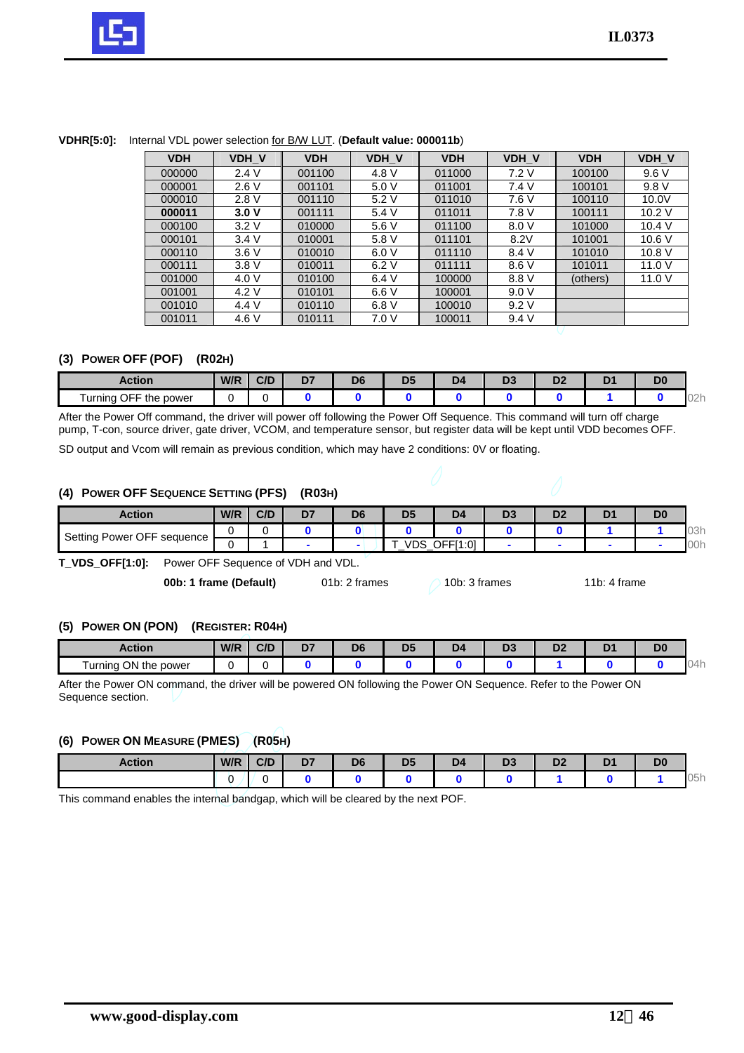**VDHR[5:0]:** Internal VDL power selection for B/W LUT. (**Default value: 000011b**)

| VDH | VDH_V | VDH | VDH_V | VDH | VDH_V | VDH | VDH_V |
|---|---|---|---|---|---|---|---|
| 000000 | 2.4 V | 001100 | 4.8 V | 011000 | 7.2 V | 100100 | 9.6 V |
| 000001 | 2.6 V | 001101 | 5.0 V | 011001 | 7.4 V | 100101 | 9.8 V |
| 000010 | 2.8 V | 001110 | 5.2 V | 011010 | 7.6 V | 100110 | 10.0V |
| **000011** | **3.0 V** | 001111 | 5.4 V | 011011 | 7.8 V | 100111 | 10.2 V |
| 000100 | 3.2 V | 010000 | 5.6 V | 011100 | 8.0 V | 101000 | 10.4 V |
| 000101 | 3.4 V | 010001 | 5.8 V | 011101 | 8.2V | 101001 | 10.6 V |
| 000110 | 3.6 V | 010010 | 6.0 V | 011110 | 8.4 V | 101010 | 10.8 V |
| 000111 | 3.8 V | 010011 | 6.2 V | 011111 | 8.6 V | 101011 | 11.0 V |
| 001000 | 4.0 V | 010100 | 6.4 V | 100000 | 8.8 V | (others) | 11.0 V |
| 001001 | 4.2 V | 010101 | 6.6 V | 100001 | 9.0 V | | |
| 001010 | 4.4 V | 010110 | 6.8 V | 100010 | 9.2 V | | |
| 001011 | 4.6 V | 010111 | 7.0 V | 100011 | 9.4 V | | |

### (3) Power OFF (POF) (R02h)

| Action | W/R | C/D | D7 | D6 | D5 | D4 | D3 | D2 | D1 | D0 | |
|---|---|---|---|---|---|---|---|---|---|---|---|
| Turning OFF the power | 0 | 0 | 0 | 0 | 0 | 0 | 0 | 0 | 1 | 0 | 02h |

After the Power Off command, the driver will power off following the Power Off Sequence. This command will turn off charge pump, T-con, source driver, gate driver, VCOM, and temperature sensor, but register data will be kept until VDD becomes OFF.

SD output and Vcom will remain as previous condition, which may have 2 conditions: 0V or floating.

### (4) Power OFF Sequence Setting (PFS) (R03h)

| Action | W/R | C/D | D7 | D6 | D5 | D4 | D3 | D2 | D1 | D0 | |
|---|---|---|---|---|---|---|---|---|---|---|---|
| Setting Power OFF sequence | 0 | 0 | 0 | 0 | 0 | 0 | 0 | 0 | 1 | 1 | 03h |
| | 0 | 1 | - | - | T_VDS_OFF[1:0] | | - | - | - | - | 00h |

**T_VDS_OFF[1:0]:** Power OFF Sequence of VDH and VDL.

**00b: 1 frame (Default)** 01b: 2 frames 10b: 3 frames 11b: 4 frame

### (5) Power ON (PON) (Register: R04h)

| Action | W/R | C/D | D7 | D6 | D5 | D4 | D3 | D2 | D1 | D0 | |
|---|---|---|---|---|---|---|---|---|---|---|---|
| Turning ON the power | 0 | 0 | 0 | 0 | 0 | 0 | 0 | 1 | 0 | 0 | 04h |

After the Power ON command, the driver will be powered ON following the Power ON Sequence. Refer to the Power ON Sequence section.

### (6) Power ON Measure (PMES) (R05h)

| Action | W/R | C/D | D7 | D6 | D5 | D4 | D3 | D2 | D1 | D0 | |
|---|---|---|---|---|---|---|---|---|---|---|---|
| | 0 | 0 | 0 | 0 | 0 | 0 | 0 | 1 | 0 | 1 | 05h |

This command enables the internal bandgap, which will be cleared by the next POF.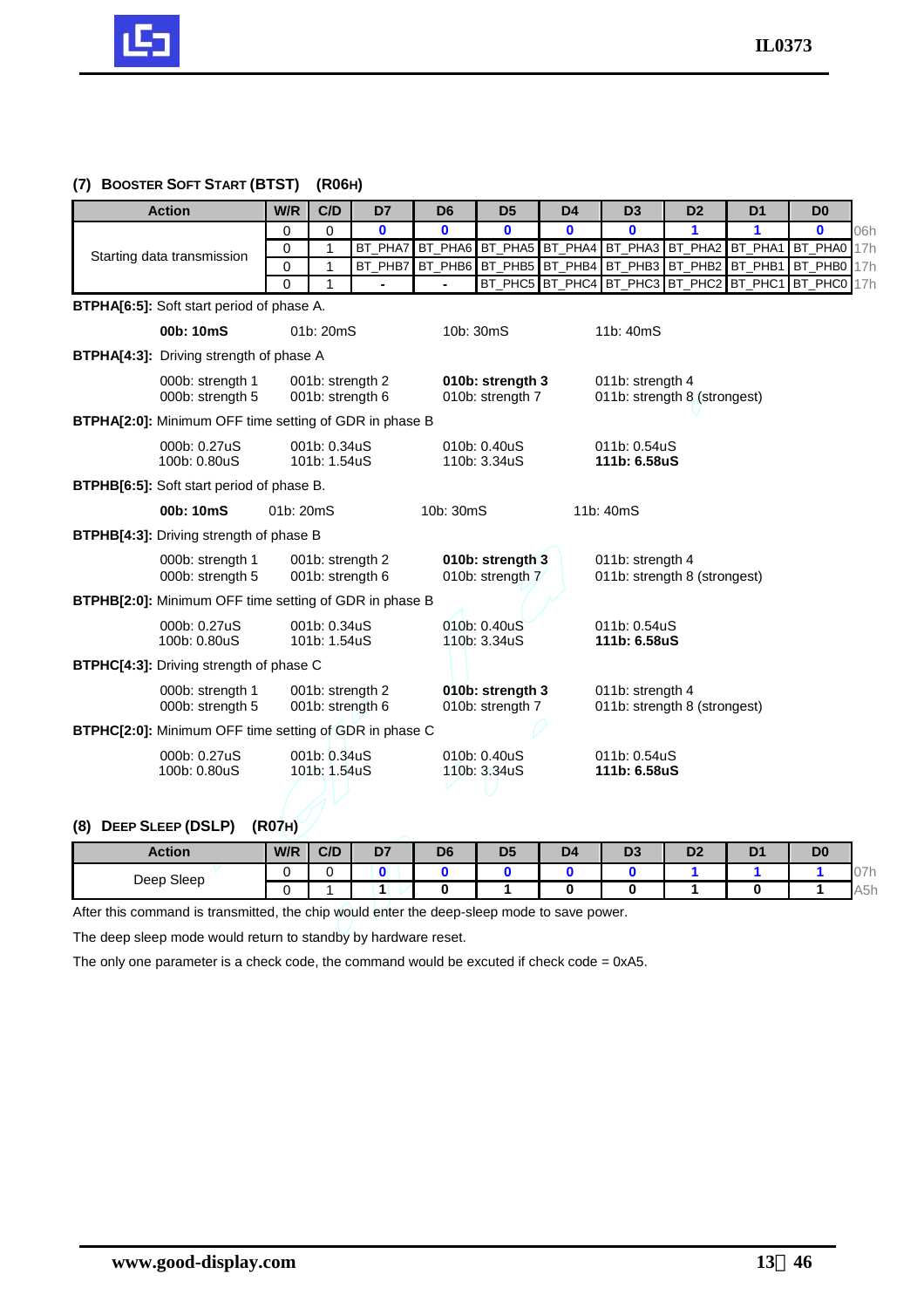### (7) BOOSTER SOFT START (BTST) (R06H)

| Action | W/R | C/D | D7 | D6 | D5 | D4 | D3 | D2 | D1 | D0 | |
|---|---|---|---|---|---|---|---|---|---|---|---|
| Starting data transmission | 0 | 0 | 0 | 0 | 0 | 0 | 0 | 1 | 1 | 0 | 06h |
| | 0 | 1 | BT_PHA7 | BT_PHA6 | BT_PHA5 | BT_PHA4 | BT_PHA3 | BT_PHA2 | BT_PHA1 | BT_PHA0 | 17h |
| | 0 | 1 | BT_PHB7 | BT_PHB6 | BT_PHB5 | BT_PHB4 | BT_PHB3 | BT_PHB2 | BT_PHB1 | BT_PHB0 | 17h |
| | 0 | 1 | - | - | BT_PHC5 | BT_PHC4 | BT_PHC3 | BT_PHC2 | BT_PHC1 | BT_PHC0 | 17h |

**BTPHA[6:5]:** Soft start period of phase A.

**00b: 10mS** 01b: 20mS 10b: 30mS 11b: 40mS

**BTPHA[4:3]:** Driving strength of phase A

000b: strength 1 001b: strength 2 **010b: strength 3** 011b: strength 4
000b: strength 5 001b: strength 6 010b: strength 7 011b: strength 8 (strongest)

**BTPHA[2:0]:** Minimum OFF time setting of GDR in phase B

000b: 0.27uS 001b: 0.34uS 010b: 0.40uS 011b: 0.54uS
100b: 0.80uS 101b: 1.54uS 110b: 3.34uS **111b: 6.58uS**

**BTPHB[6:5]:** Soft start period of phase B.

**00b: 10mS** 01b: 20mS 10b: 30mS 11b: 40mS

**BTPHB[4:3]:** Driving strength of phase B

000b: strength 1 001b: strength 2 **010b: strength 3** 011b: strength 4
000b: strength 5 001b: strength 6 010b: strength 7 011b: strength 8 (strongest)

**BTPHB[2:0]:** Minimum OFF time setting of GDR in phase B

000b: 0.27uS 001b: 0.34uS 010b: 0.40uS 011b: 0.54uS
100b: 0.80uS 101b: 1.54uS 110b: 3.34uS **111b: 6.58uS**

**BTPHC[4:3]:** Driving strength of phase C

000b: strength 1 001b: strength 2 **010b: strength 3** 011b: strength 4
000b: strength 5 001b: strength 6 010b: strength 7 011b: strength 8 (strongest)

**BTPHC[2:0]:** Minimum OFF time setting of GDR in phase C

000b: 0.27uS 001b: 0.34uS 010b: 0.40uS 011b: 0.54uS
100b: 0.80uS 101b: 1.54uS 110b: 3.34uS **111b: 6.58uS**

### (8) DEEP SLEEP (DSLP) (R07H)

| Action | W/R | C/D | D7 | D6 | D5 | D4 | D3 | D2 | D1 | D0 | |
|---|---|---|---|---|---|---|---|---|---|---|---|
| Deep Sleep | 0 | 0 | 0 | 0 | 0 | 0 | 0 | 1 | 1 | 1 | 07h |
| | 0 | 1 | 1 | 0 | 1 | 0 | 0 | 1 | 0 | 1 | A5h |

After this command is transmitted, the chip would enter the deep-sleep mode to save power.

The deep sleep mode would return to standby by hardware reset.

The only one parameter is a check code, the command would be excuted if check code = 0xA5.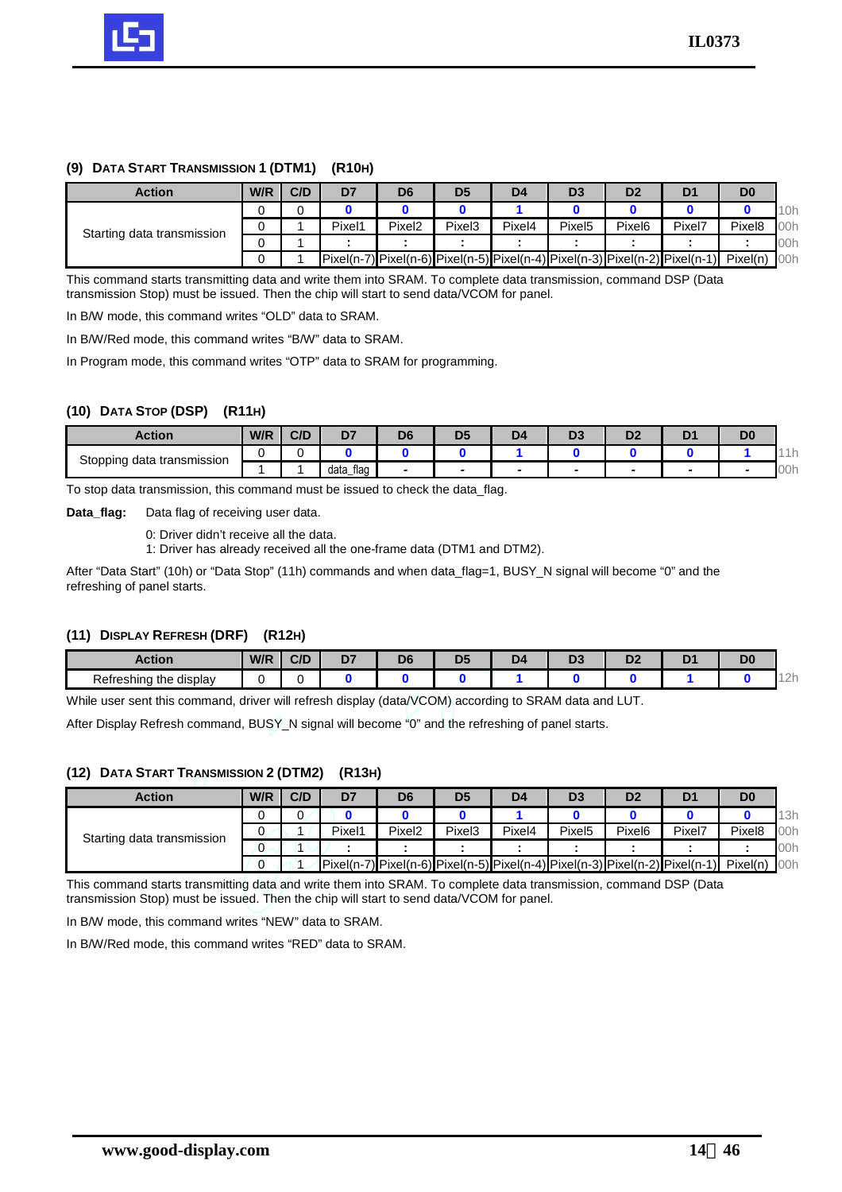### (9) DATA START TRANSMISSION 1 (DTM1) (R10H)

| Action | W/R | C/D | D7 | D6 | D5 | D4 | D3 | D2 | D1 | D0 | |
|---|---|---|---|---|---|---|---|---|---|---|---|
| Starting data transmission | 0 | 0 | 0 | 0 | 0 | 1 | 0 | 0 | 0 | 0 | 10h |
| | 0 | 1 | Pixel1 | Pixel2 | Pixel3 | Pixel4 | Pixel5 | Pixel6 | Pixel7 | Pixel8 | 00h |
| | 0 | 1 | : | : | : | : | : | : | : | : | 00h |
| | 0 | 1 | Pixel(n-7) | Pixel(n-6) | Pixel(n-5) | Pixel(n-4) | Pixel(n-3) | Pixel(n-2) | Pixel(n-1) | Pixel(n) | 00h |

This command starts transmitting data and write them into SRAM. To complete data transmission, command DSP (Data transmission Stop) must be issued. Then the chip will start to send data/VCOM for panel.

In B/W mode, this command writes "OLD" data to SRAM.

In B/W/Red mode, this command writes "B/W" data to SRAM.

In Program mode, this command writes "OTP" data to SRAM for programming.

### (10) DATA STOP (DSP) (R11H)

| Action | W/R | C/D | D7 | D6 | D5 | D4 | D3 | D2 | D1 | D0 | |
|---|---|---|---|---|---|---|---|---|---|---|---|
| Stopping data transmission | 0 | 0 | 0 | 0 | 0 | 1 | 0 | 0 | 0 | 1 | 11h |
| | 1 | 1 | data_flag | - | - | - | - | - | - | - | 00h |

To stop data transmission, this command must be issued to check the data_flag.

**Data_flag:** Data flag of receiving user data.

0: Driver didn't receive all the data.
1: Driver has already received all the one-frame data (DTM1 and DTM2).

After "Data Start" (10h) or "Data Stop" (11h) commands and when data_flag=1, BUSY_N signal will become "0" and the refreshing of panel starts.

### (11) DISPLAY REFRESH (DRF) (R12H)

| Action | W/R | C/D | D7 | D6 | D5 | D4 | D3 | D2 | D1 | D0 | |
|---|---|---|---|---|---|---|---|---|---|---|---|
| Refreshing the display | 0 | 0 | 0 | 0 | 0 | 1 | 0 | 0 | 1 | 0 | 12h |

While user sent this command, driver will refresh display (data/VCOM) according to SRAM data and LUT.

After Display Refresh command, BUSY_N signal will become "0" and the refreshing of panel starts.

### (12) DATA START TRANSMISSION 2 (DTM2) (R13H)

| Action | W/R | C/D | D7 | D6 | D5 | D4 | D3 | D2 | D1 | D0 | |
|---|---|---|---|---|---|---|---|---|---|---|---|
| Starting data transmission | 0 | 0 | 0 | 0 | 0 | 1 | 0 | 0 | 0 | 0 | 13h |
| | 0 | 1 | Pixel1 | Pixel2 | Pixel3 | Pixel4 | Pixel5 | Pixel6 | Pixel7 | Pixel8 | 00h |
| | 0 | 1 | : | : | : | : | : | : | : | : | 00h |
| | 0 | 1 | Pixel(n-7) | Pixel(n-6) | Pixel(n-5) | Pixel(n-4) | Pixel(n-3) | Pixel(n-2) | Pixel(n-1) | Pixel(n) | 00h |

This command starts transmitting data and write them into SRAM. To complete data transmission, command DSP (Data transmission Stop) must be issued. Then the chip will start to send data/VCOM for panel.

In B/W mode, this command writes "NEW" data to SRAM.

In B/W/Red mode, this command writes "RED" data to SRAM.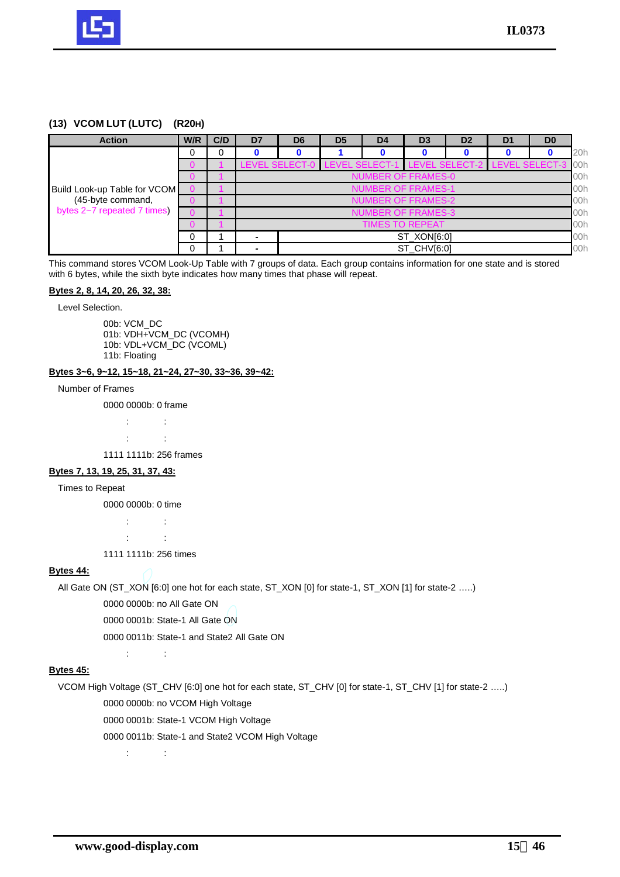### (13) VCOM LUT (LUTC) (R20H)

| Action | W/R | C/D | D7 | D6 | D5 | D4 | D3 | D2 | D1 | D0 | |
|---|---|---|---|---|---|---|---|---|---|---|---|
| Build Look-up Table for VCOM (45-byte command, bytes 2~7 repeated 7 times) | 0 | 0 | 0 | 0 | 1 | 0 | 0 | 0 | 0 | 0 | 20h |
| | 0 | 1 | LEVEL SELECT-0 | | LEVEL SELECT-1 | | LEVEL SELECT-2 | | LEVEL SELECT-3 | | 00h |
| | 0 | 1 | NUMBER OF FRAMES-0 | | | | | | | | 00h |
| | 0 | 1 | NUMBER OF FRAMES-1 | | | | | | | | 00h |
| | 0 | 1 | NUMBER OF FRAMES-2 | | | | | | | | 00h |
| | 0 | 1 | NUMBER OF FRAMES-3 | | | | | | | | 00h |
| | 0 | 1 | TIMES TO REPEAT | | | | | | | | 00h |
| | 0 | 1 | - | ST_XON[6:0] | | | | | | | 00h |
| | 0 | 1 | - | ST_CHV[6:0] | | | | | | | 00h |

This command stores VCOM Look-Up Table with 7 groups of data. Each group contains information for one state and is stored with 6 bytes, while the sixth byte indicates how many times that phase will repeat.

**Bytes 2, 8, 14, 20, 26, 32, 38:**

Level Selection.

00b: VCM_DC
01b: VDH+VCM_DC (VCOMH)
10b: VDL+VCM_DC (VCOML)
11b: Floating

**Bytes 3~6, 9~12, 15~18, 21~24, 27~30, 33~36, 39~42:**

Number of Frames

0000 0000b: 0 frame

: :

: :

1111 1111b: 256 frames

**Bytes 7, 13, 19, 25, 31, 37, 43:**

Times to Repeat

0000 0000b: 0 time

: :

: :

1111 1111b: 256 times

**Bytes 44:**

All Gate ON (ST_XON [6:0] one hot for each state, ST_XON [0] for state-1, ST_XON [1] for state-2 …..)

0000 0000b: no All Gate ON

0000 0001b: State-1 All Gate ON

0000 0011b: State-1 and State2 All Gate ON

: :

**Bytes 45:**

VCOM High Voltage (ST_CHV [6:0] one hot for each state, ST_CHV [0] for state-1, ST_CHV [1] for state-2 …..)

0000 0000b: no VCOM High Voltage

0000 0001b: State-1 VCOM High Voltage

0000 0011b: State-1 and State2 VCOM High Voltage

: :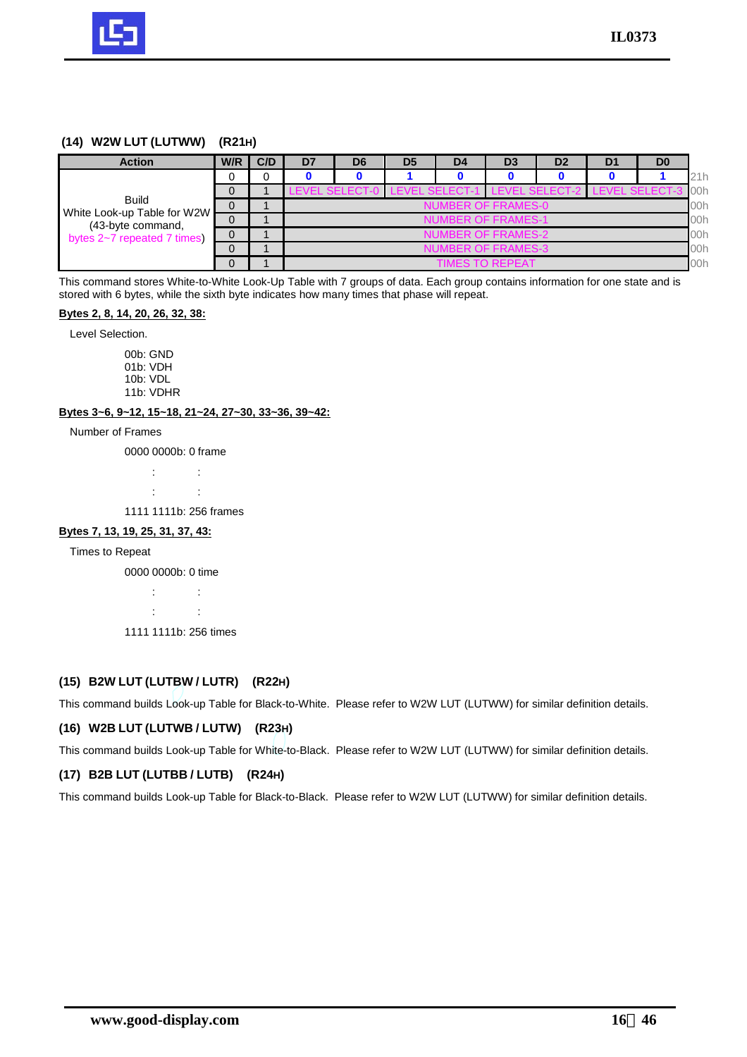### (14) W2W LUT (LUTWW) (R21H)

| Action | W/R | C/D | D7 | D6 | D5 | D4 | D3 | D2 | D1 | D0 | |
|---|---|---|---|---|---|---|---|---|---|---|---|
| Build White Look-up Table for W2W (43-byte command, bytes 2~7 repeated 7 times) | 0 | 0 | 0 | 0 | 1 | 0 | 0 | 0 | 0 | 1 | 21h |
| | 0 | 1 | LEVEL SELECT-0 | | LEVEL SELECT-1 | | LEVEL SELECT-2 | | LEVEL SELECT-3 | | 00h |
| | 0 | 1 | NUMBER OF FRAMES-0 | | | | | | | | 00h |
| | 0 | 1 | NUMBER OF FRAMES-1 | | | | | | | | 00h |
| | 0 | 1 | NUMBER OF FRAMES-2 | | | | | | | | 00h |
| | 0 | 1 | NUMBER OF FRAMES-3 | | | | | | | | 00h |
| | 0 | 1 | TIMES TO REPEAT | | | | | | | | 00h |

This command stores White-to-White Look-Up Table with 7 groups of data. Each group contains information for one state and is stored with 6 bytes, while the sixth byte indicates how many times that phase will repeat.

**Bytes 2, 8, 14, 20, 26, 32, 38:**

Level Selection.

00b: GND
01b: VDH
10b: VDL
11b: VDHR

**Bytes 3~6, 9~12, 15~18, 21~24, 27~30, 33~36, 39~42:**

Number of Frames

0000 0000b: 0 frame
: :
: :
1111 1111b: 256 frames

**Bytes 7, 13, 19, 25, 31, 37, 43:**

Times to Repeat

0000 0000b: 0 time
: :
: :
1111 1111b: 256 times

### (15) B2W LUT (LUTBW / LUTR) (R22H)

This command builds Look-up Table for Black-to-White. Please refer to W2W LUT (LUTWW) for similar definition details.

### (16) W2B LUT (LUTWB / LUTW) (R23H)

This command builds Look-up Table for White-to-Black. Please refer to W2W LUT (LUTWW) for similar definition details.

### (17) B2B LUT (LUTBB / LUTB) (R24H)

This command builds Look-up Table for Black-to-Black. Please refer to W2W LUT (LUTWW) for similar definition details.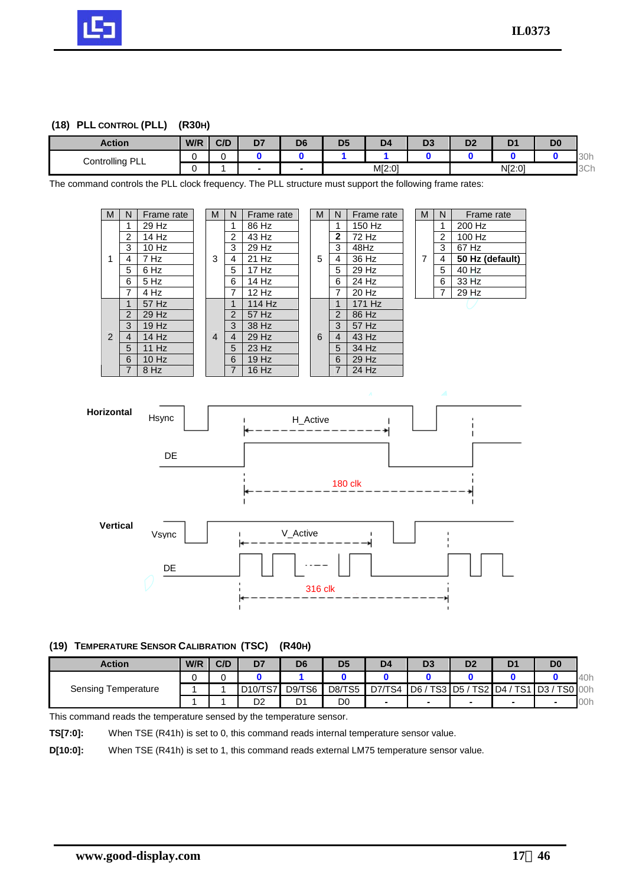### (18) PLL CONTROL (PLL) (R30H)

| Action | W/R | C/D | D7 | D6 | D5 | D4 | D3 | D2 | D1 | D0 | |
|---|---|---|---|---|---|---|---|---|---|---|---|
| Controlling PLL | 0 | 0 | 0 | 0 | 1 | 1 | 0 | 0 | 0 | 0 | 30h |
| | 0 | 1 | - | - | M[2:0] | | | N[2:0] | | | 3Ch |

The command controls the PLL clock frequency. The PLL structure must support the following frame rates:

| M | N | Frame rate | M | N | Frame rate | M | N | Frame rate | M | N | Frame rate |
|---|---|---|---|---|---|---|---|---|---|---|---|
| 1 | 1 | 29 Hz | 3 | 1 | 86 Hz | 5 | 1 | 150 Hz | 7 | 1 | 200 Hz |
| | 2 | 14 Hz | | 2 | 43 Hz | | **2** | 72 Hz | | 2 | 100 Hz |
| | 3 | 10 Hz | | 3 | 29 Hz | | 3 | 48Hz | | 3 | 67 Hz |
| | 4 | 7 Hz | | 4 | 21 Hz | | 4 | 36 Hz | | 4 | **50 Hz (default)** |
| | 5 | 6 Hz | | 5 | 17 Hz | | 5 | 29 Hz | | 5 | 40 Hz |
| | 6 | 5 Hz | | 6 | 14 Hz | | 6 | 24 Hz | | 6 | 33 Hz |
| | 7 | 4 Hz | | 7 | 12 Hz | | 7 | 20 Hz | | 7 | 29 Hz |
| 2 | 1 | 57 Hz | 4 | 1 | 114 Hz | 6 | 1 | 171 Hz | | | |
| | 2 | 29 Hz | | 2 | 57 Hz | | 2 | 86 Hz | | | |
| | 3 | 19 Hz | | 3 | 38 Hz | | 3 | 57 Hz | | | |
| | 4 | 14 Hz | | 4 | 29 Hz | | 4 | 43 Hz | | | |
| | 5 | 11 Hz | | 5 | 23 Hz | | 5 | 34 Hz | | | |
| | 6 | 10 Hz | | 6 | 19 Hz | | 6 | 29 Hz | | | |
| | 7 | 8 Hz | | 7 | 16 Hz | | 7 | 24 Hz | | | |

**Horizontal** — Hsync, H_Active, DE, 180 clk

**Vertical** — Vsync, V_Active, DE, 316 clk

### (19) TEMPERATURE SENSOR CALIBRATION (TSC) (R40H)

| Action | W/R | C/D | D7 | D6 | D5 | D4 | D3 | D2 | D1 | D0 | |
|---|---|---|---|---|---|---|---|---|---|---|---|
| Sensing Temperature | 0 | 0 | 0 | 1 | 0 | 0 | 0 | 0 | 0 | 0 | 40h |
| | 1 | 1 | D10/TS7 | D9/TS6 | D8/TS5 | D7/TS4 | D6 / TS3 | D5 / TS2 | D4 / TS1 | D3 / TS0 | 00h |
| | 1 | 1 | D2 | D1 | D0 | - | - | - | - | - | 00h |

This command reads the temperature sensed by the temperature sensor.

**TS[7:0]:** When TSE (R41h) is set to 0, this command reads internal temperature sensor value.

**D[10:0]:** When TSE (R41h) is set to 1, this command reads external LM75 temperature sensor value.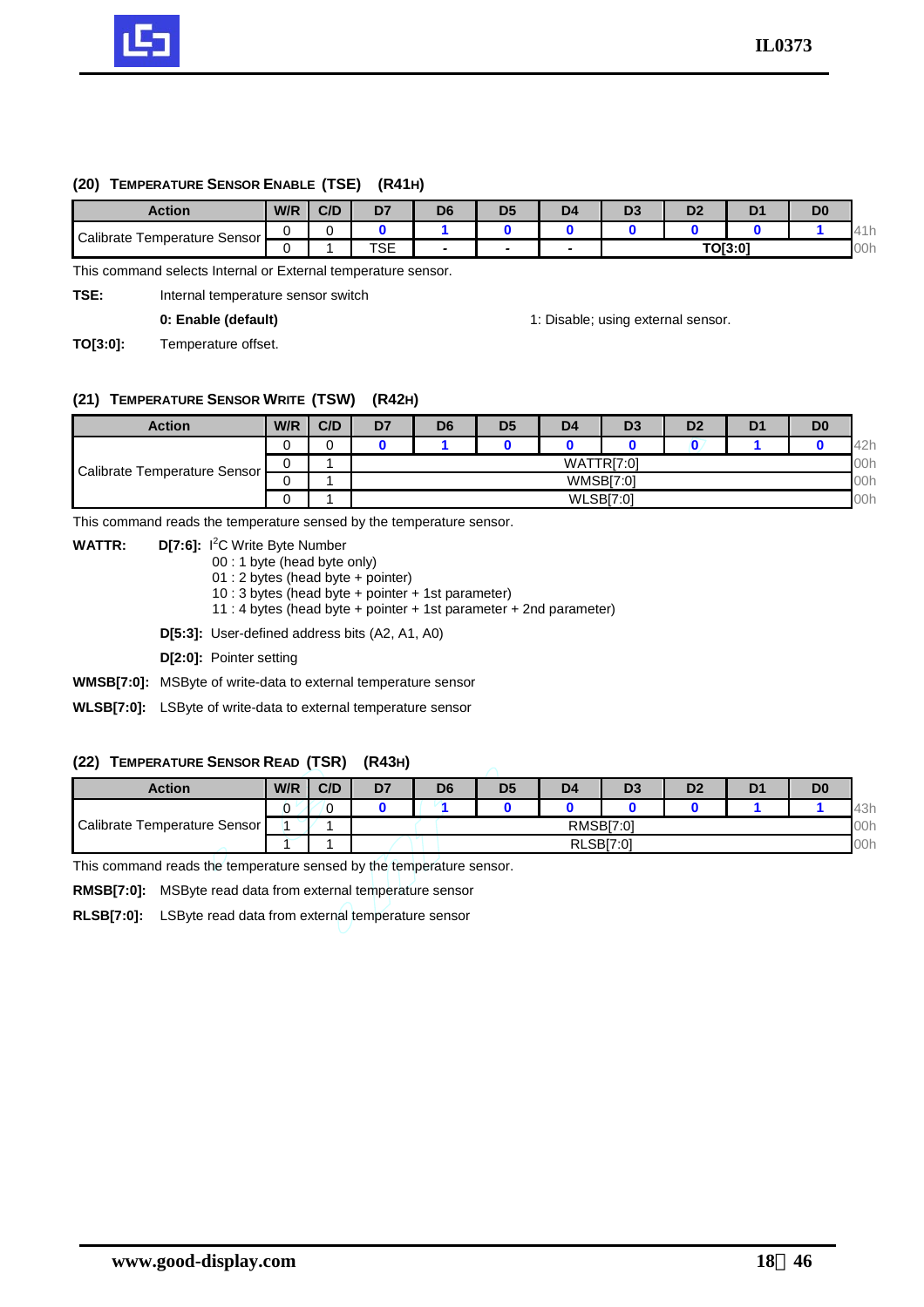### (20) TEMPERATURE SENSOR ENABLE (TSE) (R41H)

| Action | W/R | C/D | D7 | D6 | D5 | D4 | D3 | D2 | D1 | D0 | |
|---|---|---|---|---|---|---|---|---|---|---|---|
| Calibrate Temperature Sensor | 0 | 0 | 0 | 1 | 0 | 0 | 0 | 0 | 0 | 1 | 41h |
| | 0 | 1 | TSE | - | - | - | TO[3:0] | | | | 00h |

This command selects Internal or External temperature sensor.

**TSE:** Internal temperature sensor switch

**0: Enable (default)** 1: Disable; using external sensor.

**TO[3:0]:** Temperature offset.

### (21) TEMPERATURE SENSOR WRITE (TSW) (R42H)

| Action | W/R | C/D | D7 | D6 | D5 | D4 | D3 | D2 | D1 | D0 | |
|---|---|---|---|---|---|---|---|---|---|---|---|
| Calibrate Temperature Sensor | 0 | 0 | 0 | 1 | 0 | 0 | 0 | 0 | 1 | 0 | 42h |
| | 0 | 1 | WATTR[7:0] | | | | | | | | 00h |
| | 0 | 1 | WMSB[7:0] | | | | | | | | 00h |
| | 0 | 1 | WLSB[7:0] | | | | | | | | 00h |

This command reads the temperature sensed by the temperature sensor.

**WATTR:** **D[7:6]:** I²C Write Byte Number
- 00 : 1 byte (head byte only)
- 01 : 2 bytes (head byte + pointer)
- 10 : 3 bytes (head byte + pointer + 1st parameter)
- 11 : 4 bytes (head byte + pointer + 1st parameter + 2nd parameter)

**D[5:3]:** User-defined address bits (A2, A1, A0)

**D[2:0]:** Pointer setting

**WMSB[7:0]:** MSByte of write-data to external temperature sensor

**WLSB[7:0]:** LSByte of write-data to external temperature sensor

### (22) TEMPERATURE SENSOR READ (TSR) (R43H)

| Action | W/R | C/D | D7 | D6 | D5 | D4 | D3 | D2 | D1 | D0 | |
|---|---|---|---|---|---|---|---|---|---|---|---|
| Calibrate Temperature Sensor | 0 | 0 | 0 | 1 | 0 | 0 | 0 | 0 | 1 | 1 | 43h |
| | 1 | 1 | RMSB[7:0] | | | | | | | | 00h |
| | 1 | 1 | RLSB[7:0] | | | | | | | | 00h |

This command reads the temperature sensed by the temperature sensor.

**RMSB[7:0]:** MSByte read data from external temperature sensor

**RLSB[7:0]:** LSByte read data from external temperature sensor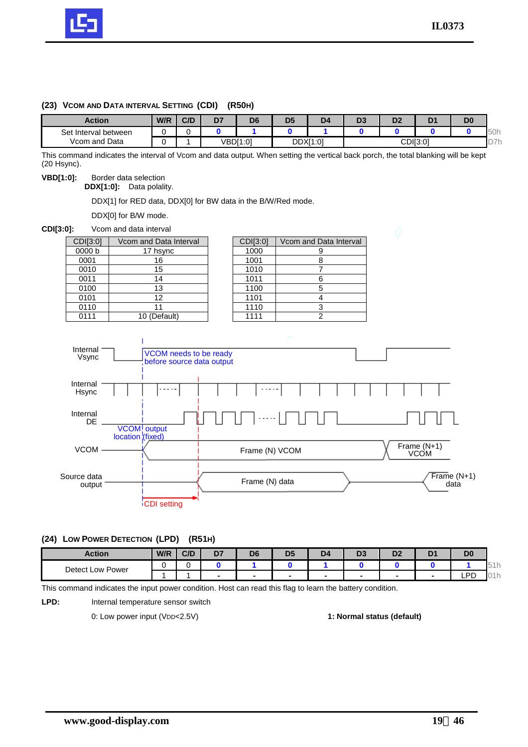### (23) VCOM AND DATA INTERVAL SETTING (CDI) (R50H)

| Action | W/R | C/D | D7 | D6 | D5 | D4 | D3 | D2 | D1 | D0 | |
|---|---|---|---|---|---|---|---|---|---|---|---|
| Set Interval between Vcom and Data | 0 | 0 | 0 | 1 | 0 | 1 | 0 | 0 | 0 | 0 | 50h |
| | 0 | 1 | VBD[1:0] | | DDX[1:0] | | CDI[3:0] | | | | D7h |

This command indicates the interval of Vcom and data output. When setting the vertical back porch, the total blanking will be kept (20 Hsync).

**VBD[1:0]:** Border data selection

**DDX[1:0]:** Data polality.

DDX[1] for RED data, DDX[0] for BW data in the B/W/Red mode.

DDX[0] for B/W mode.

**CDI[3:0]:** Vcom and data interval

| CDI[3:0] | Vcom and Data Interval |
|---|---|
| 0000 b | 17 hsync |
| 0001 | 16 |
| 0010 | 15 |
| 0011 | 14 |
| 0100 | 13 |
| 0101 | 12 |
| 0110 | 11 |
| 0111 | 10 (Default) |
| 1000 | 9 |
| 1001 | 8 |
| 1010 | 7 |
| 1011 | 6 |
| 1100 | 5 |
| 1101 | 4 |
| 1110 | 3 |
| 1111 | 2 |

Internal Vsync — VCOM needs to be ready before source data output

Internal Hsync

Internal DE — VCOM output location (fixed)

VCOM — Frame (N) VCOM — Frame (N+1) VCOM

Source data output — Frame (N) data — Frame (N+1) data

CDI setting

### (24) LOW POWER DETECTION (LPD) (R51H)

| Action | W/R | C/D | D7 | D6 | D5 | D4 | D3 | D2 | D1 | D0 | |
|---|---|---|---|---|---|---|---|---|---|---|---|
| Detect Low Power | 0 | 0 | 0 | 1 | 0 | 1 | 0 | 0 | 0 | 1 | 51h |
| | 1 | 1 | - | - | - | - | - | - | - | LPD | 01h |

This command indicates the input power condition. Host can read this flag to learn the battery condition.

**LPD:** Internal temperature sensor switch

0: Low power input ($V_{DD}$<2.5V) **1: Normal status (default)**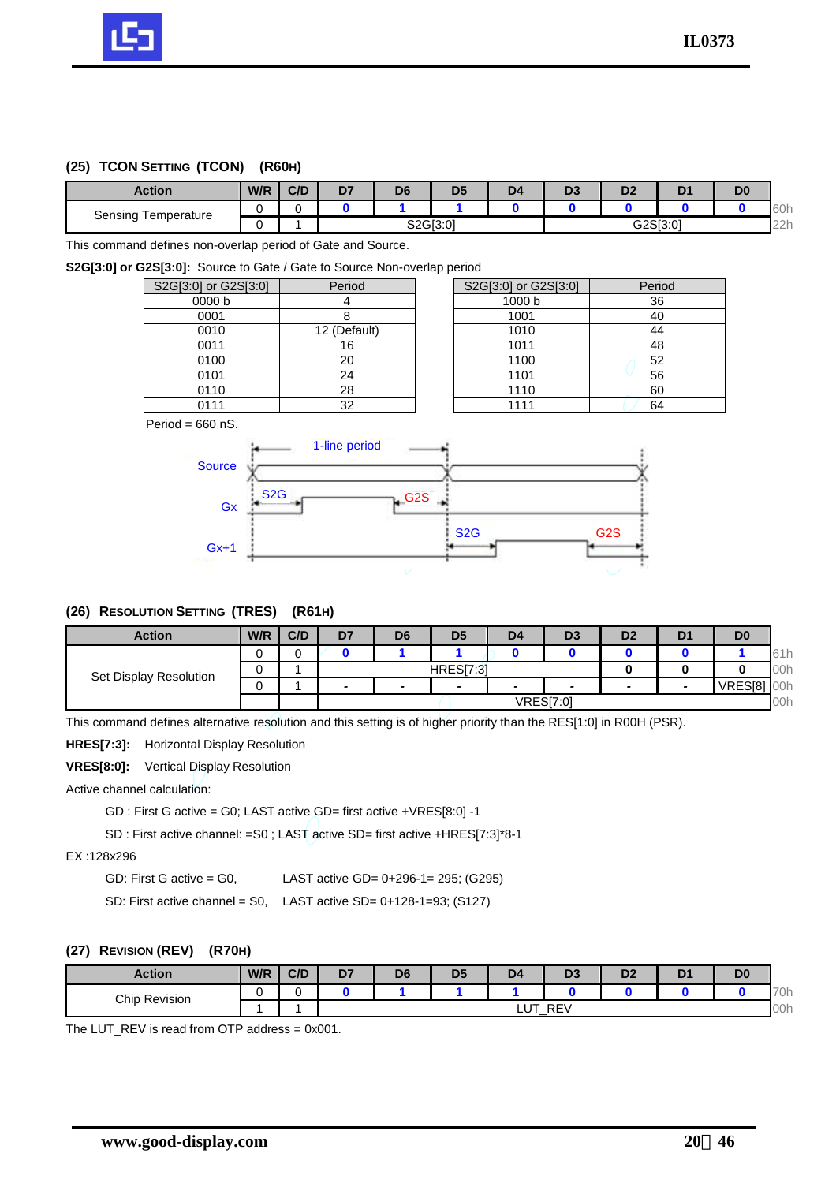### (25) TCON SETTING (TCON) (R60H)

| Action | W/R | C/D | D7 | D6 | D5 | D4 | D3 | D2 | D1 | D0 | |
|---|---|---|---|---|---|---|---|---|---|---|---|
| Sensing Temperature | 0 | 0 | 0 | 1 | 1 | 0 | 0 | 0 | 0 | 0 | 60h |
| | 0 | 1 | S2G[3:0] | | | | G2S[3:0] | | | | 22h |

This command defines non-overlap period of Gate and Source.

**S2G[3:0] or G2S[3:0]:** Source to Gate / Gate to Source Non-overlap period

| S2G[3:0] or G2S[3:0] | Period | S2G[3:0] or G2S[3:0] | Period |
|---|---|---|---|
| 0000 b | 4 | 1000 b | 36 |
| 0001 | 8 | 1001 | 40 |
| 0010 | 12 (Default) | 1010 | 44 |
| 0011 | 16 | 1011 | 48 |
| 0100 | 20 | 1100 | 52 |
| 0101 | 24 | 1101 | 56 |
| 0110 | 28 | 1110 | 60 |
| 0111 | 32 | 1111 | 64 |

Period = 660 nS.

### (26) RESOLUTION SETTING (TRES) (R61H)

| Action | W/R | C/D | D7 | D6 | D5 | D4 | D3 | D2 | D1 | D0 | |
|---|---|---|---|---|---|---|---|---|---|---|---|
| Set Display Resolution | 0 | 0 | 0 | 1 | 1 | 0 | 0 | 0 | 0 | 1 | 61h |
| | 0 | 1 | HRES[7:3] | | | | | 0 | 0 | 0 | 00h |
| | 0 | 1 | - | - | - | - | - | - | - | VRES[8] | 00h |
| | | | VRES[7:0] | | | | | | | | 00h |

This command defines alternative resolution and this setting is of higher priority than the RES[1:0] in R00H (PSR).

**HRES[7:3]:** Horizontal Display Resolution

**VRES[8:0]:** Vertical Display Resolution

Active channel calculation:

GD : First G active = G0; LAST active GD= first active +VRES[8:0] -1

SD : First active channel: =S0 ; LAST active SD= first active +HRES[7:3]*8-1

EX :128x296

GD: First G active = G0, LAST active GD= 0+296-1= 295; (G295)

SD: First active channel = S0, LAST active SD= 0+128-1=93; (S127)

### (27) REVISION (REV) (R70H)

| Action | W/R | C/D | D7 | D6 | D5 | D4 | D3 | D2 | D1 | D0 | |
|---|---|---|---|---|---|---|---|---|---|---|---|
| Chip Revision | 0 | 0 | 0 | 1 | 1 | 1 | 0 | 0 | 0 | 0 | 70h |
| | 1 | 1 | LUT_REV | | | | | | | | 00h |

The LUT_REV is read from OTP address = 0x001.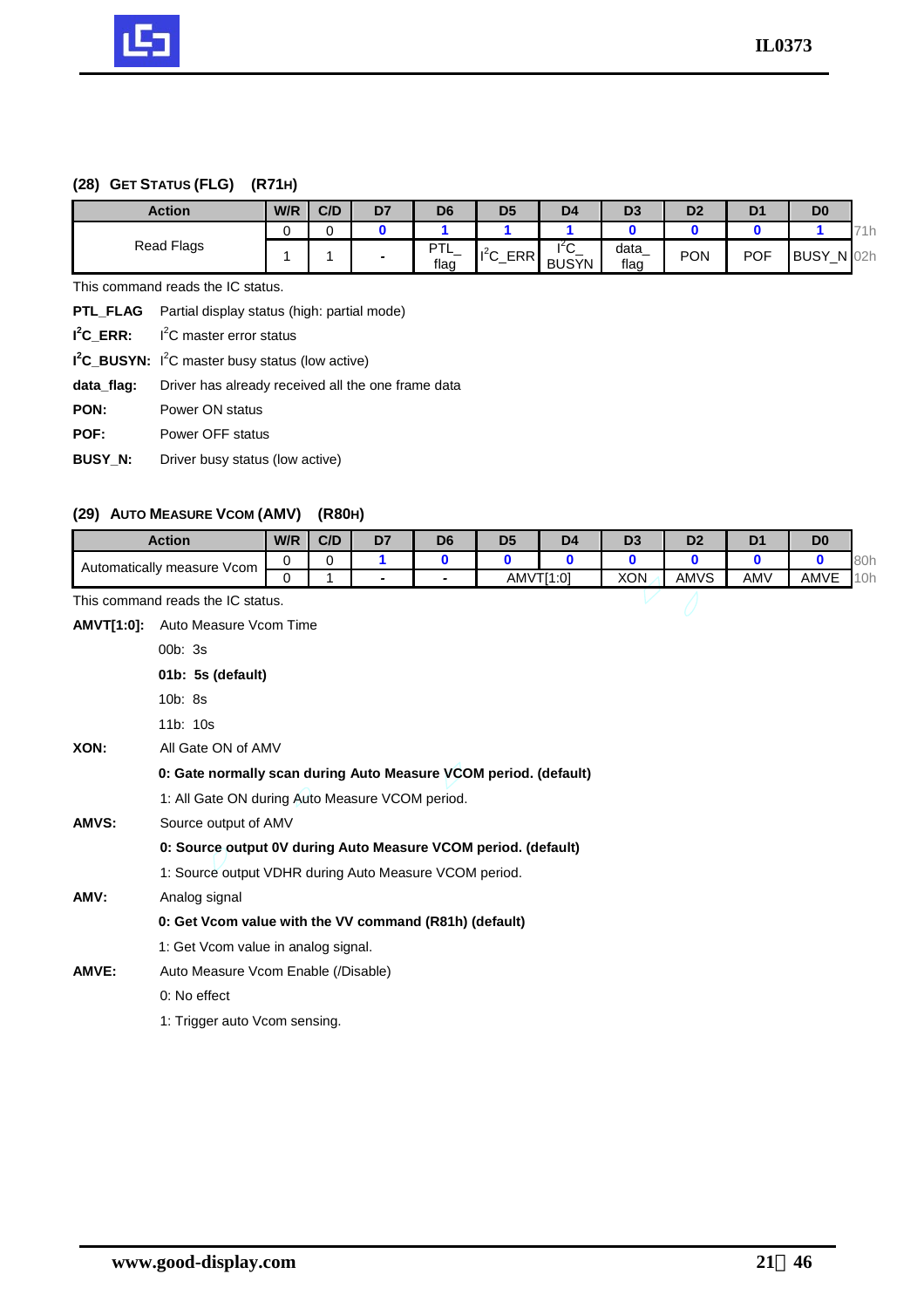### (28) GET STATUS (FLG) (R71H)

| Action | W/R | C/D | D7 | D6 | D5 | D4 | D3 | D2 | D1 | D0 | |
|---|---|---|---|---|---|---|---|---|---|---|---|
| Read Flags | 0 | 0 | 0 | 1 | 1 | 1 | 0 | 0 | 0 | 1 | 71h |
| | 1 | 1 | - | PTL_flag | $I^2C$_ERR | $I^2C$_BUSYN | data_flag | PON | POF | BUSY_N | 02h |

This command reads the IC status.

**PTL_FLAG** Partial display status (high: partial mode)

**$I^2C$_ERR:** $I^2C$ master error status

**$I^2C$_BUSYN:** $I^2C$ master busy status (low active)

**data_flag:** Driver has already received all the one frame data

**PON:** Power ON status

**POF:** Power OFF status

**BUSY_N:** Driver busy status (low active)

### (29) AUTO MEASURE VCOM (AMV) (R80H)

| Action | W/R | C/D | D7 | D6 | D5 | D4 | D3 | D2 | D1 | D0 | |
|---|---|---|---|---|---|---|---|---|---|---|---|
| Automatically measure Vcom | 0 | 0 | 1 | 0 | 0 | 0 | 0 | 0 | 0 | 0 | 80h |
| | 0 | 1 | - | - | AMVT[1:0] | | XON | AMVS | AMV | AMVE | 10h |

This command reads the IC status.

**AMVT[1:0]:** Auto Measure Vcom Time

00b: 3s

**01b: 5s (default)**

10b: 8s

11b: 10s

**XON:** All Gate ON of AMV

**0: Gate normally scan during Auto Measure VCOM period. (default)**

1: All Gate ON during Auto Measure VCOM period.

**AMVS:** Source output of AMV

**0: Source output 0V during Auto Measure VCOM period. (default)**

1: Source output VDHR during Auto Measure VCOM period.

**AMV:** Analog signal

**0: Get Vcom value with the VV command (R81h) (default)**

1: Get Vcom value in analog signal.

**AMVE:** Auto Measure Vcom Enable (/Disable)

0: No effect

1: Trigger auto Vcom sensing.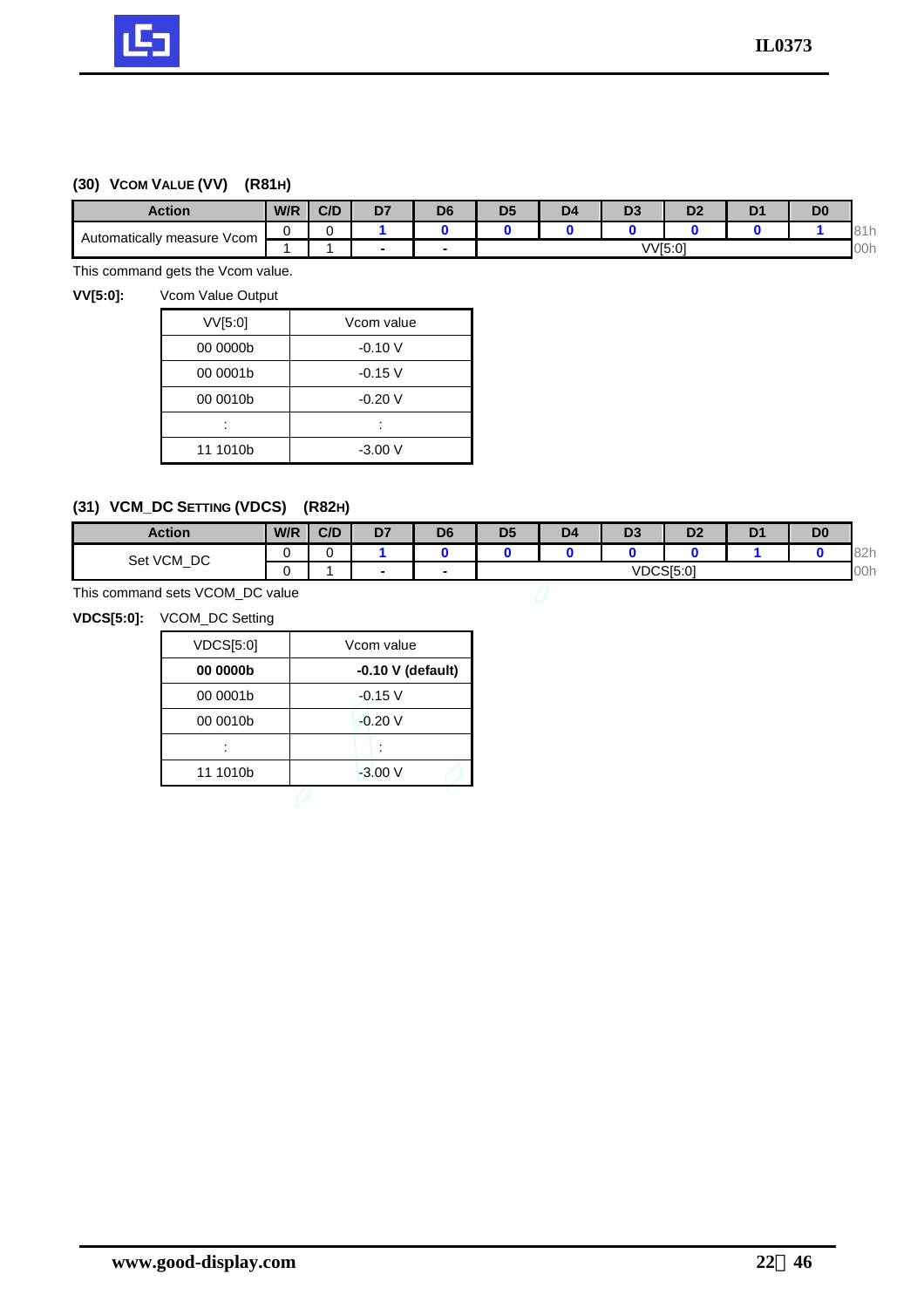### (30) VCOM VALUE (VV) (R81H)

| Action | W/R | C/D | D7 | D6 | D5 | D4 | D3 | D2 | D1 | D0 | |
|---|---|---|---|---|---|---|---|---|---|---|---|
| Automatically measure Vcom | 0 | 0 | 1 | 0 | 0 | 0 | 0 | 0 | 0 | 1 | 81h |
| | 1 | 1 | - | - | VV[5:0] | | | | | | 00h |

This command gets the Vcom value.

**VV[5:0]:** Vcom Value Output

| VV[5:0] | Vcom value |
|---|---|
| 00 0000b | -0.10 V |
| 00 0001b | -0.15 V |
| 00 0010b | -0.20 V |
| : | : |
| 11 1010b | -3.00 V |

### (31) VCM_DC SETTING (VDCS) (R82H)

| Action | W/R | C/D | D7 | D6 | D5 | D4 | D3 | D2 | D1 | D0 | |
|---|---|---|---|---|---|---|---|---|---|---|---|
| Set VCM_DC | 0 | 0 | 1 | 0 | 0 | 0 | 0 | 0 | 1 | 0 | 82h |
| | 0 | 1 | - | - | VDCS[5:0] | | | | | | 00h |

This command sets VCOM_DC value

**VDCS[5:0]:** VCOM_DC Setting

| VDCS[5:0] | Vcom value |
|---|---|
| **00 0000b** | **-0.10 V (default)** |
| 00 0001b | -0.15 V |
| 00 0010b | -0.20 V |
| : | : |
| 11 1010b | -3.00 V |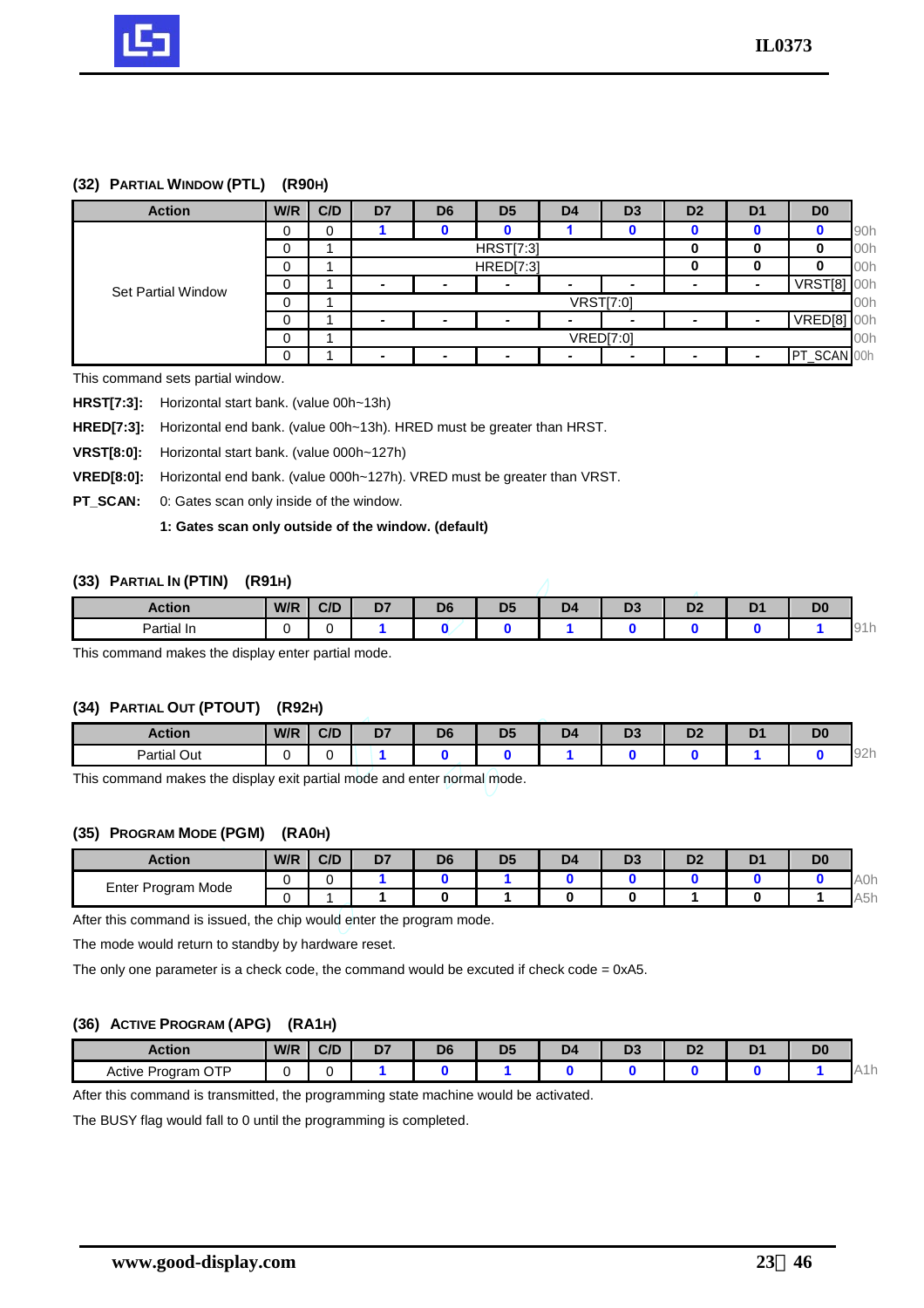### (32) PARTIAL WINDOW (PTL) (R90H)

| Action | W/R | C/D | D7 | D6 | D5 | D4 | D3 | D2 | D1 | D0 | |
|---|---|---|---|---|---|---|---|---|---|---|---|
| Set Partial Window | 0 | 0 | 1 | 0 | 0 | 1 | 0 | 0 | 0 | 0 | 90h |
| | 0 | 1 | HRST[7:3] | | | | | 0 | 0 | 0 | 00h |
| | 0 | 1 | HRED[7:3] | | | | | 0 | 0 | 0 | 00h |
| | 0 | 1 | - | - | - | - | - | - | - | VRST[8] | 00h |
| | 0 | 1 | VRST[7:0] | | | | | | | | 00h |
| | 0 | 1 | - | - | - | - | - | - | - | VRED[8] | 00h |
| | 0 | 1 | VRED[7:0] | | | | | | | | 00h |
| | 0 | 1 | - | - | - | - | - | - | - | PT_SCAN | 00h |

This command sets partial window.

**HRST[7:3]:** Horizontal start bank. (value 00h~13h)

**HRED[7:3]:** Horizontal end bank. (value 00h~13h). HRED must be greater than HRST.

**VRST[8:0]:** Horizontal start bank. (value 000h~127h)

**VRED[8:0]:** Horizontal end bank. (value 000h~127h). VRED must be greater than VRST.

**PT_SCAN:** 0: Gates scan only inside of the window.

**1: Gates scan only outside of the window. (default)**

### (33) PARTIAL IN (PTIN) (R91H)

| Action | W/R | C/D | D7 | D6 | D5 | D4 | D3 | D2 | D1 | D0 | |
|---|---|---|---|---|---|---|---|---|---|---|---|
| Partial In | 0 | 0 | 1 | 0 | 0 | 1 | 0 | 0 | 0 | 1 | 91h |

This command makes the display enter partial mode.

### (34) PARTIAL OUT (PTOUT) (R92H)

| Action | W/R | C/D | D7 | D6 | D5 | D4 | D3 | D2 | D1 | D0 | |
|---|---|---|---|---|---|---|---|---|---|---|---|
| Partial Out | 0 | 0 | 1 | 0 | 0 | 1 | 0 | 0 | 1 | 0 | 92h |

This command makes the display exit partial mode and enter normal mode.

### (35) PROGRAM MODE (PGM) (RA0H)

| Action | W/R | C/D | D7 | D6 | D5 | D4 | D3 | D2 | D1 | D0 | |
|---|---|---|---|---|---|---|---|---|---|---|---|
| Enter Program Mode | 0 | 0 | 1 | 0 | 1 | 0 | 0 | 0 | 0 | 0 | A0h |
| | 0 | 1 | 1 | 0 | 1 | 0 | 0 | 1 | 0 | 1 | A5h |

After this command is issued, the chip would enter the program mode.

The mode would return to standby by hardware reset.

The only one parameter is a check code, the command would be excuted if check code = 0xA5.

### (36) ACTIVE PROGRAM (APG) (RA1H)

| Action | W/R | C/D | D7 | D6 | D5 | D4 | D3 | D2 | D1 | D0 | |
|---|---|---|---|---|---|---|---|---|---|---|---|
| Active Program OTP | 0 | 0 | 1 | 0 | 1 | 0 | 0 | 0 | 0 | 1 | A1h |

After this command is transmitted, the programming state machine would be activated.

The BUSY flag would fall to 0 until the programming is completed.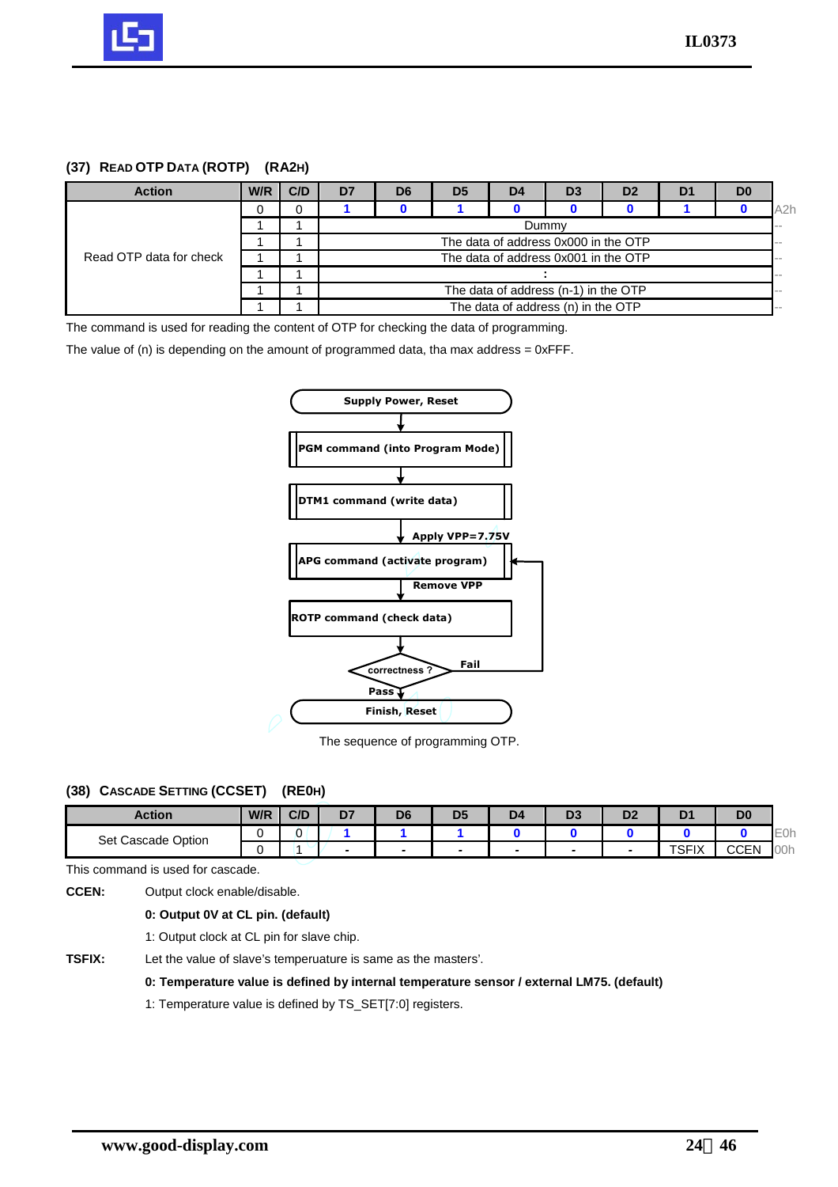### (37) READ OTP DATA (ROTP) (RA2H)

| Action | W/R | C/D | D7 | D6 | D5 | D4 | D3 | D2 | D1 | D0 | |
|---|---|---|---|---|---|---|---|---|---|---|---|
| Read OTP data for check | 0 | 0 | 1 | 0 | 1 | 0 | 0 | 0 | 1 | 0 | A2h |
| | 1 | 1 | Dummy | | | | | | | | -- |
| | 1 | 1 | The data of address 0x000 in the OTP | | | | | | | | -- |
| | 1 | 1 | The data of address 0x001 in the OTP | | | | | | | | -- |
| | 1 | 1 | : | | | | | | | | -- |
| | 1 | 1 | The data of address (n-1) in the OTP | | | | | | | | -- |
| | 1 | 1 | The data of address (n) in the OTP | | | | | | | | -- |

The command is used for reading the content of OTP for checking the data of programming.

The value of (n) is depending on the amount of programmed data, tha max address = 0xFFF.

```
Supply Power, Reset
        ↓
PGM command (into Program Mode)
        ↓
DTM1 command (write data)
        ↓  Apply VPP=7.75V
APG command (activate program)  ←──────┐
        ↓  Remove VPP                   │
ROTP command (check data)               │
        ↓                               │
   correctness ? ── Fail ───────────────┘
        ↓ Pass
Finish, Reset
```

The sequence of programming OTP.

### (38) CASCADE SETTING (CCSET) (RE0H)

| Action | W/R | C/D | D7 | D6 | D5 | D4 | D3 | D2 | D1 | D0 | |
|---|---|---|---|---|---|---|---|---|---|---|---|
| Set Cascade Option | 0 | 0 | 1 | 1 | 1 | 0 | 0 | 0 | 0 | 0 | E0h |
| | 0 | 1 | - | - | - | - | - | - | TSFIX | CCEN | 00h |

This command is used for cascade.

**CCEN:** Output clock enable/disable.

**0: Output 0V at CL pin. (default)**

1: Output clock at CL pin for slave chip.

**TSFIX:** Let the value of slave's temperuature is same as the masters'.

**0: Temperature value is defined by internal temperature sensor / external LM75. (default)**

1: Temperature value is defined by TS_SET[7:0] registers.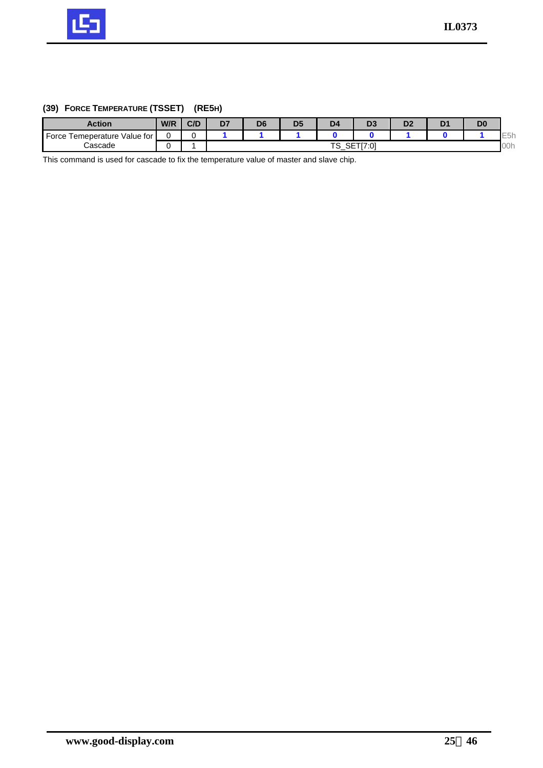### (39) FORCE TEMPERATURE (TSSET) (RE5H)

| Action | W/R | C/D | D7 | D6 | D5 | D4 | D3 | D2 | D1 | D0 | |
|---|---|---|---|---|---|---|---|---|---|---|---|
| Force Temeperature Value for Cascade | 0 | 0 | 1 | 1 | 1 | 0 | 0 | 1 | 0 | 1 | E5h |
| | 0 | 1 | TS_SET[7:0] | | | | | | | | 00h |

This command is used for cascade to fix the temperature value of master and slave chip.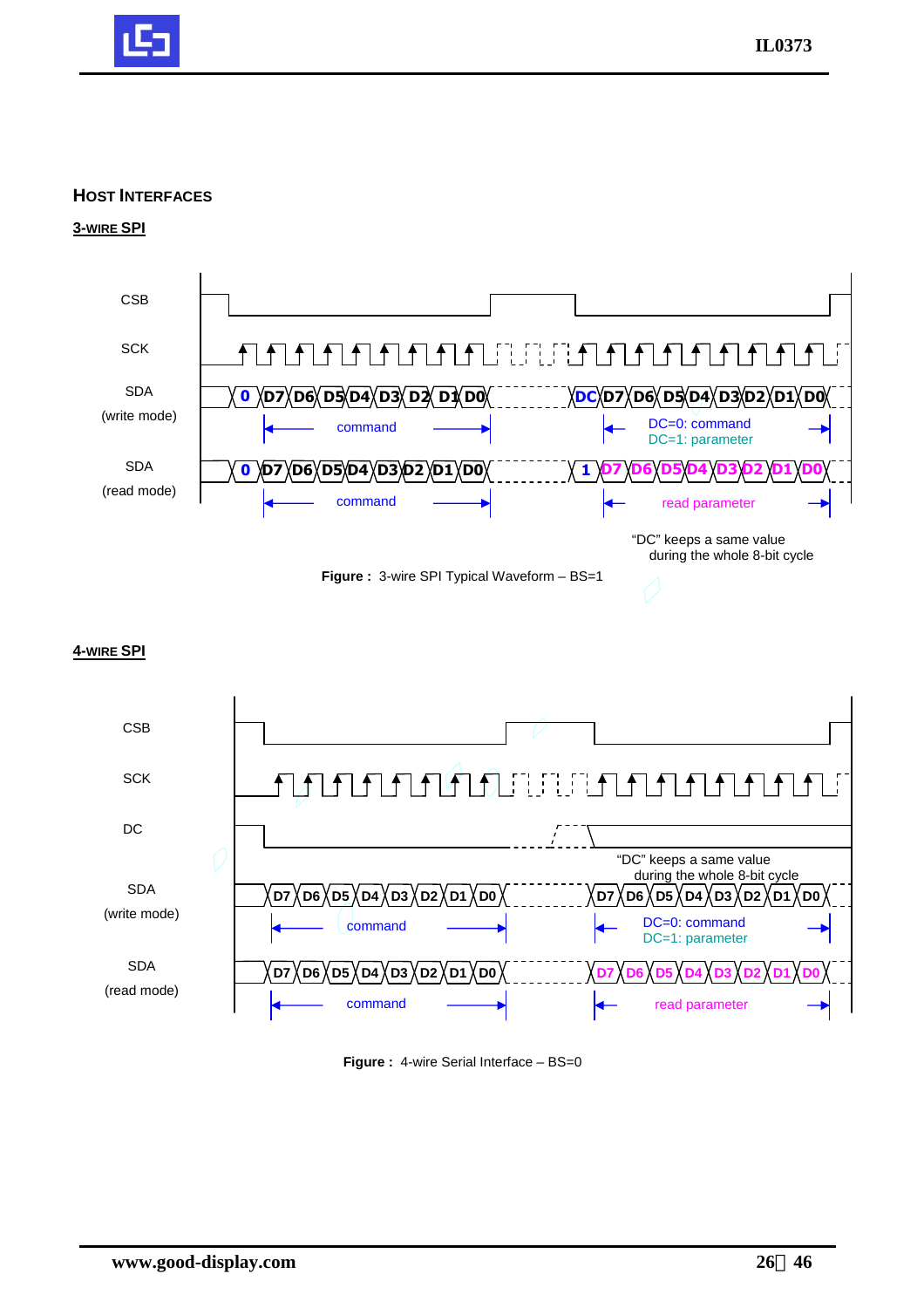## HOST INTERFACES

### 3-WIRE SPI

CSB

SCK

SDA (write mode)

0 D7 D6 D5 D4 D3 D2 D1 D0 DC D7 D6 D5 D4 D3 D2 D1 D0

command

DC=0: command
DC=1: parameter

SDA (read mode)

0 D7 D6 D5 D4 D3 D2 D1 D0 1 D7 D6 D5 D4 D3 D2 D1 D0

command

read parameter

"DC" keeps a same value during the whole 8-bit cycle

**Figure :** 3-wire SPI Typical Waveform – BS=1

### 4-WIRE SPI

CSB

SCK

DC

"DC" keeps a same value during the whole 8-bit cycle

SDA (write mode)

D7 D6 D5 D4 D3 D2 D1 D0 D7 D6 D5 D4 D3 D2 D1 D0

command

DC=0: command
DC=1: parameter

SDA (read mode)

D7 D6 D5 D4 D3 D2 D1 D0 D7 D6 D5 D4 D3 D2 D1 D0

command

read parameter

**Figure :** 4-wire Serial Interface – BS=0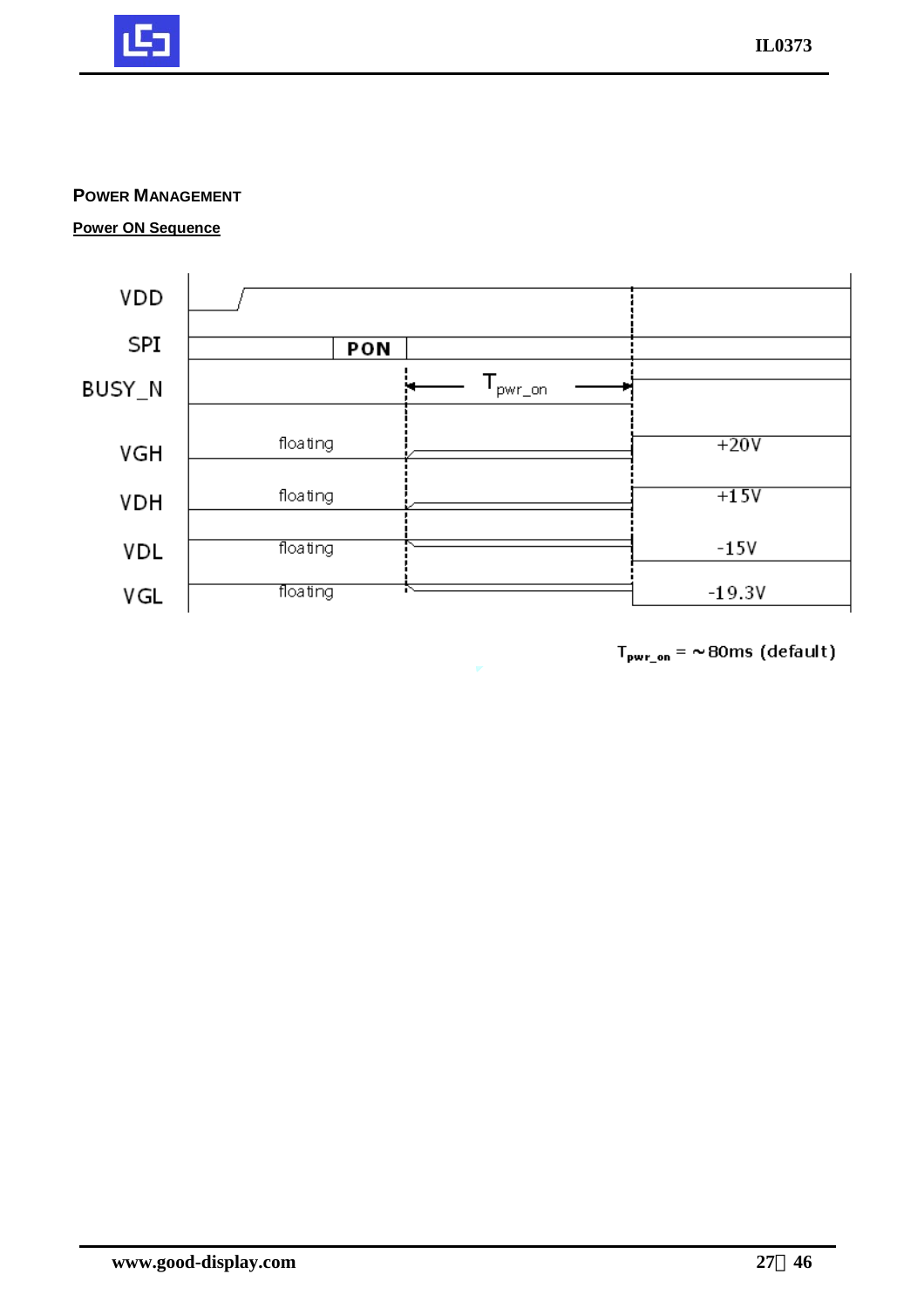## POWER MANAGEMENT

**Power ON Sequence**

VDD

SPI — PON

BUSY_N — $T_{pwr\_on}$

VGH — floating — +20V

VDH — floating — +15V

VDL — floating — -15V

VGL — floating — -19.3V

$T_{pwr\_on}$ = ~80ms (default)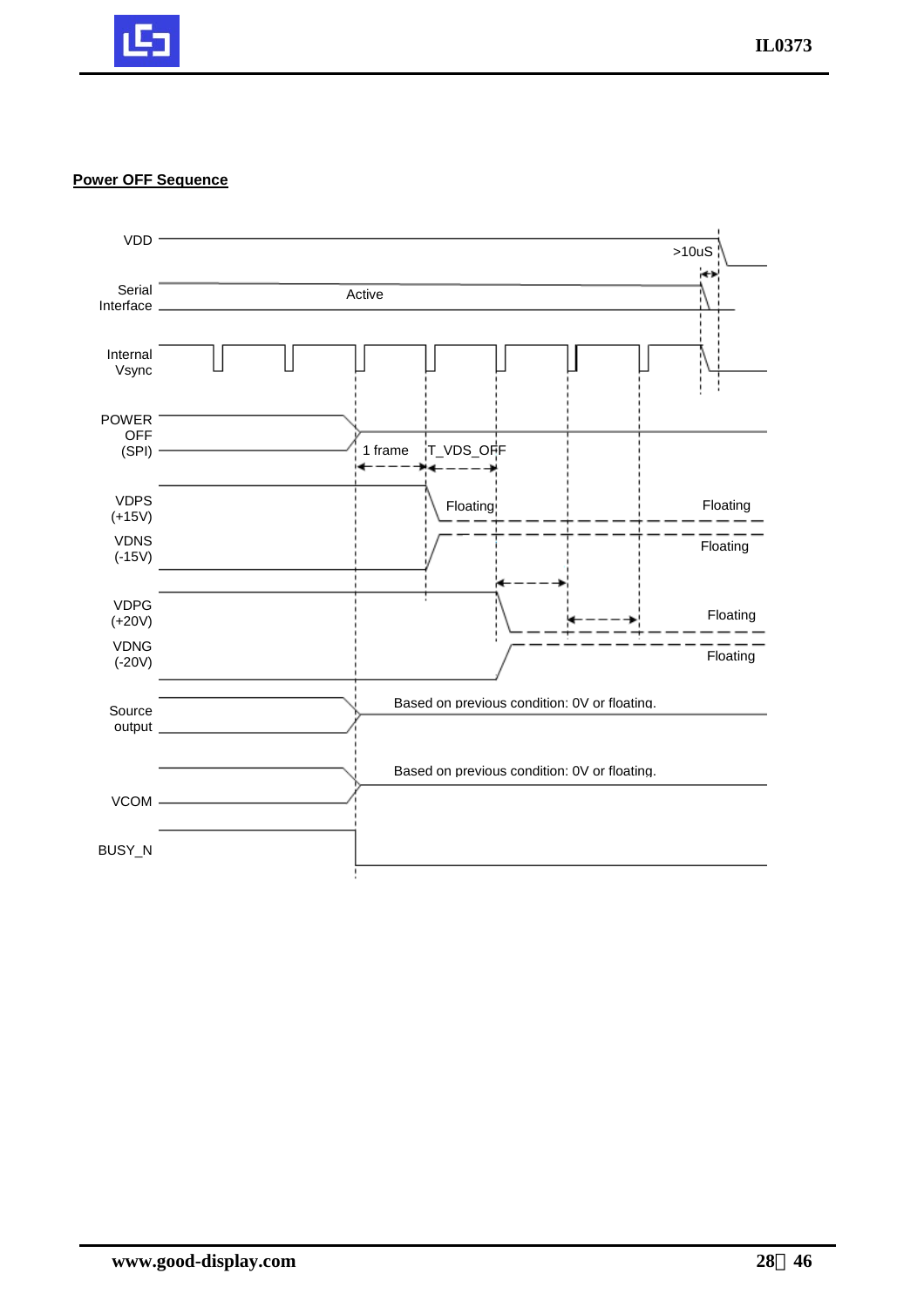**Power OFF Sequence**

VDD

>10uS

Serial Interface

Active

Internal Vsync

POWER OFF (SPI)

1 frame

T_VDS_OFF

VDPS (+15V)

Floating

Floating

VDNS (-15V)

Floating

VDPG (+20V)

Floating

VDNG (-20V)

Floating

Source output

Based on previous condition: 0V or floating.

VCOM

Based on previous condition: 0V or floating.

BUSY_N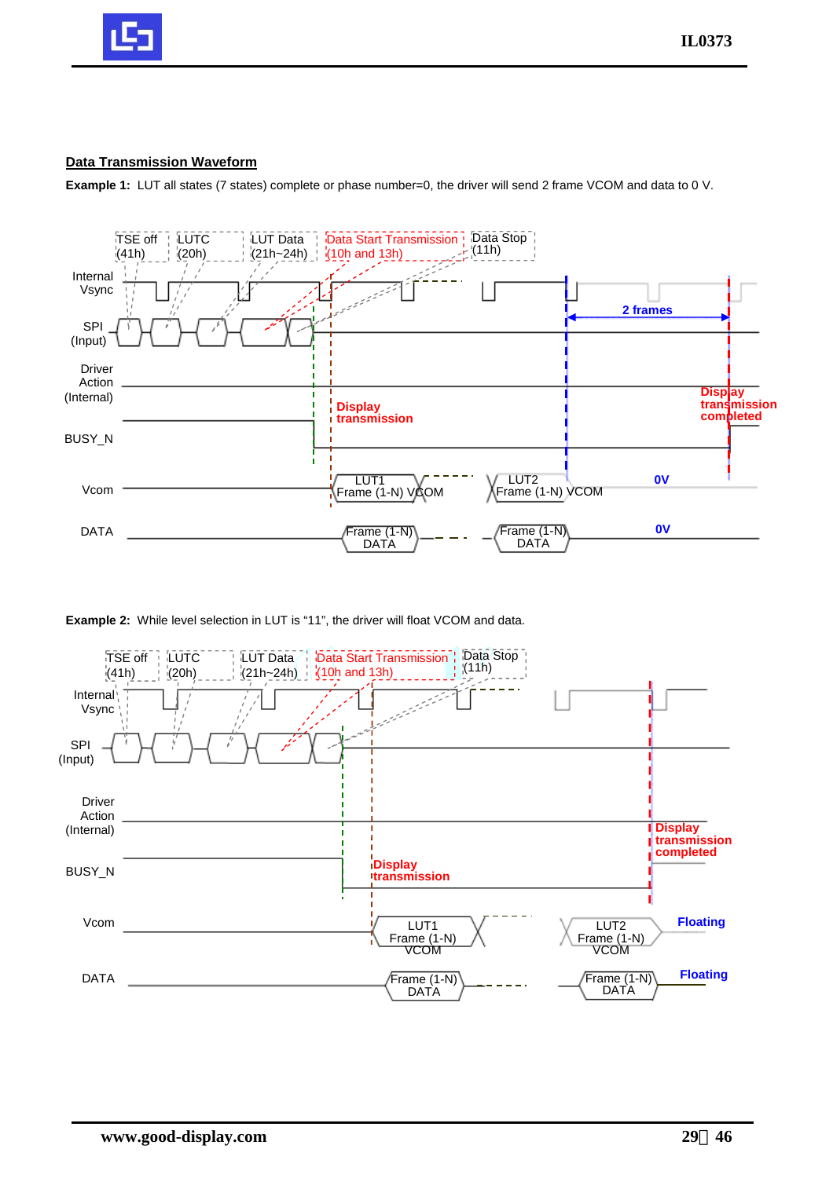**Data Transmission Waveform**

**Example 1:** LUT all states (7 states) complete or phase number=0, the driver will send 2 frame VCOM and data to 0 V.

TSE off (41h) | LUTC (20h) | LUT Data (21h~24h) | Data Start Transmission (10h and 13h) | Data Stop (11h)

Internal Vsync

SPI (Input)

Driver Action (Internal)

BUSY_N

Vcom

DATA

2 frames

Display transmission

Display transmission completed

LUT1 Frame (1-N) VCOM

LUT2 Frame (1-N) VCOM

0V

Frame (1-N) DATA

Frame (1-N) DATA

0V

**Example 2:** While level selection in LUT is "11", the driver will float VCOM and data.

TSE off (41h) | LUTC (20h) | LUT Data (21h~24h) | Data Start Transmission (10h and 13h) | Data Stop (11h)

Internal Vsync

SPI (Input)

Driver Action (Internal)

BUSY_N

Vcom

DATA

Display transmission completed

Display transmission

LUT1 Frame (1-N) VCOM

LUT2 Frame (1-N) VCOM

Floating

Frame (1-N) DATA

Frame (1-N) DATA

Floating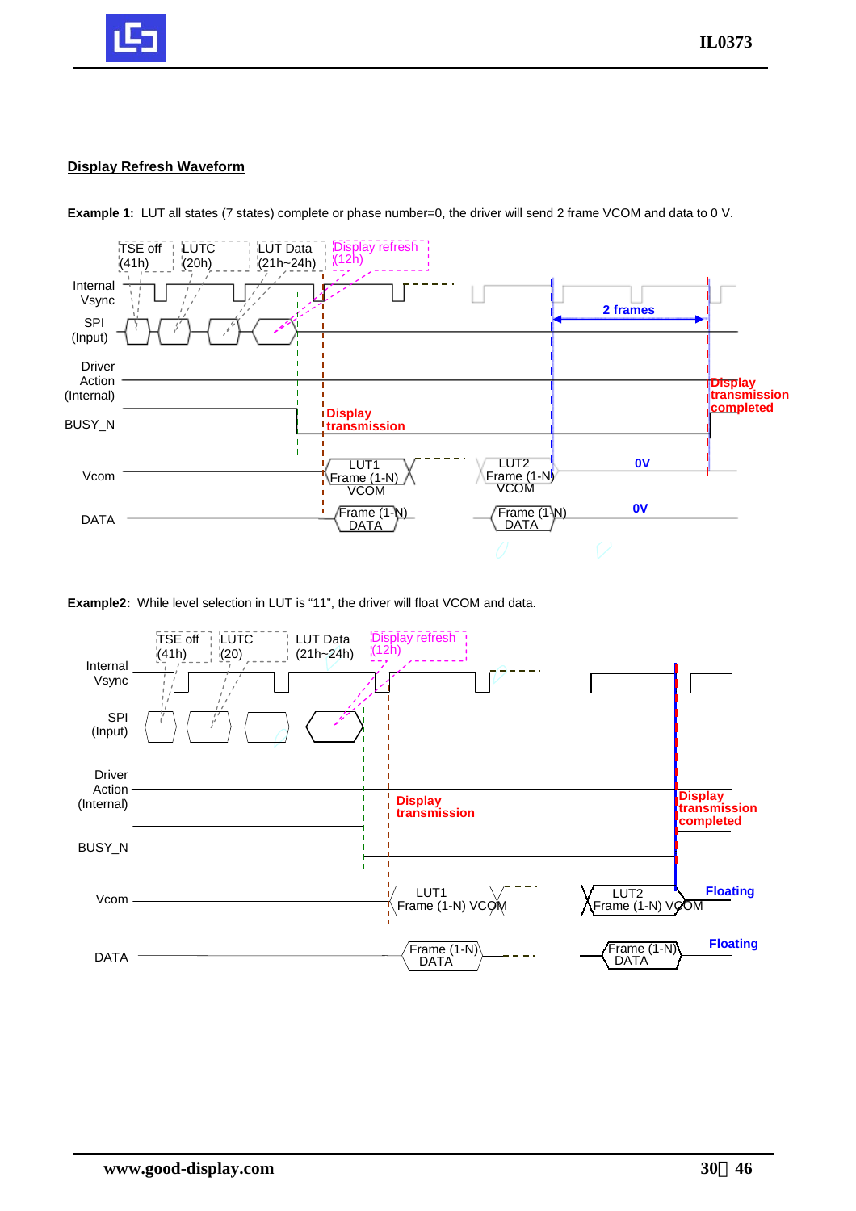## Display Refresh Waveform

**Example 1:** LUT all states (7 states) complete or phase number=0, the driver will send 2 frame VCOM and data to 0 V.

TSE off (41h) | LUTC (20h) | LUT Data (21h~24h) | Display refresh (12h)

Internal Vsync

SPI (Input)

2 frames

Driver Action (Internal)

Display transmission

Display transmission completed

BUSY_N

Vcom: LUT1 Frame (1-N) VCOM — LUT2 Frame (1-N) VCOM — 0V

DATA: Frame (1-N) DATA — Frame (1-N) DATA — 0V

**Example2:** While level selection in LUT is "11", the driver will float VCOM and data.

TSE off (41h) | LUTC (20) | LUT Data (21h~24h) | Display refresh (12h)

Internal Vsync

SPI (Input)

Driver Action (Internal)

Display transmission

Display transmission completed

BUSY_N

Vcom: LUT1 Frame (1-N) VCOM — LUT2 Frame (1-N) VCOM — Floating

DATA: Frame (1-N) DATA — Frame (1-N) DATA — Floating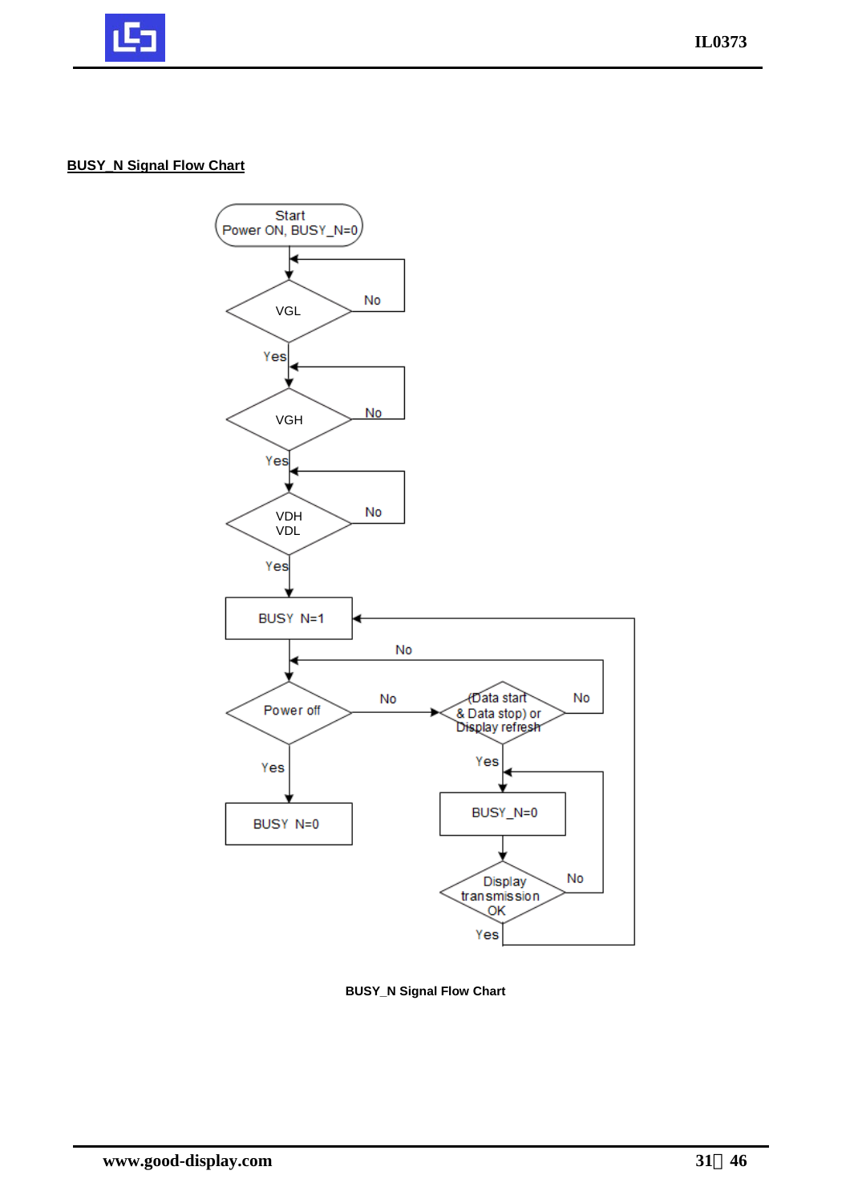**BUSY_N Signal Flow Chart**

Start
Power ON, BUSY_N=0

VGL — No / Yes

VGH — No / Yes

VDH
VDL — No / Yes

BUSY N=1

Power off — No / Yes

BUSY N=0

(Data start & Data stop) or Display refresh — No / Yes

BUSY_N=0

Display transmission OK — No / Yes

**BUSY_N Signal Flow Chart**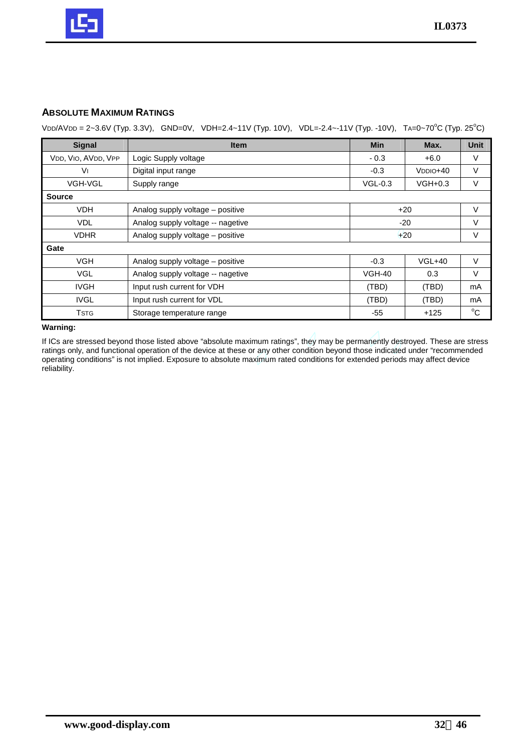## ABSOLUTE MAXIMUM RATINGS

$V_{DD}$/$AV_{DD}$ = 2~3.6V (Typ. 3.3V), GND=0V, VDH=2.4~11V (Typ. 10V), VDL=-2.4~-11V (Typ. -10V), $T_A$=0~70°C (Typ. 25°C)

| Signal | Item | Min | Max. | Unit |
|---|---|---|---|---|
| $V_{DD}$, $V_{IO}$, $AV_{DD}$, $V_{PP}$ | Logic Supply voltage | - 0.3 | +6.0 | V |
| $V_I$ | Digital input range | -0.3 | $V_{DDIO}$+40 | V |
| VGH-VGL | Supply range | VGL-0.3 | VGH+0.3 | V |
| **Source** | | | | |
| VDH | Analog supply voltage – positive | +20 | | V |
| VDL | Analog supply voltage -- nagetive | -20 | | V |
| VDHR | Analog supply voltage – positive | +20 | | V |
| **Gate** | | | | |
| VGH | Analog supply voltage – positive | -0.3 | VGL+40 | V |
| VGL | Analog supply voltage -- nagetive | VGH-40 | 0.3 | V |
| IVGH | Input rush current for VDH | (TBD) | (TBD) | mA |
| IVGL | Input rush current for VDL | (TBD) | (TBD) | mA |
| $T_{STG}$ | Storage temperature range | -55 | +125 | °C |

**Warning:**

If ICs are stressed beyond those listed above "absolute maximum ratings", they may be permanently destroyed. These are stress ratings only, and functional operation of the device at these or any other condition beyond those indicated under "recommended operating conditions" is not implied. Exposure to absolute maximum rated conditions for extended periods may affect device reliability.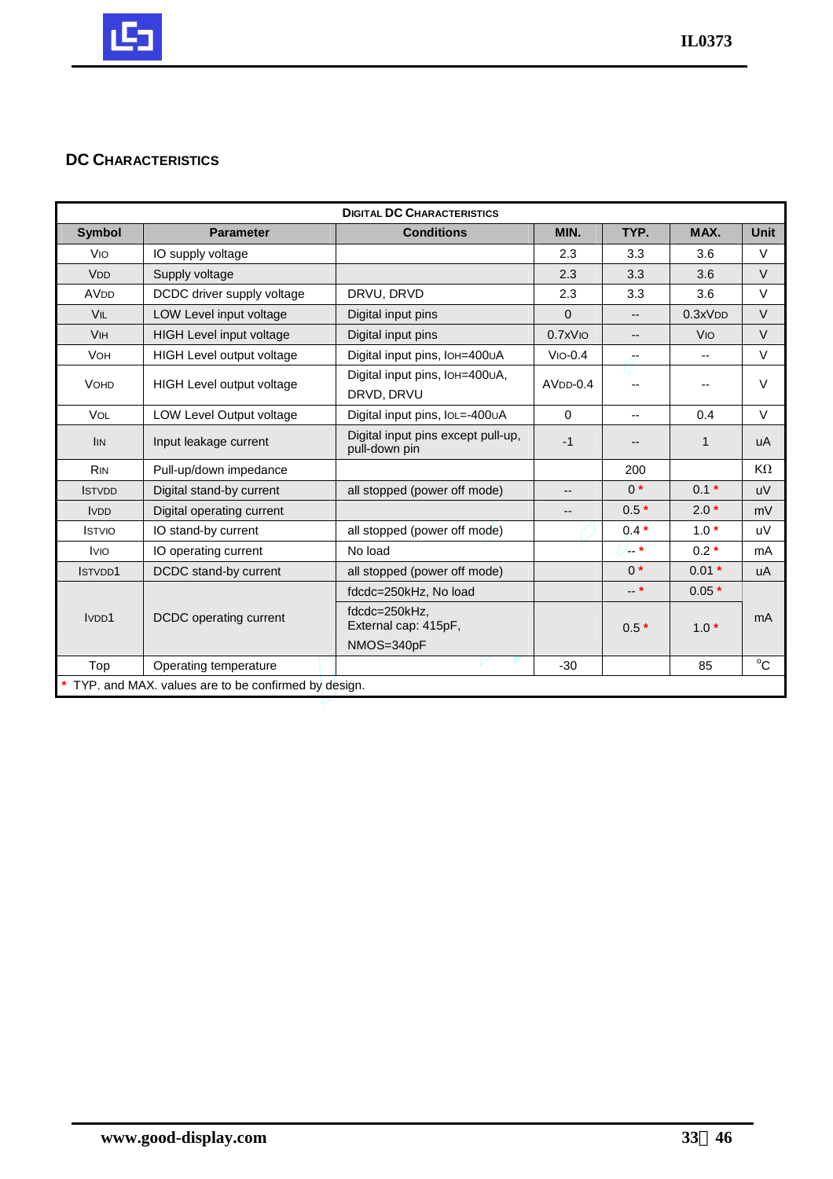## DC Characteristics

| Digital DC Characteristics | | | | | | |
|---|---|---|---|---|---|---|
| **Symbol** | **Parameter** | **Conditions** | **MIN.** | **TYP.** | **MAX.** | **Unit** |
| $V_{IO}$ | IO supply voltage | | 2.3 | 3.3 | 3.6 | V |
| $V_{DD}$ | Supply voltage | | 2.3 | 3.3 | 3.6 | V |
| $AV_{DD}$ | DCDC driver supply voltage | DRVU, DRVD | 2.3 | 3.3 | 3.6 | V |
| $V_{IL}$ | LOW Level input voltage | Digital input pins | 0 | -- | $0.3xV_{DD}$ | V |
| $V_{IH}$ | HIGH Level input voltage | Digital input pins | $0.7xV_{IO}$ | -- | $V_{IO}$ | V |
| $V_{OH}$ | HIGH Level output voltage | Digital input pins, $I_{OH}$=400uA | $V_{IO}$-0.4 | -- | -- | V |
| $V_{OHD}$ | HIGH Level output voltage | Digital input pins, $I_{OH}$=400uA, DRVD, DRVU | $AV_{DD}$-0.4 | -- | -- | V |
| $V_{OL}$ | LOW Level Output voltage | Digital input pins, $I_{OL}$=-400uA | 0 | -- | 0.4 | V |
| $I_{IN}$ | Input leakage current | Digital input pins except pull-up, pull-down pin | -1 | -- | 1 | uA |
| $R_{IN}$ | Pull-up/down impedance | | | 200 | | KΩ |
| $I_{STVDD}$ | Digital stand-by current | all stopped (power off mode) | -- | 0 * | 0.1 * | uV |
| $I_{VDD}$ | Digital operating current | | -- | 0.5 * | 2.0 * | mV |
| $I_{STVIO}$ | IO stand-by current | all stopped (power off mode) | | 0.4 * | 1.0 * | uV |
| $I_{VIO}$ | IO operating current | No load | | -- * | 0.2 * | mA |
| $I_{STVDD1}$ | DCDC stand-by current | all stopped (power off mode) | | 0 * | 0.01 * | uA |
| $I_{VDD1}$ | DCDC operating current | fdcdc=250kHz, No load | | -- * | 0.05 * | mA |
| | | fdcdc=250kHz, External cap: 415pF, NMOS=340pF | | 0.5 * | 1.0 * | |
| Top | Operating temperature | | -30 | | 85 | °C |

\* TYP. and MAX. values are to be confirmed by design.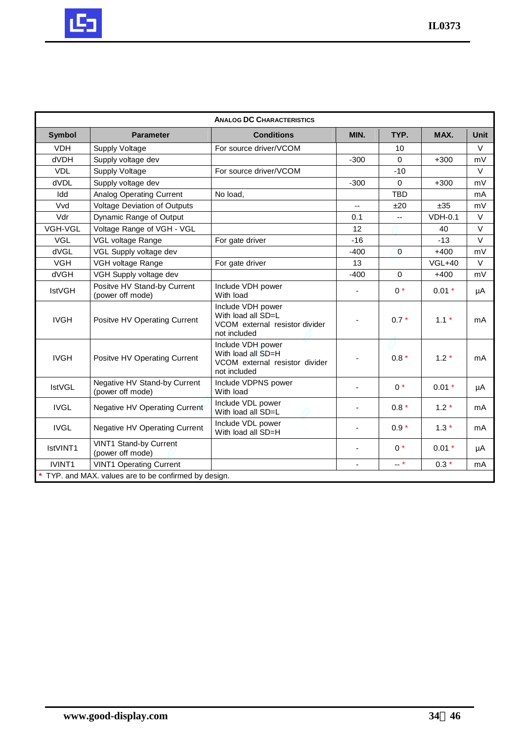| ANALOG DC CHARACTERISTICS | | | | | | |
|---|---|---|---|---|---|---|
| **Symbol** | **Parameter** | **Conditions** | **MIN.** | **TYP.** | **MAX.** | **Unit** |
| VDH | Supply Voltage | For source driver/VCOM | | 10 | | V |
| dVDH | Supply voltage dev | | -300 | 0 | +300 | mV |
| VDL | Supply Voltage | For source driver/VCOM | | -10 | | V |
| dVDL | Supply voltage dev | | -300 | 0 | +300 | mV |
| Idd | Analog Operating Current | No load, | | TBD | | mA |
| Vvd | Voltage Deviation of Outputs | | -- | ±20 | ±35 | mV |
| Vdr | Dynamic Range of Output | | 0.1 | -- | VDH-0.1 | V |
| VGH-VGL | Voltage Range of VGH - VGL | | 12 | | 40 | V |
| VGL | VGL voltage Range | For gate driver | -16 | | -13 | V |
| dVGL | VGL Supply voltage dev | | -400 | 0 | +400 | mV |
| VGH | VGH voltage Range | For gate driver | 13 | | VGL+40 | V |
| dVGH | VGH Supply voltage dev | | -400 | 0 | +400 | mV |
| IstVGH | Positve HV Stand-by Current (power off mode) | Include VDH power With load | - | 0 * | 0.01 * | μA |
| IVGH | Positve HV Operating Current | Include VDH power With load all SD=L VCOM external resistor divider not included | - | 0.7 * | 1.1 * | mA |
| IVGH | Positve HV Operating Current | Include VDH power With load all SD=H VCOM external resistor divider not included | - | 0.8 * | 1.2 * | mA |
| IstVGL | Negative HV Stand-by Current (power off mode) | Include VDPNS power With load | - | 0 * | 0.01 * | μA |
| IVGL | Negative HV Operating Current | Include VDL power With load all SD=L | - | 0.8 * | 1.2 * | mA |
| IVGL | Negative HV Operating Current | Include VDL power With load all SD=H | - | 0.9 * | 1.3 * | mA |
| IstVINT1 | VINT1 Stand-by Current (power off mode) | | - | 0 * | 0.01 * | μA |
| IVINT1 | VINT1 Operating Current | | - | -- * | 0.3 * | mA |

\* TYP. and MAX. values are to be confirmed by design.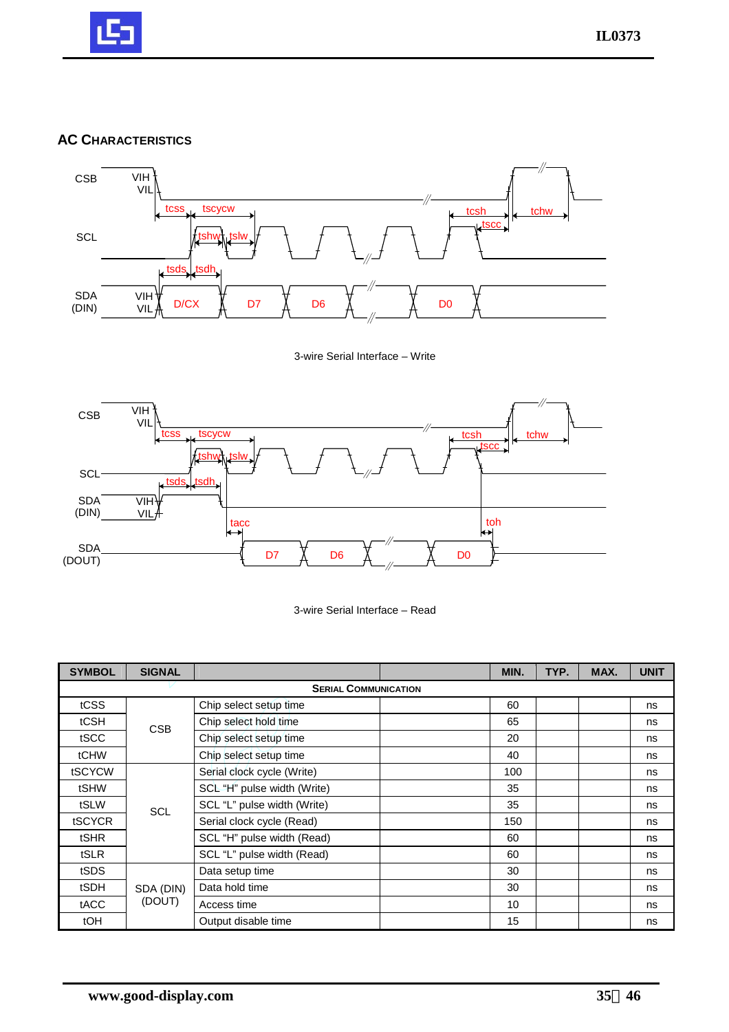## AC Characteristics

3-wire Serial Interface – Write

3-wire Serial Interface – Read

| SYMBOL | SIGNAL | | | MIN. | TYP. | MAX. | UNIT |
|---|---|---|---|---|---|---|---|
| **SERIAL COMMUNICATION** | | | | | | | |
| tCSS | CSB | Chip select setup time | | 60 | | | ns |
| tCSH | CSB | Chip select hold time | | 65 | | | ns |
| tSCC | CSB | Chip select setup time | | 20 | | | ns |
| tCHW | CSB | Chip select setup time | | 40 | | | ns |
| tSCYCW | SCL | Serial clock cycle (Write) | | 100 | | | ns |
| tSHW | SCL | SCL “H” pulse width (Write) | | 35 | | | ns |
| tSLW | SCL | SCL “L” pulse width (Write) | | 35 | | | ns |
| tSCYCR | SCL | Serial clock cycle (Read) | | 150 | | | ns |
| tSHR | SCL | SCL “H” pulse width (Read) | | 60 | | | ns |
| tSLR | SCL | SCL “L” pulse width (Read) | | 60 | | | ns |
| tSDS | SDA (DIN) (DOUT) | Data setup time | | 30 | | | ns |
| tSDH | SDA (DIN) (DOUT) | Data hold time | | 30 | | | ns |
| tACC | SDA (DIN) (DOUT) | Access time | | 10 | | | ns |
| tOH | SDA (DIN) (DOUT) | Output disable time | | 15 | | | ns |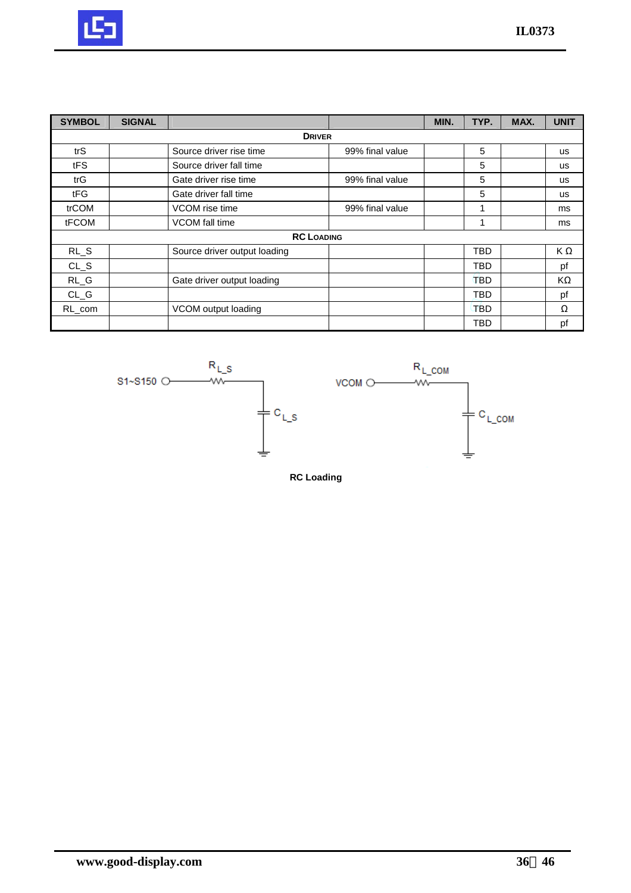| SYMBOL | SIGNAL | | | MIN. | TYP. | MAX. | UNIT |
|---|---|---|---|---|---|---|---|
| **DRIVER** | | | | | | | |
| trS | | Source driver rise time | 99% final value | | 5 | | us |
| tFS | | Source driver fall time | | | 5 | | us |
| trG | | Gate driver rise time | 99% final value | | 5 | | us |
| tFG | | Gate driver fall time | | | 5 | | us |
| trCOM | | VCOM rise time | 99% final value | | 1 | | ms |
| tFCOM | | VCOM fall time | | | 1 | | ms |
| **RC LOADING** | | | | | | | |
| RL_S | | Source driver output loading | | | TBD | | K Ω |
| CL_S | | | | | TBD | | pf |
| RL_G | | Gate driver output loading | | | TBD | | KΩ |
| CL_G | | | | | TBD | | pf |
| RL_com | | VCOM output loading | | | TBD | | Ω |
| | | | | | TBD | | pf |

S1~S150 — $R_{L\_S}$ — $C_{L\_S}$

VCOM — $R_{L\_COM}$ — $C_{L\_COM}$

**RC Loading**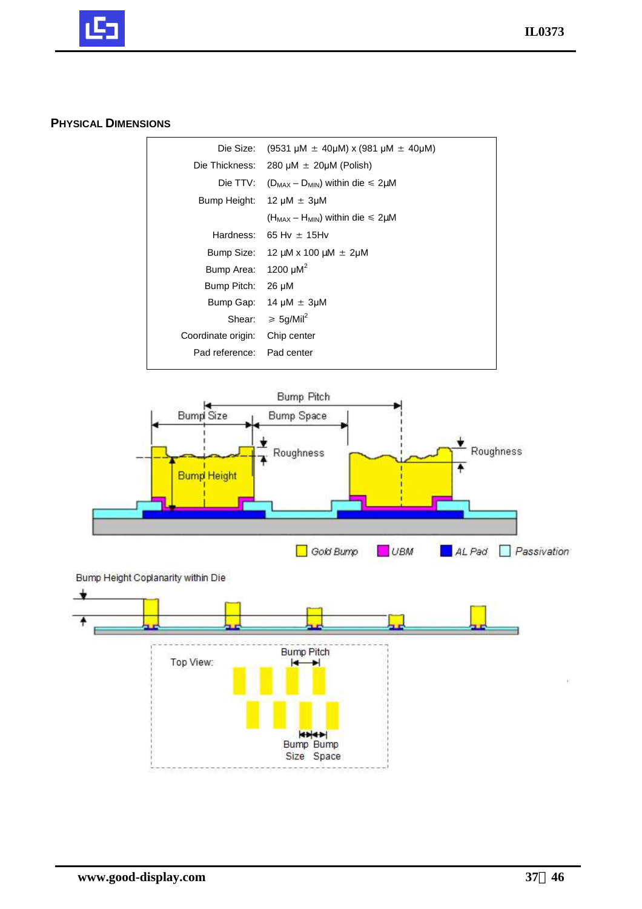## PHYSICAL DIMENSIONS

| | |
|---|---|
| Die Size: | (9531 μM ± 40μM) x (981 μM ± 40μM) |
| Die Thickness: | 280 μM ± 20μM (Polish) |
| Die TTV: | ($D_{MAX}$ – $D_{MIN}$) within die ≤ 2μM |
| Bump Height: | 12 μM ± 3μM |
| | ($H_{MAX}$ – $H_{MIN}$) within die ≤ 2μM |
| Hardness: | 65 Hv ± 15Hv |
| Bump Size: | 12 μM x 100 μM ± 2μM |
| Bump Area: | 1200 $μM^2$ |
| Bump Pitch: | 26 μM |
| Bump Gap: | 14 μM ± 3μM |
| Shear: | ≥ 5g/$Mil^2$ |
| Coordinate origin: | Chip center |
| Pad reference: | Pad center |

Bump Pitch, Bump Size, Bump Space, Roughness, Bump Height, Roughness

Gold Bump, UBM, AL Pad, Passivation

Bump Height Coplanarity within Die

Top View: Bump Pitch, Bump Size, Bump Space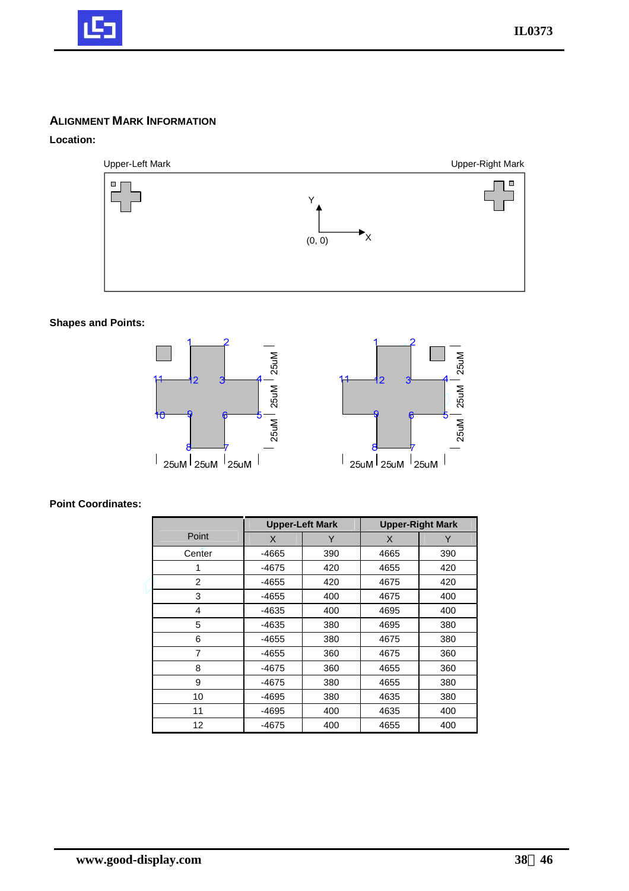## Alignment Mark Information

**Location:**

Upper-Left Mark

Upper-Right Mark

**Shapes and Points:**

**Point Coordinates:**

| Point | Upper-Left Mark | | Upper-Right Mark | |
|---|---|---|---|---|
| | X | Y | X | Y |
| Center | -4665 | 390 | 4665 | 390 |
| 1 | -4675 | 420 | 4655 | 420 |
| 2 | -4655 | 420 | 4675 | 420 |
| 3 | -4655 | 400 | 4675 | 400 |
| 4 | -4635 | 400 | 4695 | 400 |
| 5 | -4635 | 380 | 4695 | 380 |
| 6 | -4655 | 380 | 4675 | 380 |
| 7 | -4655 | 360 | 4675 | 360 |
| 8 | -4675 | 360 | 4655 | 360 |
| 9 | -4675 | 380 | 4655 | 380 |
| 10 | -4695 | 380 | 4635 | 380 |
| 11 | -4695 | 400 | 4635 | 400 |
| 12 | -4675 | 400 | 4655 | 400 |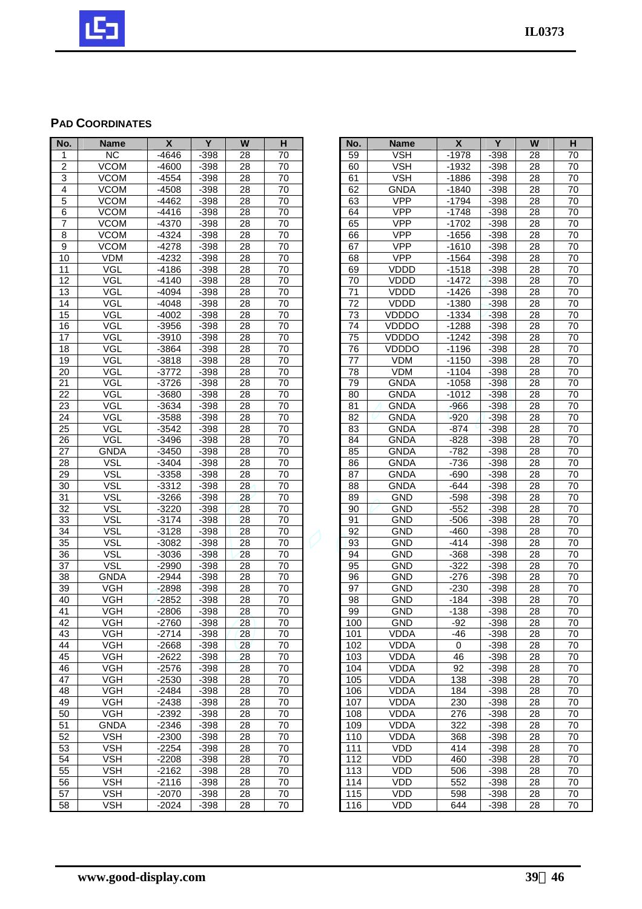## PAD COORDINATES

| No. | Name | X | Y | W | H |
|---|---|---|---|---|---|
| 1 | NC | -4646 | -398 | 28 | 70 |
| 2 | VCOM | -4600 | -398 | 28 | 70 |
| 3 | VCOM | -4554 | -398 | 28 | 70 |
| 4 | VCOM | -4508 | -398 | 28 | 70 |
| 5 | VCOM | -4462 | -398 | 28 | 70 |
| 6 | VCOM | -4416 | -398 | 28 | 70 |
| 7 | VCOM | -4370 | -398 | 28 | 70 |
| 8 | VCOM | -4324 | -398 | 28 | 70 |
| 9 | VCOM | -4278 | -398 | 28 | 70 |
| 10 | VDM | -4232 | -398 | 28 | 70 |
| 11 | VGL | -4186 | -398 | 28 | 70 |
| 12 | VGL | -4140 | -398 | 28 | 70 |
| 13 | VGL | -4094 | -398 | 28 | 70 |
| 14 | VGL | -4048 | -398 | 28 | 70 |
| 15 | VGL | -4002 | -398 | 28 | 70 |
| 16 | VGL | -3956 | -398 | 28 | 70 |
| 17 | VGL | -3910 | -398 | 28 | 70 |
| 18 | VGL | -3864 | -398 | 28 | 70 |
| 19 | VGL | -3818 | -398 | 28 | 70 |
| 20 | VGL | -3772 | -398 | 28 | 70 |
| 21 | VGL | -3726 | -398 | 28 | 70 |
| 22 | VGL | -3680 | -398 | 28 | 70 |
| 23 | VGL | -3634 | -398 | 28 | 70 |
| 24 | VGL | -3588 | -398 | 28 | 70 |
| 25 | VGL | -3542 | -398 | 28 | 70 |
| 26 | VGL | -3496 | -398 | 28 | 70 |
| 27 | GNDA | -3450 | -398 | 28 | 70 |
| 28 | VSL | -3404 | -398 | 28 | 70 |
| 29 | VSL | -3358 | -398 | 28 | 70 |
| 30 | VSL | -3312 | -398 | 28 | 70 |
| 31 | VSL | -3266 | -398 | 28 | 70 |
| 32 | VSL | -3220 | -398 | 28 | 70 |
| 33 | VSL | -3174 | -398 | 28 | 70 |
| 34 | VSL | -3128 | -398 | 28 | 70 |
| 35 | VSL | -3082 | -398 | 28 | 70 |
| 36 | VSL | -3036 | -398 | 28 | 70 |
| 37 | VSL | -2990 | -398 | 28 | 70 |
| 38 | GNDA | -2944 | -398 | 28 | 70 |
| 39 | VGH | -2898 | -398 | 28 | 70 |
| 40 | VGH | -2852 | -398 | 28 | 70 |
| 41 | VGH | -2806 | -398 | 28 | 70 |
| 42 | VGH | -2760 | -398 | 28 | 70 |
| 43 | VGH | -2714 | -398 | 28 | 70 |
| 44 | VGH | -2668 | -398 | 28 | 70 |
| 45 | VGH | -2622 | -398 | 28 | 70 |
| 46 | VGH | -2576 | -398 | 28 | 70 |
| 47 | VGH | -2530 | -398 | 28 | 70 |
| 48 | VGH | -2484 | -398 | 28 | 70 |
| 49 | VGH | -2438 | -398 | 28 | 70 |
| 50 | VGH | -2392 | -398 | 28 | 70 |
| 51 | GNDA | -2346 | -398 | 28 | 70 |
| 52 | VSH | -2300 | -398 | 28 | 70 |
| 53 | VSH | -2254 | -398 | 28 | 70 |
| 54 | VSH | -2208 | -398 | 28 | 70 |
| 55 | VSH | -2162 | -398 | 28 | 70 |
| 56 | VSH | -2116 | -398 | 28 | 70 |
| 57 | VSH | -2070 | -398 | 28 | 70 |
| 58 | VSH | -2024 | -398 | 28 | 70 |
| 59 | VSH | -1978 | -398 | 28 | 70 |
| 60 | VSH | -1932 | -398 | 28 | 70 |
| 61 | VSH | -1886 | -398 | 28 | 70 |
| 62 | GNDA | -1840 | -398 | 28 | 70 |
| 63 | VPP | -1794 | -398 | 28 | 70 |
| 64 | VPP | -1748 | -398 | 28 | 70 |
| 65 | VPP | -1702 | -398 | 28 | 70 |
| 66 | VPP | -1656 | -398 | 28 | 70 |
| 67 | VPP | -1610 | -398 | 28 | 70 |
| 68 | VPP | -1564 | -398 | 28 | 70 |
| 69 | VDDD | -1518 | -398 | 28 | 70 |
| 70 | VDDD | -1472 | -398 | 28 | 70 |
| 71 | VDDD | -1426 | -398 | 28 | 70 |
| 72 | VDDD | -1380 | -398 | 28 | 70 |
| 73 | VDDDO | -1334 | -398 | 28 | 70 |
| 74 | VDDDO | -1288 | -398 | 28 | 70 |
| 75 | VDDDO | -1242 | -398 | 28 | 70 |
| 76 | VDDDO | -1196 | -398 | 28 | 70 |
| 77 | VDM | -1150 | -398 | 28 | 70 |
| 78 | VDM | -1104 | -398 | 28 | 70 |
| 79 | GNDA | -1058 | -398 | 28 | 70 |
| 80 | GNDA | -1012 | -398 | 28 | 70 |
| 81 | GNDA | -966 | -398 | 28 | 70 |
| 82 | GNDA | -920 | -398 | 28 | 70 |
| 83 | GNDA | -874 | -398 | 28 | 70 |
| 84 | GNDA | -828 | -398 | 28 | 70 |
| 85 | GNDA | -782 | -398 | 28 | 70 |
| 86 | GNDA | -736 | -398 | 28 | 70 |
| 87 | GNDA | -690 | -398 | 28 | 70 |
| 88 | GNDA | -644 | -398 | 28 | 70 |
| 89 | GND | -598 | -398 | 28 | 70 |
| 90 | GND | -552 | -398 | 28 | 70 |
| 91 | GND | -506 | -398 | 28 | 70 |
| 92 | GND | -460 | -398 | 28 | 70 |
| 93 | GND | -414 | -398 | 28 | 70 |
| 94 | GND | -368 | -398 | 28 | 70 |
| 95 | GND | -322 | -398 | 28 | 70 |
| 96 | GND | -276 | -398 | 28 | 70 |
| 97 | GND | -230 | -398 | 28 | 70 |
| 98 | GND | -184 | -398 | 28 | 70 |
| 99 | GND | -138 | -398 | 28 | 70 |
| 100 | GND | -92 | -398 | 28 | 70 |
| 101 | VDDA | -46 | -398 | 28 | 70 |
| 102 | VDDA | 0 | -398 | 28 | 70 |
| 103 | VDDA | 46 | -398 | 28 | 70 |
| 104 | VDDA | 92 | -398 | 28 | 70 |
| 105 | VDDA | 138 | -398 | 28 | 70 |
| 106 | VDDA | 184 | -398 | 28 | 70 |
| 107 | VDDA | 230 | -398 | 28 | 70 |
| 108 | VDDA | 276 | -398 | 28 | 70 |
| 109 | VDDA | 322 | -398 | 28 | 70 |
| 110 | VDDA | 368 | -398 | 28 | 70 |
| 111 | VDD | 414 | -398 | 28 | 70 |
| 112 | VDD | 460 | -398 | 28 | 70 |
| 113 | VDD | 506 | -398 | 28 | 70 |
| 114 | VDD | 552 | -398 | 28 | 70 |
| 115 | VDD | 598 | -398 | 28 | 70 |
| 116 | VDD | 644 | -398 | 28 | 70 |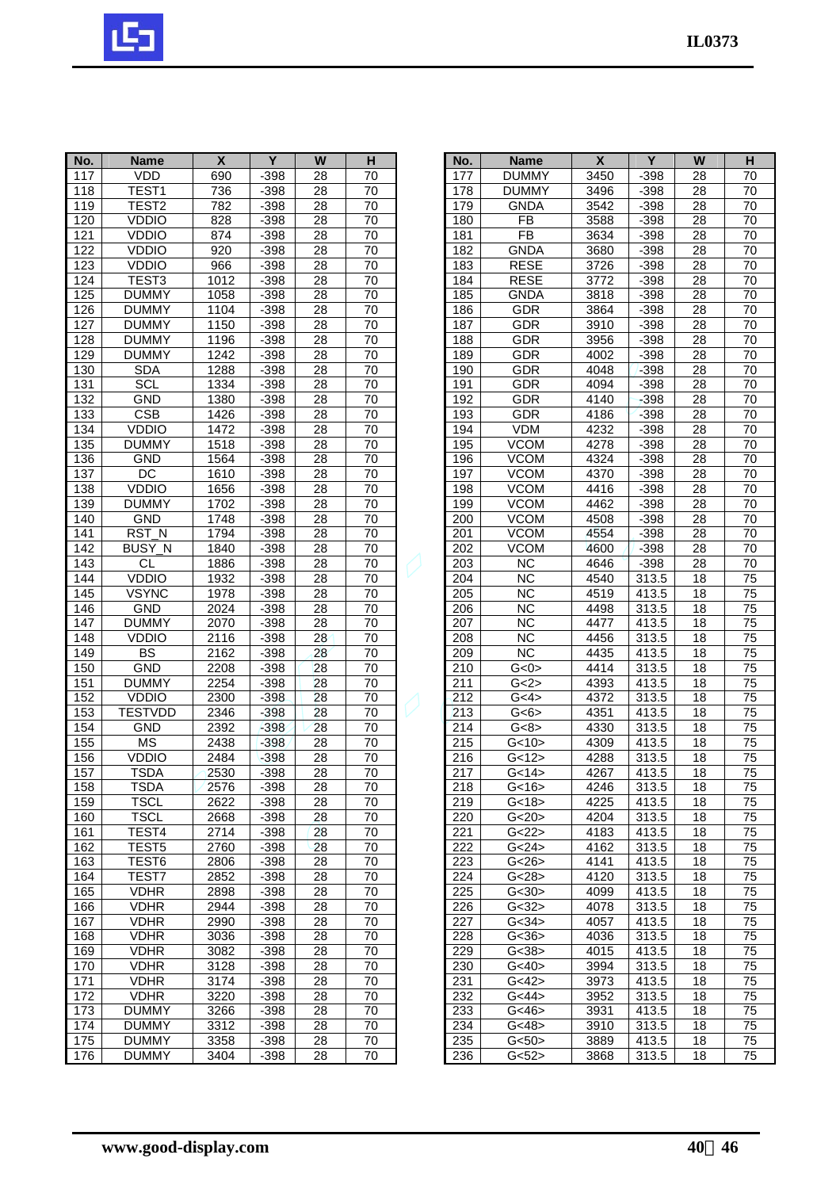| No. | Name | X | Y | W | H |
|---|---|---|---|---|---|
| 117 | VDD | 690 | -398 | 28 | 70 |
| 118 | TEST1 | 736 | -398 | 28 | 70 |
| 119 | TEST2 | 782 | -398 | 28 | 70 |
| 120 | VDDIO | 828 | -398 | 28 | 70 |
| 121 | VDDIO | 874 | -398 | 28 | 70 |
| 122 | VDDIO | 920 | -398 | 28 | 70 |
| 123 | VDDIO | 966 | -398 | 28 | 70 |
| 124 | TEST3 | 1012 | -398 | 28 | 70 |
| 125 | DUMMY | 1058 | -398 | 28 | 70 |
| 126 | DUMMY | 1104 | -398 | 28 | 70 |
| 127 | DUMMY | 1150 | -398 | 28 | 70 |
| 128 | DUMMY | 1196 | -398 | 28 | 70 |
| 129 | DUMMY | 1242 | -398 | 28 | 70 |
| 130 | SDA | 1288 | -398 | 28 | 70 |
| 131 | SCL | 1334 | -398 | 28 | 70 |
| 132 | GND | 1380 | -398 | 28 | 70 |
| 133 | CSB | 1426 | -398 | 28 | 70 |
| 134 | VDDIO | 1472 | -398 | 28 | 70 |
| 135 | DUMMY | 1518 | -398 | 28 | 70 |
| 136 | GND | 1564 | -398 | 28 | 70 |
| 137 | DC | 1610 | -398 | 28 | 70 |
| 138 | VDDIO | 1656 | -398 | 28 | 70 |
| 139 | DUMMY | 1702 | -398 | 28 | 70 |
| 140 | GND | 1748 | -398 | 28 | 70 |
| 141 | RST_N | 1794 | -398 | 28 | 70 |
| 142 | BUSY_N | 1840 | -398 | 28 | 70 |
| 143 | CL | 1886 | -398 | 28 | 70 |
| 144 | VDDIO | 1932 | -398 | 28 | 70 |
| 145 | VSYNC | 1978 | -398 | 28 | 70 |
| 146 | GND | 2024 | -398 | 28 | 70 |
| 147 | DUMMY | 2070 | -398 | 28 | 70 |
| 148 | VDDIO | 2116 | -398 | 28 | 70 |
| 149 | BS | 2162 | -398 | 28 | 70 |
| 150 | GND | 2208 | -398 | 28 | 70 |
| 151 | DUMMY | 2254 | -398 | 28 | 70 |
| 152 | VDDIO | 2300 | -398 | 28 | 70 |
| 153 | TESTVDD | 2346 | -398 | 28 | 70 |
| 154 | GND | 2392 | -398 | 28 | 70 |
| 155 | MS | 2438 | -398 | 28 | 70 |
| 156 | VDDIO | 2484 | -398 | 28 | 70 |
| 157 | TSDA | 2530 | -398 | 28 | 70 |
| 158 | TSDA | 2576 | -398 | 28 | 70 |
| 159 | TSCL | 2622 | -398 | 28 | 70 |
| 160 | TSCL | 2668 | -398 | 28 | 70 |
| 161 | TEST4 | 2714 | -398 | 28 | 70 |
| 162 | TEST5 | 2760 | -398 | 28 | 70 |
| 163 | TEST6 | 2806 | -398 | 28 | 70 |
| 164 | TEST7 | 2852 | -398 | 28 | 70 |
| 165 | VDHR | 2898 | -398 | 28 | 70 |
| 166 | VDHR | 2944 | -398 | 28 | 70 |
| 167 | VDHR | 2990 | -398 | 28 | 70 |
| 168 | VDHR | 3036 | -398 | 28 | 70 |
| 169 | VDHR | 3082 | -398 | 28 | 70 |
| 170 | VDHR | 3128 | -398 | 28 | 70 |
| 171 | VDHR | 3174 | -398 | 28 | 70 |
| 172 | VDHR | 3220 | -398 | 28 | 70 |
| 173 | DUMMY | 3266 | -398 | 28 | 70 |
| 174 | DUMMY | 3312 | -398 | 28 | 70 |
| 175 | DUMMY | 3358 | -398 | 28 | 70 |
| 176 | DUMMY | 3404 | -398 | 28 | 70 |

| No. | Name | X | Y | W | H |
|---|---|---|---|---|---|
| 177 | DUMMY | 3450 | -398 | 28 | 70 |
| 178 | DUMMY | 3496 | -398 | 28 | 70 |
| 179 | GNDA | 3542 | -398 | 28 | 70 |
| 180 | FB | 3588 | -398 | 28 | 70 |
| 181 | FB | 3634 | -398 | 28 | 70 |
| 182 | GNDA | 3680 | -398 | 28 | 70 |
| 183 | RESE | 3726 | -398 | 28 | 70 |
| 184 | RESE | 3772 | -398 | 28 | 70 |
| 185 | GNDA | 3818 | -398 | 28 | 70 |
| 186 | GDR | 3864 | -398 | 28 | 70 |
| 187 | GDR | 3910 | -398 | 28 | 70 |
| 188 | GDR | 3956 | -398 | 28 | 70 |
| 189 | GDR | 4002 | -398 | 28 | 70 |
| 190 | GDR | 4048 | -398 | 28 | 70 |
| 191 | GDR | 4094 | -398 | 28 | 70 |
| 192 | GDR | 4140 | -398 | 28 | 70 |
| 193 | GDR | 4186 | -398 | 28 | 70 |
| 194 | VDM | 4232 | -398 | 28 | 70 |
| 195 | VCOM | 4278 | -398 | 28 | 70 |
| 196 | VCOM | 4324 | -398 | 28 | 70 |
| 197 | VCOM | 4370 | -398 | 28 | 70 |
| 198 | VCOM | 4416 | -398 | 28 | 70 |
| 199 | VCOM | 4462 | -398 | 28 | 70 |
| 200 | VCOM | 4508 | -398 | 28 | 70 |
| 201 | VCOM | 4554 | -398 | 28 | 70 |
| 202 | VCOM | 4600 | -398 | 28 | 70 |
| 203 | NC | 4646 | -398 | 28 | 70 |
| 204 | NC | 4540 | 313.5 | 18 | 75 |
| 205 | NC | 4519 | 413.5 | 18 | 75 |
| 206 | NC | 4498 | 313.5 | 18 | 75 |
| 207 | NC | 4477 | 413.5 | 18 | 75 |
| 208 | NC | 4456 | 313.5 | 18 | 75 |
| 209 | NC | 4435 | 413.5 | 18 | 75 |
| 210 | G<0> | 4414 | 313.5 | 18 | 75 |
| 211 | G<2> | 4393 | 413.5 | 18 | 75 |
| 212 | G<4> | 4372 | 313.5 | 18 | 75 |
| 213 | G<6> | 4351 | 413.5 | 18 | 75 |
| 214 | G<8> | 4330 | 313.5 | 18 | 75 |
| 215 | G<10> | 4309 | 413.5 | 18 | 75 |
| 216 | G<12> | 4288 | 313.5 | 18 | 75 |
| 217 | G<14> | 4267 | 413.5 | 18 | 75 |
| 218 | G<16> | 4246 | 313.5 | 18 | 75 |
| 219 | G<18> | 4225 | 413.5 | 18 | 75 |
| 220 | G<20> | 4204 | 313.5 | 18 | 75 |
| 221 | G<22> | 4183 | 413.5 | 18 | 75 |
| 222 | G<24> | 4162 | 313.5 | 18 | 75 |
| 223 | G<26> | 4141 | 413.5 | 18 | 75 |
| 224 | G<28> | 4120 | 313.5 | 18 | 75 |
| 225 | G<30> | 4099 | 413.5 | 18 | 75 |
| 226 | G<32> | 4078 | 313.5 | 18 | 75 |
| 227 | G<34> | 4057 | 413.5 | 18 | 75 |
| 228 | G<36> | 4036 | 313.5 | 18 | 75 |
| 229 | G<38> | 4015 | 413.5 | 18 | 75 |
| 230 | G<40> | 3994 | 313.5 | 18 | 75 |
| 231 | G<42> | 3973 | 413.5 | 18 | 75 |
| 232 | G<44> | 3952 | 313.5 | 18 | 75 |
| 233 | G<46> | 3931 | 413.5 | 18 | 75 |
| 234 | G<48> | 3910 | 313.5 | 18 | 75 |
| 235 | G<50> | 3889 | 413.5 | 18 | 75 |
| 236 | G<52> | 3868 | 313.5 | 18 | 75 |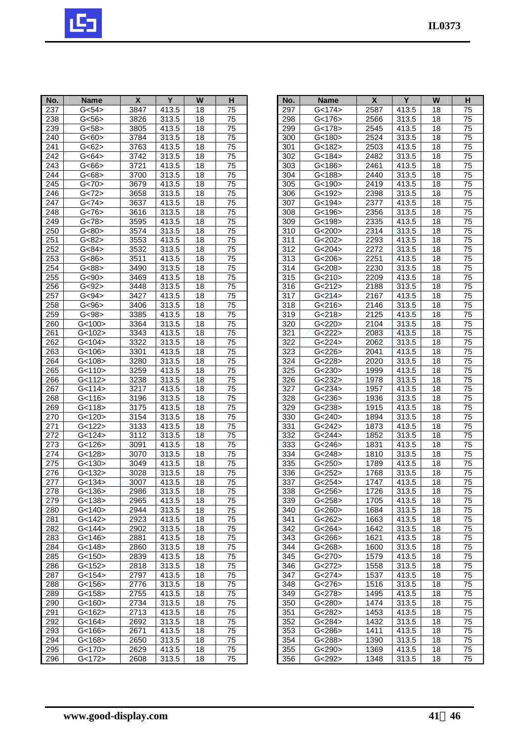| No. | Name | X | Y | W | H |
|---|---|---|---|---|---|
| 237 | G<54> | 3847 | 413.5 | 18 | 75 |
| 238 | G<56> | 3826 | 313.5 | 18 | 75 |
| 239 | G<58> | 3805 | 413.5 | 18 | 75 |
| 240 | G<60> | 3784 | 313.5 | 18 | 75 |
| 241 | G<62> | 3763 | 413.5 | 18 | 75 |
| 242 | G<64> | 3742 | 313.5 | 18 | 75 |
| 243 | G<66> | 3721 | 413.5 | 18 | 75 |
| 244 | G<68> | 3700 | 313.5 | 18 | 75 |
| 245 | G<70> | 3679 | 413.5 | 18 | 75 |
| 246 | G<72> | 3658 | 313.5 | 18 | 75 |
| 247 | G<74> | 3637 | 413.5 | 18 | 75 |
| 248 | G<76> | 3616 | 313.5 | 18 | 75 |
| 249 | G<78> | 3595 | 413.5 | 18 | 75 |
| 250 | G<80> | 3574 | 313.5 | 18 | 75 |
| 251 | G<82> | 3553 | 413.5 | 18 | 75 |
| 252 | G<84> | 3532 | 313.5 | 18 | 75 |
| 253 | G<86> | 3511 | 413.5 | 18 | 75 |
| 254 | G<88> | 3490 | 313.5 | 18 | 75 |
| 255 | G<90> | 3469 | 413.5 | 18 | 75 |
| 256 | G<92> | 3448 | 313.5 | 18 | 75 |
| 257 | G<94> | 3427 | 413.5 | 18 | 75 |
| 258 | G<96> | 3406 | 313.5 | 18 | 75 |
| 259 | G<98> | 3385 | 413.5 | 18 | 75 |
| 260 | G<100> | 3364 | 313.5 | 18 | 75 |
| 261 | G<102> | 3343 | 413.5 | 18 | 75 |
| 262 | G<104> | 3322 | 313.5 | 18 | 75 |
| 263 | G<106> | 3301 | 413.5 | 18 | 75 |
| 264 | G<108> | 3280 | 313.5 | 18 | 75 |
| 265 | G<110> | 3259 | 413.5 | 18 | 75 |
| 266 | G<112> | 3238 | 313.5 | 18 | 75 |
| 267 | G<114> | 3217 | 413.5 | 18 | 75 |
| 268 | G<116> | 3196 | 313.5 | 18 | 75 |
| 269 | G<118> | 3175 | 413.5 | 18 | 75 |
| 270 | G<120> | 3154 | 313.5 | 18 | 75 |
| 271 | G<122> | 3133 | 413.5 | 18 | 75 |
| 272 | G<124> | 3112 | 313.5 | 18 | 75 |
| 273 | G<126> | 3091 | 413.5 | 18 | 75 |
| 274 | G<128> | 3070 | 313.5 | 18 | 75 |
| 275 | G<130> | 3049 | 413.5 | 18 | 75 |
| 276 | G<132> | 3028 | 313.5 | 18 | 75 |
| 277 | G<134> | 3007 | 413.5 | 18 | 75 |
| 278 | G<136> | 2986 | 313.5 | 18 | 75 |
| 279 | G<138> | 2965 | 413.5 | 18 | 75 |
| 280 | G<140> | 2944 | 313.5 | 18 | 75 |
| 281 | G<142> | 2923 | 413.5 | 18 | 75 |
| 282 | G<144> | 2902 | 313.5 | 18 | 75 |
| 283 | G<146> | 2881 | 413.5 | 18 | 75 |
| 284 | G<148> | 2860 | 313.5 | 18 | 75 |
| 285 | G<150> | 2839 | 413.5 | 18 | 75 |
| 286 | G<152> | 2818 | 313.5 | 18 | 75 |
| 287 | G<154> | 2797 | 413.5 | 18 | 75 |
| 288 | G<156> | 2776 | 313.5 | 18 | 75 |
| 289 | G<158> | 2755 | 413.5 | 18 | 75 |
| 290 | G<160> | 2734 | 313.5 | 18 | 75 |
| 291 | G<162> | 2713 | 413.5 | 18 | 75 |
| 292 | G<164> | 2692 | 313.5 | 18 | 75 |
| 293 | G<166> | 2671 | 413.5 | 18 | 75 |
| 294 | G<168> | 2650 | 313.5 | 18 | 75 |
| 295 | G<170> | 2629 | 413.5 | 18 | 75 |
| 296 | G<172> | 2608 | 313.5 | 18 | 75 |
| 297 | G<174> | 2587 | 413.5 | 18 | 75 |
| 298 | G<176> | 2566 | 313.5 | 18 | 75 |
| 299 | G<178> | 2545 | 413.5 | 18 | 75 |
| 300 | G<180> | 2524 | 313.5 | 18 | 75 |
| 301 | G<182> | 2503 | 413.5 | 18 | 75 |
| 302 | G<184> | 2482 | 313.5 | 18 | 75 |
| 303 | G<186> | 2461 | 413.5 | 18 | 75 |
| 304 | G<188> | 2440 | 313.5 | 18 | 75 |
| 305 | G<190> | 2419 | 413.5 | 18 | 75 |
| 306 | G<192> | 2398 | 313.5 | 18 | 75 |
| 307 | G<194> | 2377 | 413.5 | 18 | 75 |
| 308 | G<196> | 2356 | 313.5 | 18 | 75 |
| 309 | G<198> | 2335 | 413.5 | 18 | 75 |
| 310 | G<200> | 2314 | 313.5 | 18 | 75 |
| 311 | G<202> | 2293 | 413.5 | 18 | 75 |
| 312 | G<204> | 2272 | 313.5 | 18 | 75 |
| 313 | G<206> | 2251 | 413.5 | 18 | 75 |
| 314 | G<208> | 2230 | 313.5 | 18 | 75 |
| 315 | G<210> | 2209 | 413.5 | 18 | 75 |
| 316 | G<212> | 2188 | 313.5 | 18 | 75 |
| 317 | G<214> | 2167 | 413.5 | 18 | 75 |
| 318 | G<216> | 2146 | 313.5 | 18 | 75 |
| 319 | G<218> | 2125 | 413.5 | 18 | 75 |
| 320 | G<220> | 2104 | 313.5 | 18 | 75 |
| 321 | G<222> | 2083 | 413.5 | 18 | 75 |
| 322 | G<224> | 2062 | 313.5 | 18 | 75 |
| 323 | G<226> | 2041 | 413.5 | 18 | 75 |
| 324 | G<228> | 2020 | 313.5 | 18 | 75 |
| 325 | G<230> | 1999 | 413.5 | 18 | 75 |
| 326 | G<232> | 1978 | 313.5 | 18 | 75 |
| 327 | G<234> | 1957 | 413.5 | 18 | 75 |
| 328 | G<236> | 1936 | 313.5 | 18 | 75 |
| 329 | G<238> | 1915 | 413.5 | 18 | 75 |
| 330 | G<240> | 1894 | 313.5 | 18 | 75 |
| 331 | G<242> | 1873 | 413.5 | 18 | 75 |
| 332 | G<244> | 1852 | 313.5 | 18 | 75 |
| 333 | G<246> | 1831 | 413.5 | 18 | 75 |
| 334 | G<248> | 1810 | 313.5 | 18 | 75 |
| 335 | G<250> | 1789 | 413.5 | 18 | 75 |
| 336 | G<252> | 1768 | 313.5 | 18 | 75 |
| 337 | G<254> | 1747 | 413.5 | 18 | 75 |
| 338 | G<256> | 1726 | 313.5 | 18 | 75 |
| 339 | G<258> | 1705 | 413.5 | 18 | 75 |
| 340 | G<260> | 1684 | 313.5 | 18 | 75 |
| 341 | G<262> | 1663 | 413.5 | 18 | 75 |
| 342 | G<264> | 1642 | 313.5 | 18 | 75 |
| 343 | G<266> | 1621 | 413.5 | 18 | 75 |
| 344 | G<268> | 1600 | 313.5 | 18 | 75 |
| 345 | G<270> | 1579 | 413.5 | 18 | 75 |
| 346 | G<272> | 1558 | 313.5 | 18 | 75 |
| 347 | G<274> | 1537 | 413.5 | 18 | 75 |
| 348 | G<276> | 1516 | 313.5 | 18 | 75 |
| 349 | G<278> | 1495 | 413.5 | 18 | 75 |
| 350 | G<280> | 1474 | 313.5 | 18 | 75 |
| 351 | G<282> | 1453 | 413.5 | 18 | 75 |
| 352 | G<284> | 1432 | 313.5 | 18 | 75 |
| 353 | G<286> | 1411 | 413.5 | 18 | 75 |
| 354 | G<288> | 1390 | 313.5 | 18 | 75 |
| 355 | G<290> | 1369 | 413.5 | 18 | 75 |
| 356 | G<292> | 1348 | 313.5 | 18 | 75 |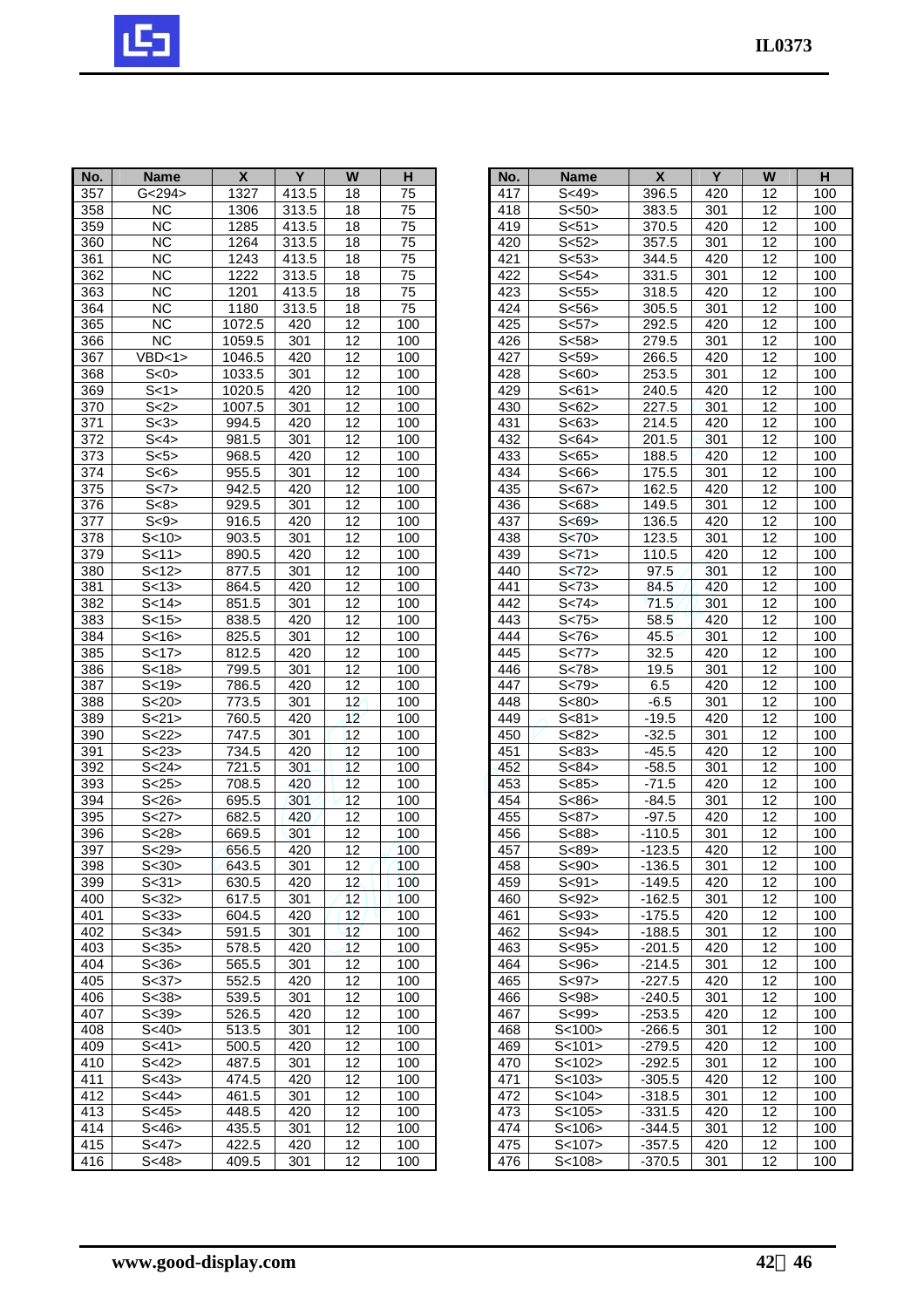| No. | Name | X | Y | W | H |
|---|---|---|---|---|---|
| 357 | G<294> | 1327 | 413.5 | 18 | 75 |
| 358 | NC | 1306 | 313.5 | 18 | 75 |
| 359 | NC | 1285 | 413.5 | 18 | 75 |
| 360 | NC | 1264 | 313.5 | 18 | 75 |
| 361 | NC | 1243 | 413.5 | 18 | 75 |
| 362 | NC | 1222 | 313.5 | 18 | 75 |
| 363 | NC | 1201 | 413.5 | 18 | 75 |
| 364 | NC | 1180 | 313.5 | 18 | 75 |
| 365 | NC | 1072.5 | 420 | 12 | 100 |
| 366 | NC | 1059.5 | 301 | 12 | 100 |
| 367 | VBD<1> | 1046.5 | 420 | 12 | 100 |
| 368 | S<0> | 1033.5 | 301 | 12 | 100 |
| 369 | S<1> | 1020.5 | 420 | 12 | 100 |
| 370 | S<2> | 1007.5 | 301 | 12 | 100 |
| 371 | S<3> | 994.5 | 420 | 12 | 100 |
| 372 | S<4> | 981.5 | 301 | 12 | 100 |
| 373 | S<5> | 968.5 | 420 | 12 | 100 |
| 374 | S<6> | 955.5 | 301 | 12 | 100 |
| 375 | S<7> | 942.5 | 420 | 12 | 100 |
| 376 | S<8> | 929.5 | 301 | 12 | 100 |
| 377 | S<9> | 916.5 | 420 | 12 | 100 |
| 378 | S<10> | 903.5 | 301 | 12 | 100 |
| 379 | S<11> | 890.5 | 420 | 12 | 100 |
| 380 | S<12> | 877.5 | 301 | 12 | 100 |
| 381 | S<13> | 864.5 | 420 | 12 | 100 |
| 382 | S<14> | 851.5 | 301 | 12 | 100 |
| 383 | S<15> | 838.5 | 420 | 12 | 100 |
| 384 | S<16> | 825.5 | 301 | 12 | 100 |
| 385 | S<17> | 812.5 | 420 | 12 | 100 |
| 386 | S<18> | 799.5 | 301 | 12 | 100 |
| 387 | S<19> | 786.5 | 420 | 12 | 100 |
| 388 | S<20> | 773.5 | 301 | 12 | 100 |
| 389 | S<21> | 760.5 | 420 | 12 | 100 |
| 390 | S<22> | 747.5 | 301 | 12 | 100 |
| 391 | S<23> | 734.5 | 420 | 12 | 100 |
| 392 | S<24> | 721.5 | 301 | 12 | 100 |
| 393 | S<25> | 708.5 | 420 | 12 | 100 |
| 394 | S<26> | 695.5 | 301 | 12 | 100 |
| 395 | S<27> | 682.5 | 420 | 12 | 100 |
| 396 | S<28> | 669.5 | 301 | 12 | 100 |
| 397 | S<29> | 656.5 | 420 | 12 | 100 |
| 398 | S<30> | 643.5 | 301 | 12 | 100 |
| 399 | S<31> | 630.5 | 420 | 12 | 100 |
| 400 | S<32> | 617.5 | 301 | 12 | 100 |
| 401 | S<33> | 604.5 | 420 | 12 | 100 |
| 402 | S<34> | 591.5 | 301 | 12 | 100 |
| 403 | S<35> | 578.5 | 420 | 12 | 100 |
| 404 | S<36> | 565.5 | 301 | 12 | 100 |
| 405 | S<37> | 552.5 | 420 | 12 | 100 |
| 406 | S<38> | 539.5 | 301 | 12 | 100 |
| 407 | S<39> | 526.5 | 420 | 12 | 100 |
| 408 | S<40> | 513.5 | 301 | 12 | 100 |
| 409 | S<41> | 500.5 | 420 | 12 | 100 |
| 410 | S<42> | 487.5 | 301 | 12 | 100 |
| 411 | S<43> | 474.5 | 420 | 12 | 100 |
| 412 | S<44> | 461.5 | 301 | 12 | 100 |
| 413 | S<45> | 448.5 | 420 | 12 | 100 |
| 414 | S<46> | 435.5 | 301 | 12 | 100 |
| 415 | S<47> | 422.5 | 420 | 12 | 100 |
| 416 | S<48> | 409.5 | 301 | 12 | 100 |
| 417 | S<49> | 396.5 | 420 | 12 | 100 |
| 418 | S<50> | 383.5 | 301 | 12 | 100 |
| 419 | S<51> | 370.5 | 420 | 12 | 100 |
| 420 | S<52> | 357.5 | 301 | 12 | 100 |
| 421 | S<53> | 344.5 | 420 | 12 | 100 |
| 422 | S<54> | 331.5 | 301 | 12 | 100 |
| 423 | S<55> | 318.5 | 420 | 12 | 100 |
| 424 | S<56> | 305.5 | 301 | 12 | 100 |
| 425 | S<57> | 292.5 | 420 | 12 | 100 |
| 426 | S<58> | 279.5 | 301 | 12 | 100 |
| 427 | S<59> | 266.5 | 420 | 12 | 100 |
| 428 | S<60> | 253.5 | 301 | 12 | 100 |
| 429 | S<61> | 240.5 | 420 | 12 | 100 |
| 430 | S<62> | 227.5 | 301 | 12 | 100 |
| 431 | S<63> | 214.5 | 420 | 12 | 100 |
| 432 | S<64> | 201.5 | 301 | 12 | 100 |
| 433 | S<65> | 188.5 | 420 | 12 | 100 |
| 434 | S<66> | 175.5 | 301 | 12 | 100 |
| 435 | S<67> | 162.5 | 420 | 12 | 100 |
| 436 | S<68> | 149.5 | 301 | 12 | 100 |
| 437 | S<69> | 136.5 | 420 | 12 | 100 |
| 438 | S<70> | 123.5 | 301 | 12 | 100 |
| 439 | S<71> | 110.5 | 420 | 12 | 100 |
| 440 | S<72> | 97.5 | 301 | 12 | 100 |
| 441 | S<73> | 84.5 | 420 | 12 | 100 |
| 442 | S<74> | 71.5 | 301 | 12 | 100 |
| 443 | S<75> | 58.5 | 420 | 12 | 100 |
| 444 | S<76> | 45.5 | 301 | 12 | 100 |
| 445 | S<77> | 32.5 | 420 | 12 | 100 |
| 446 | S<78> | 19.5 | 301 | 12 | 100 |
| 447 | S<79> | 6.5 | 420 | 12 | 100 |
| 448 | S<80> | -6.5 | 301 | 12 | 100 |
| 449 | S<81> | -19.5 | 420 | 12 | 100 |
| 450 | S<82> | -32.5 | 301 | 12 | 100 |
| 451 | S<83> | -45.5 | 420 | 12 | 100 |
| 452 | S<84> | -58.5 | 301 | 12 | 100 |
| 453 | S<85> | -71.5 | 420 | 12 | 100 |
| 454 | S<86> | -84.5 | 301 | 12 | 100 |
| 455 | S<87> | -97.5 | 420 | 12 | 100 |
| 456 | S<88> | -110.5 | 301 | 12 | 100 |
| 457 | S<89> | -123.5 | 420 | 12 | 100 |
| 458 | S<90> | -136.5 | 301 | 12 | 100 |
| 459 | S<91> | -149.5 | 420 | 12 | 100 |
| 460 | S<92> | -162.5 | 301 | 12 | 100 |
| 461 | S<93> | -175.5 | 420 | 12 | 100 |
| 462 | S<94> | -188.5 | 301 | 12 | 100 |
| 463 | S<95> | -201.5 | 420 | 12 | 100 |
| 464 | S<96> | -214.5 | 301 | 12 | 100 |
| 465 | S<97> | -227.5 | 420 | 12 | 100 |
| 466 | S<98> | -240.5 | 301 | 12 | 100 |
| 467 | S<99> | -253.5 | 420 | 12 | 100 |
| 468 | S<100> | -266.5 | 301 | 12 | 100 |
| 469 | S<101> | -279.5 | 420 | 12 | 100 |
| 470 | S<102> | -292.5 | 301 | 12 | 100 |
| 471 | S<103> | -305.5 | 420 | 12 | 100 |
| 472 | S<104> | -318.5 | 301 | 12 | 100 |
| 473 | S<105> | -331.5 | 420 | 12 | 100 |
| 474 | S<106> | -344.5 | 301 | 12 | 100 |
| 475 | S<107> | -357.5 | 420 | 12 | 100 |
| 476 | S<108> | -370.5 | 301 | 12 | 100 |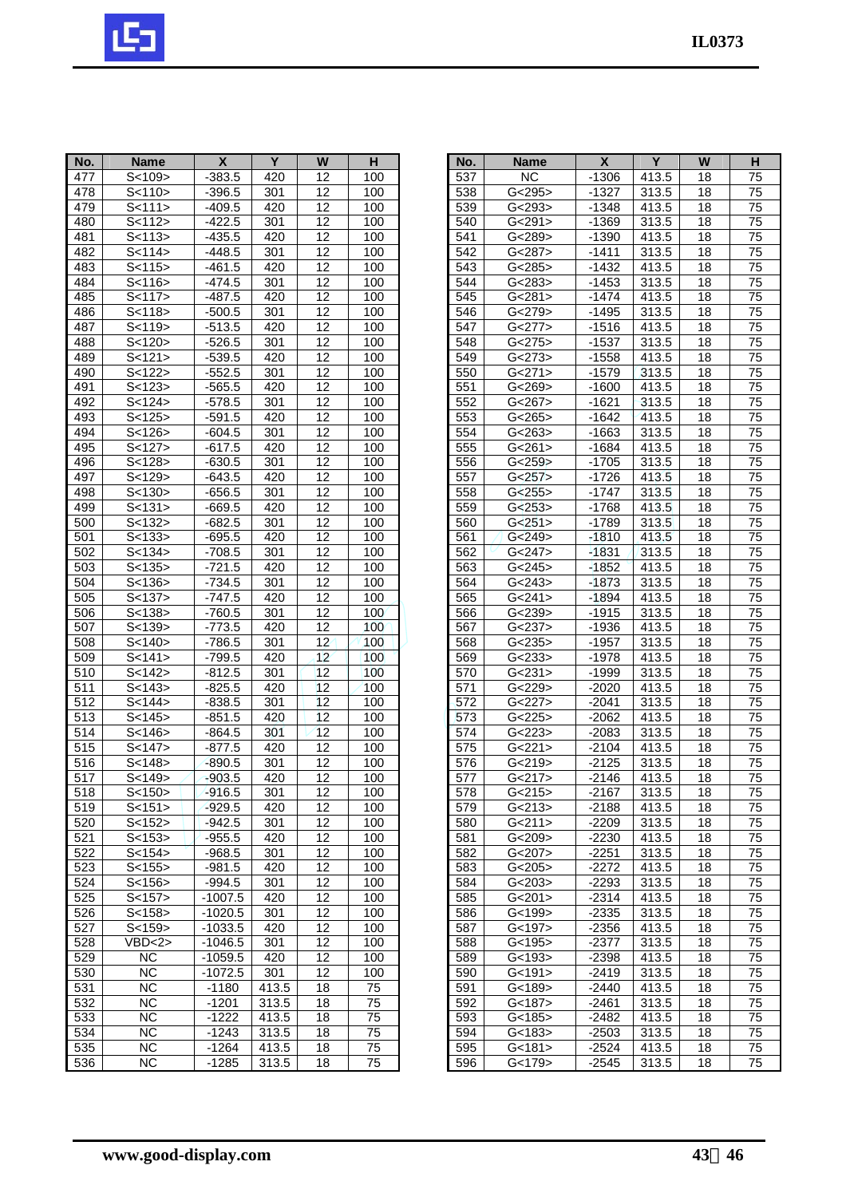| No. | Name | X | Y | W | H |
|---|---|---|---|---|---|
| 477 | S<109> | -383.5 | 420 | 12 | 100 |
| 478 | S<110> | -396.5 | 301 | 12 | 100 |
| 479 | S<111> | -409.5 | 420 | 12 | 100 |
| 480 | S<112> | -422.5 | 301 | 12 | 100 |
| 481 | S<113> | -435.5 | 420 | 12 | 100 |
| 482 | S<114> | -448.5 | 301 | 12 | 100 |
| 483 | S<115> | -461.5 | 420 | 12 | 100 |
| 484 | S<116> | -474.5 | 301 | 12 | 100 |
| 485 | S<117> | -487.5 | 420 | 12 | 100 |
| 486 | S<118> | -500.5 | 301 | 12 | 100 |
| 487 | S<119> | -513.5 | 420 | 12 | 100 |
| 488 | S<120> | -526.5 | 301 | 12 | 100 |
| 489 | S<121> | -539.5 | 420 | 12 | 100 |
| 490 | S<122> | -552.5 | 301 | 12 | 100 |
| 491 | S<123> | -565.5 | 420 | 12 | 100 |
| 492 | S<124> | -578.5 | 301 | 12 | 100 |
| 493 | S<125> | -591.5 | 420 | 12 | 100 |
| 494 | S<126> | -604.5 | 301 | 12 | 100 |
| 495 | S<127> | -617.5 | 420 | 12 | 100 |
| 496 | S<128> | -630.5 | 301 | 12 | 100 |
| 497 | S<129> | -643.5 | 420 | 12 | 100 |
| 498 | S<130> | -656.5 | 301 | 12 | 100 |
| 499 | S<131> | -669.5 | 420 | 12 | 100 |
| 500 | S<132> | -682.5 | 301 | 12 | 100 |
| 501 | S<133> | -695.5 | 420 | 12 | 100 |
| 502 | S<134> | -708.5 | 301 | 12 | 100 |
| 503 | S<135> | -721.5 | 420 | 12 | 100 |
| 504 | S<136> | -734.5 | 301 | 12 | 100 |
| 505 | S<137> | -747.5 | 420 | 12 | 100 |
| 506 | S<138> | -760.5 | 301 | 12 | 100 |
| 507 | S<139> | -773.5 | 420 | 12 | 100 |
| 508 | S<140> | -786.5 | 301 | 12 | 100 |
| 509 | S<141> | -799.5 | 420 | 12 | 100 |
| 510 | S<142> | -812.5 | 301 | 12 | 100 |
| 511 | S<143> | -825.5 | 420 | 12 | 100 |
| 512 | S<144> | -838.5 | 301 | 12 | 100 |
| 513 | S<145> | -851.5 | 420 | 12 | 100 |
| 514 | S<146> | -864.5 | 301 | 12 | 100 |
| 515 | S<147> | -877.5 | 420 | 12 | 100 |
| 516 | S<148> | -890.5 | 301 | 12 | 100 |
| 517 | S<149> | -903.5 | 420 | 12 | 100 |
| 518 | S<150> | -916.5 | 301 | 12 | 100 |
| 519 | S<151> | -929.5 | 420 | 12 | 100 |
| 520 | S<152> | -942.5 | 301 | 12 | 100 |
| 521 | S<153> | -955.5 | 420 | 12 | 100 |
| 522 | S<154> | -968.5 | 301 | 12 | 100 |
| 523 | S<155> | -981.5 | 420 | 12 | 100 |
| 524 | S<156> | -994.5 | 301 | 12 | 100 |
| 525 | S<157> | -1007.5 | 420 | 12 | 100 |
| 526 | S<158> | -1020.5 | 301 | 12 | 100 |
| 527 | S<159> | -1033.5 | 420 | 12 | 100 |
| 528 | VBD<2> | -1046.5 | 301 | 12 | 100 |
| 529 | NC | -1059.5 | 420 | 12 | 100 |
| 530 | NC | -1072.5 | 301 | 12 | 100 |
| 531 | NC | -1180 | 413.5 | 18 | 75 |
| 532 | NC | -1201 | 313.5 | 18 | 75 |
| 533 | NC | -1222 | 413.5 | 18 | 75 |
| 534 | NC | -1243 | 313.5 | 18 | 75 |
| 535 | NC | -1264 | 413.5 | 18 | 75 |
| 536 | NC | -1285 | 313.5 | 18 | 75 |
| 537 | NC | -1306 | 413.5 | 18 | 75 |
| 538 | G<295> | -1327 | 313.5 | 18 | 75 |
| 539 | G<293> | -1348 | 413.5 | 18 | 75 |
| 540 | G<291> | -1369 | 313.5 | 18 | 75 |
| 541 | G<289> | -1390 | 413.5 | 18 | 75 |
| 542 | G<287> | -1411 | 313.5 | 18 | 75 |
| 543 | G<285> | -1432 | 413.5 | 18 | 75 |
| 544 | G<283> | -1453 | 313.5 | 18 | 75 |
| 545 | G<281> | -1474 | 413.5 | 18 | 75 |
| 546 | G<279> | -1495 | 313.5 | 18 | 75 |
| 547 | G<277> | -1516 | 413.5 | 18 | 75 |
| 548 | G<275> | -1537 | 313.5 | 18 | 75 |
| 549 | G<273> | -1558 | 413.5 | 18 | 75 |
| 550 | G<271> | -1579 | 313.5 | 18 | 75 |
| 551 | G<269> | -1600 | 413.5 | 18 | 75 |
| 552 | G<267> | -1621 | 313.5 | 18 | 75 |
| 553 | G<265> | -1642 | 413.5 | 18 | 75 |
| 554 | G<263> | -1663 | 313.5 | 18 | 75 |
| 555 | G<261> | -1684 | 413.5 | 18 | 75 |
| 556 | G<259> | -1705 | 313.5 | 18 | 75 |
| 557 | G<257> | -1726 | 413.5 | 18 | 75 |
| 558 | G<255> | -1747 | 313.5 | 18 | 75 |
| 559 | G<253> | -1768 | 413.5 | 18 | 75 |
| 560 | G<251> | -1789 | 313.5 | 18 | 75 |
| 561 | G<249> | -1810 | 413.5 | 18 | 75 |
| 562 | G<247> | -1831 | 313.5 | 18 | 75 |
| 563 | G<245> | -1852 | 413.5 | 18 | 75 |
| 564 | G<243> | -1873 | 313.5 | 18 | 75 |
| 565 | G<241> | -1894 | 413.5 | 18 | 75 |
| 566 | G<239> | -1915 | 313.5 | 18 | 75 |
| 567 | G<237> | -1936 | 413.5 | 18 | 75 |
| 568 | G<235> | -1957 | 313.5 | 18 | 75 |
| 569 | G<233> | -1978 | 413.5 | 18 | 75 |
| 570 | G<231> | -1999 | 313.5 | 18 | 75 |
| 571 | G<229> | -2020 | 413.5 | 18 | 75 |
| 572 | G<227> | -2041 | 313.5 | 18 | 75 |
| 573 | G<225> | -2062 | 413.5 | 18 | 75 |
| 574 | G<223> | -2083 | 313.5 | 18 | 75 |
| 575 | G<221> | -2104 | 413.5 | 18 | 75 |
| 576 | G<219> | -2125 | 313.5 | 18 | 75 |
| 577 | G<217> | -2146 | 413.5 | 18 | 75 |
| 578 | G<215> | -2167 | 313.5 | 18 | 75 |
| 579 | G<213> | -2188 | 413.5 | 18 | 75 |
| 580 | G<211> | -2209 | 313.5 | 18 | 75 |
| 581 | G<209> | -2230 | 413.5 | 18 | 75 |
| 582 | G<207> | -2251 | 313.5 | 18 | 75 |
| 583 | G<205> | -2272 | 413.5 | 18 | 75 |
| 584 | G<203> | -2293 | 313.5 | 18 | 75 |
| 585 | G<201> | -2314 | 413.5 | 18 | 75 |
| 586 | G<199> | -2335 | 313.5 | 18 | 75 |
| 587 | G<197> | -2356 | 413.5 | 18 | 75 |
| 588 | G<195> | -2377 | 313.5 | 18 | 75 |
| 589 | G<193> | -2398 | 413.5 | 18 | 75 |
| 590 | G<191> | -2419 | 313.5 | 18 | 75 |
| 591 | G<189> | -2440 | 413.5 | 18 | 75 |
| 592 | G<187> | -2461 | 313.5 | 18 | 75 |
| 593 | G<185> | -2482 | 413.5 | 18 | 75 |
| 594 | G<183> | -2503 | 313.5 | 18 | 75 |
| 595 | G<181> | -2524 | 413.5 | 18 | 75 |
| 596 | G<179> | -2545 | 313.5 | 18 | 75 |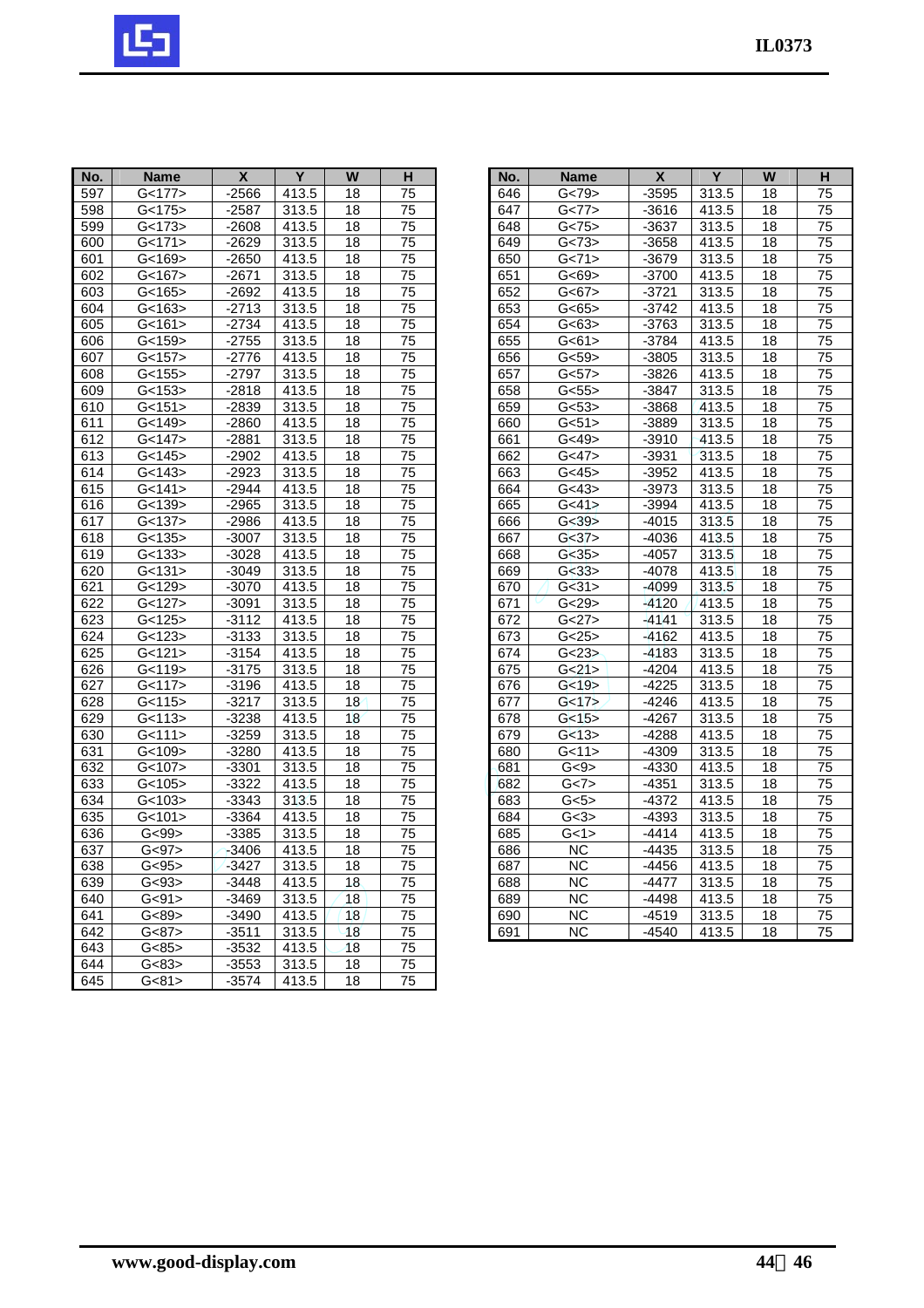| No. | Name | X | Y | W | H |
|---|---|---|---|---|---|
| 597 | G<177> | -2566 | 413.5 | 18 | 75 |
| 598 | G<175> | -2587 | 313.5 | 18 | 75 |
| 599 | G<173> | -2608 | 413.5 | 18 | 75 |
| 600 | G<171> | -2629 | 313.5 | 18 | 75 |
| 601 | G<169> | -2650 | 413.5 | 18 | 75 |
| 602 | G<167> | -2671 | 313.5 | 18 | 75 |
| 603 | G<165> | -2692 | 413.5 | 18 | 75 |
| 604 | G<163> | -2713 | 313.5 | 18 | 75 |
| 605 | G<161> | -2734 | 413.5 | 18 | 75 |
| 606 | G<159> | -2755 | 313.5 | 18 | 75 |
| 607 | G<157> | -2776 | 413.5 | 18 | 75 |
| 608 | G<155> | -2797 | 313.5 | 18 | 75 |
| 609 | G<153> | -2818 | 413.5 | 18 | 75 |
| 610 | G<151> | -2839 | 313.5 | 18 | 75 |
| 611 | G<149> | -2860 | 413.5 | 18 | 75 |
| 612 | G<147> | -2881 | 313.5 | 18 | 75 |
| 613 | G<145> | -2902 | 413.5 | 18 | 75 |
| 614 | G<143> | -2923 | 313.5 | 18 | 75 |
| 615 | G<141> | -2944 | 413.5 | 18 | 75 |
| 616 | G<139> | -2965 | 313.5 | 18 | 75 |
| 617 | G<137> | -2986 | 413.5 | 18 | 75 |
| 618 | G<135> | -3007 | 313.5 | 18 | 75 |
| 619 | G<133> | -3028 | 413.5 | 18 | 75 |
| 620 | G<131> | -3049 | 313.5 | 18 | 75 |
| 621 | G<129> | -3070 | 413.5 | 18 | 75 |
| 622 | G<127> | -3091 | 313.5 | 18 | 75 |
| 623 | G<125> | -3112 | 413.5 | 18 | 75 |
| 624 | G<123> | -3133 | 313.5 | 18 | 75 |
| 625 | G<121> | -3154 | 413.5 | 18 | 75 |
| 626 | G<119> | -3175 | 313.5 | 18 | 75 |
| 627 | G<117> | -3196 | 413.5 | 18 | 75 |
| 628 | G<115> | -3217 | 313.5 | 18 | 75 |
| 629 | G<113> | -3238 | 413.5 | 18 | 75 |
| 630 | G<111> | -3259 | 313.5 | 18 | 75 |
| 631 | G<109> | -3280 | 413.5 | 18 | 75 |
| 632 | G<107> | -3301 | 313.5 | 18 | 75 |
| 633 | G<105> | -3322 | 413.5 | 18 | 75 |
| 634 | G<103> | -3343 | 313.5 | 18 | 75 |
| 635 | G<101> | -3364 | 413.5 | 18 | 75 |
| 636 | G<99> | -3385 | 313.5 | 18 | 75 |
| 637 | G<97> | -3406 | 413.5 | 18 | 75 |
| 638 | G<95> | -3427 | 313.5 | 18 | 75 |
| 639 | G<93> | -3448 | 413.5 | 18 | 75 |
| 640 | G<91> | -3469 | 313.5 | 18 | 75 |
| 641 | G<89> | -3490 | 413.5 | 18 | 75 |
| 642 | G<87> | -3511 | 313.5 | 18 | 75 |
| 643 | G<85> | -3532 | 413.5 | 18 | 75 |
| 644 | G<83> | -3553 | 313.5 | 18 | 75 |
| 645 | G<81> | -3574 | 413.5 | 18 | 75 |
| 646 | G<79> | -3595 | 313.5 | 18 | 75 |
| 647 | G<77> | -3616 | 413.5 | 18 | 75 |
| 648 | G<75> | -3637 | 313.5 | 18 | 75 |
| 649 | G<73> | -3658 | 413.5 | 18 | 75 |
| 650 | G<71> | -3679 | 313.5 | 18 | 75 |
| 651 | G<69> | -3700 | 413.5 | 18 | 75 |
| 652 | G<67> | -3721 | 313.5 | 18 | 75 |
| 653 | G<65> | -3742 | 413.5 | 18 | 75 |
| 654 | G<63> | -3763 | 313.5 | 18 | 75 |
| 655 | G<61> | -3784 | 413.5 | 18 | 75 |
| 656 | G<59> | -3805 | 313.5 | 18 | 75 |
| 657 | G<57> | -3826 | 413.5 | 18 | 75 |
| 658 | G<55> | -3847 | 313.5 | 18 | 75 |
| 659 | G<53> | -3868 | 413.5 | 18 | 75 |
| 660 | G<51> | -3889 | 313.5 | 18 | 75 |
| 661 | G<49> | -3910 | 413.5 | 18 | 75 |
| 662 | G<47> | -3931 | 313.5 | 18 | 75 |
| 663 | G<45> | -3952 | 413.5 | 18 | 75 |
| 664 | G<43> | -3973 | 313.5 | 18 | 75 |
| 665 | G<41> | -3994 | 413.5 | 18 | 75 |
| 666 | G<39> | -4015 | 313.5 | 18 | 75 |
| 667 | G<37> | -4036 | 413.5 | 18 | 75 |
| 668 | G<35> | -4057 | 313.5 | 18 | 75 |
| 669 | G<33> | -4078 | 413.5 | 18 | 75 |
| 670 | G<31> | -4099 | 313.5 | 18 | 75 |
| 671 | G<29> | -4120 | 413.5 | 18 | 75 |
| 672 | G<27> | -4141 | 313.5 | 18 | 75 |
| 673 | G<25> | -4162 | 413.5 | 18 | 75 |
| 674 | G<23> | -4183 | 313.5 | 18 | 75 |
| 675 | G<21> | -4204 | 413.5 | 18 | 75 |
| 676 | G<19> | -4225 | 313.5 | 18 | 75 |
| 677 | G<17> | -4246 | 413.5 | 18 | 75 |
| 678 | G<15> | -4267 | 313.5 | 18 | 75 |
| 679 | G<13> | -4288 | 413.5 | 18 | 75 |
| 680 | G<11> | -4309 | 313.5 | 18 | 75 |
| 681 | G<9> | -4330 | 413.5 | 18 | 75 |
| 682 | G<7> | -4351 | 313.5 | 18 | 75 |
| 683 | G<5> | -4372 | 413.5 | 18 | 75 |
| 684 | G<3> | -4393 | 313.5 | 18 | 75 |
| 685 | G<1> | -4414 | 413.5 | 18 | 75 |
| 686 | NC | -4435 | 313.5 | 18 | 75 |
| 687 | NC | -4456 | 413.5 | 18 | 75 |
| 688 | NC | -4477 | 313.5 | 18 | 75 |
| 689 | NC | -4498 | 413.5 | 18 | 75 |
| 690 | NC | -4519 | 313.5 | 18 | 75 |
| 691 | NC | -4540 | 413.5 | 18 | 75 |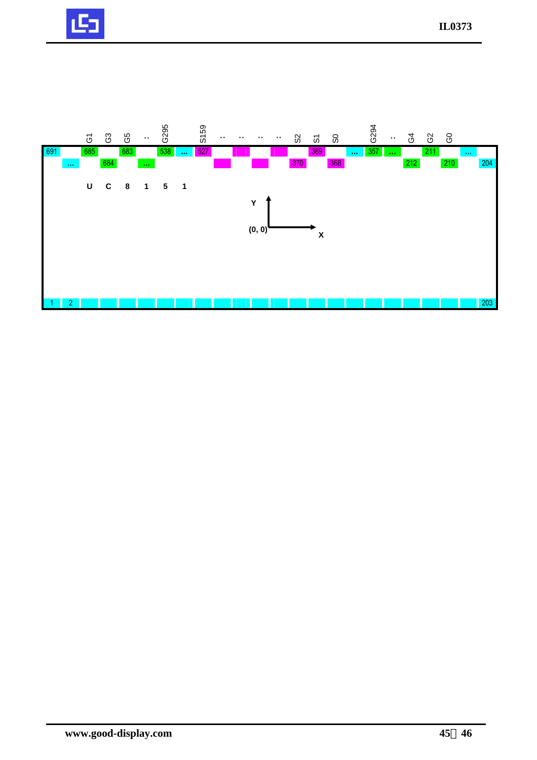| | | G1 | G3 | G5 | .. | G295 | | S159 | .. | .. | .. | .. | S2 | S1 | S0 | | G294 | .. | G4 | G2 | G0 | | |
|---|---|---|---|---|---|---|---|---|---|---|---|---|---|---|---|---|---|---|---|---|---|---|---|
| 691 | | 685 | | 683 | | 538 | ... | 527 | | | | | | 369 | | ... | 357 | ... | | 211 | | ... | |
| | ... | | 684 | | ... | | | | | | | | 370 | | 368 | | | | 212 | | 210 | | 204 |

U C 8 1 5 1

Y

(0, 0) X

| 1 | 2 | | | | | | | | | | | | | | | | | | | | | | 203 |
|---|---|---|---|---|---|---|---|---|---|---|---|---|---|---|---|---|---|---|---|---|---|---|---|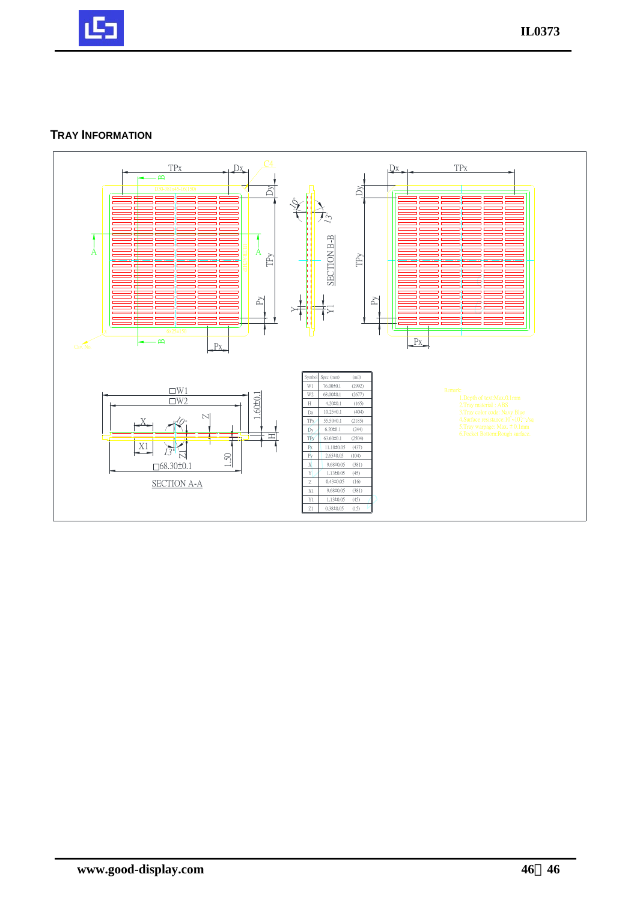## TRAY INFORMATION

TPx
Dx
C4
B
Dy
A
A
TPy
Py
B
Px

10°
13°
SECTION B-B
Y
Y1

Dx
TPx
Dy
TPy
Py
Px

□W1
□W2
X
10°
Z
1.60±0.1
H
X1
13°
Z1
1.50
□68.30±0.1
SECTION A-A

| Symbol | Spec (mm) | (mil) |
|---|---|---|
| W1 | 76.00±0.1 | (2992) |
| W2 | 68.00±0.1 | (2677) |
| H | 4.20±0.1 | (165) |
| Dx | 10.25±0.1 | (404) |
| TPx | 55.50±0.1 | (2185) |
| Dy | 6.20±0.1 | (244) |
| TPy | 63.60±0.1 | (2504) |
| Px | 11.10±0.05 | (437) |
| Py | 2.65±0.05 | (104) |
| X | 9.68±0.05 | (381) |
| Y | 1.13±0.05 | (45) |
| Z | 0.43±0.05 | (16) |
| X1 | 9.68±0.05 | (381) |
| Y1 | 1.13±0.05 | (45) |
| Z1 | 0.38±0.05 | (15) |